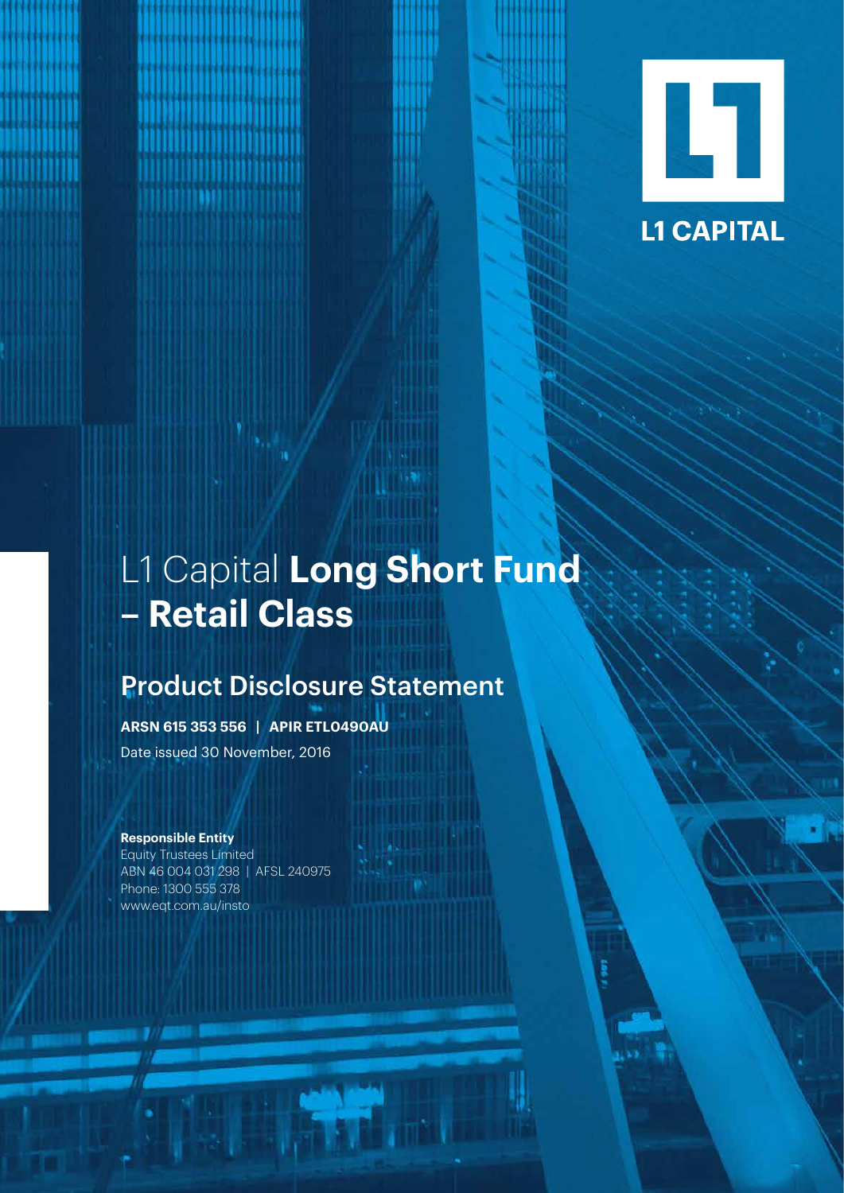L1 CAPITAL

# L1 Capital **Long Short Fund – Retail Class**

## Product Disclosure Statement

**ARSN 615 353 556 | APIR ETL0490AU**

Date issued 30 November, 2016

**Responsible Entity**

Equity Trustees Limited

ABN 46 004 031 298 | AFSL 240975

Phone: 1300 555 378

www.eqt.com.au/insto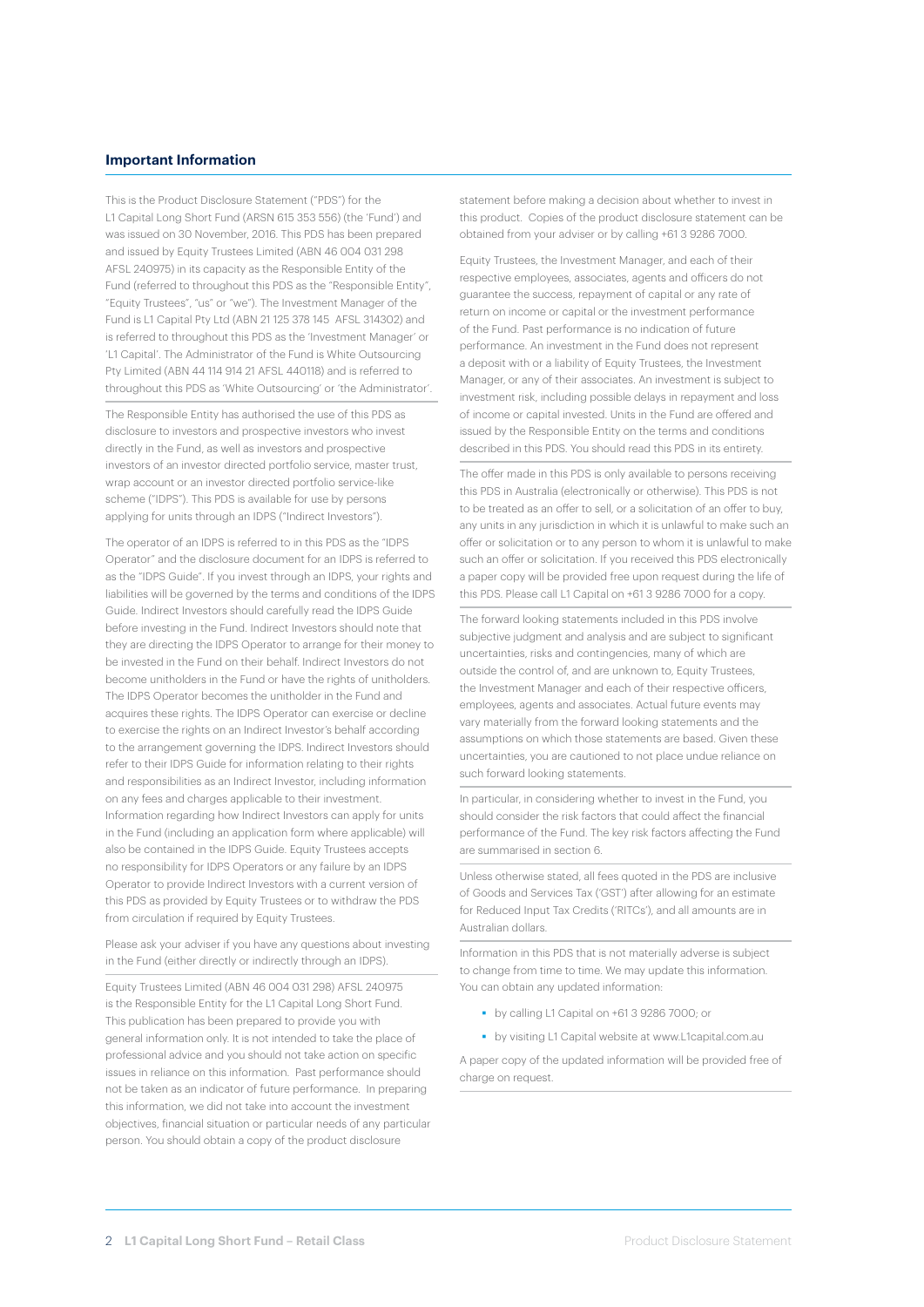## Important Information

This is the Product Disclosure Statement ("PDS") for the L1 Capital Long Short Fund (ARSN 615 353 556) (the 'Fund') and was issued on 30 November, 2016. This PDS has been prepared and issued by Equity Trustees Limited (ABN 46 004 031 298 AFSL 240975) in its capacity as the Responsible Entity of the Fund (referred to throughout this PDS as the "Responsible Entity", "Equity Trustees", "us" or "we"). The Investment Manager of the Fund is L1 Capital Pty Ltd (ABN 21 125 378 145 AFSL 314302) and is referred to throughout this PDS as the 'Investment Manager' or 'L1 Capital'. The Administrator of the Fund is White Outsourcing Pty Limited (ABN 44 114 914 21 AFSL 440118) and is referred to throughout this PDS as 'White Outsourcing' or 'the Administrator'.

The Responsible Entity has authorised the use of this PDS as disclosure to investors and prospective investors who invest directly in the Fund, as well as investors and prospective investors of an investor directed portfolio service, master trust, wrap account or an investor directed portfolio service-like scheme ("IDPS"). This PDS is available for use by persons applying for units through an IDPS ("Indirect Investors").

The operator of an IDPS is referred to in this PDS as the "IDPS Operator" and the disclosure document for an IDPS is referred to as the "IDPS Guide". If you invest through an IDPS, your rights and liabilities will be governed by the terms and conditions of the IDPS Guide. Indirect Investors should carefully read the IDPS Guide before investing in the Fund. Indirect Investors should note that they are directing the IDPS Operator to arrange for their money to be invested in the Fund on their behalf. Indirect Investors do not become unitholders in the Fund or have the rights of unitholders. The IDPS Operator becomes the unitholder in the Fund and acquires these rights. The IDPS Operator can exercise or decline to exercise the rights on an Indirect Investor's behalf according to the arrangement governing the IDPS. Indirect Investors should refer to their IDPS Guide for information relating to their rights and responsibilities as an Indirect Investor, including information on any fees and charges applicable to their investment. Information regarding how Indirect Investors can apply for units in the Fund (including an application form where applicable) will also be contained in the IDPS Guide. Equity Trustees accepts no responsibility for IDPS Operators or any failure by an IDPS Operator to provide Indirect Investors with a current version of this PDS as provided by Equity Trustees or to withdraw the PDS from circulation if required by Equity Trustees.

Please ask your adviser if you have any questions about investing in the Fund (either directly or indirectly through an IDPS).

Equity Trustees Limited (ABN 46 004 031 298) AFSL 240975 is the Responsible Entity for the L1 Capital Long Short Fund. This publication has been prepared to provide you with general information only. It is not intended to take the place of professional advice and you should not take action on specific issues in reliance on this information. Past performance should not be taken as an indicator of future performance. In preparing this information, we did not take into account the investment objectives, financial situation or particular needs of any particular person. You should obtain a copy of the product disclosure statement before making a decision about whether to invest in this product. Copies of the product disclosure statement can be obtained from your adviser or by calling +61 3 9286 7000.

Equity Trustees, the Investment Manager, and each of their respective employees, associates, agents and officers do not guarantee the success, repayment of capital or any rate of return on income or capital or the investment performance of the Fund. Past performance is no indication of future performance. An investment in the Fund does not represent a deposit with or a liability of Equity Trustees, the Investment Manager, or any of their associates. An investment is subject to investment risk, including possible delays in repayment and loss of income or capital invested. Units in the Fund are offered and issued by the Responsible Entity on the terms and conditions described in this PDS. You should read this PDS in its entirety.

The offer made in this PDS is only available to persons receiving this PDS in Australia (electronically or otherwise). This PDS is not to be treated as an offer to sell, or a solicitation of an offer to buy, any units in any jurisdiction in which it is unlawful to make such an offer or solicitation or to any person to whom it is unlawful to make such an offer or solicitation. If you received this PDS electronically a paper copy will be provided free upon request during the life of this PDS. Please call L1 Capital on +61 3 9286 7000 for a copy.

The forward looking statements included in this PDS involve subjective judgment and analysis and are subject to significant uncertainties, risks and contingencies, many of which are outside the control of, and are unknown to, Equity Trustees, the Investment Manager and each of their respective officers, employees, agents and associates. Actual future events may vary materially from the forward looking statements and the assumptions on which those statements are based. Given these uncertainties, you are cautioned to not place undue reliance on such forward looking statements.

In particular, in considering whether to invest in the Fund, you should consider the risk factors that could affect the financial performance of the Fund. The key risk factors affecting the Fund are summarised in section 6.

Unless otherwise stated, all fees quoted in the PDS are inclusive of Goods and Services Tax ('GST') after allowing for an estimate for Reduced Input Tax Credits ('RITCs'), and all amounts are in Australian dollars.

Information in this PDS that is not materially adverse is subject to change from time to time. We may update this information. You can obtain any updated information:

- by calling L1 Capital on +61 3 9286 7000; or
- by visiting L1 Capital website at www.L1capital.com.au

A paper copy of the updated information will be provided free of charge on request.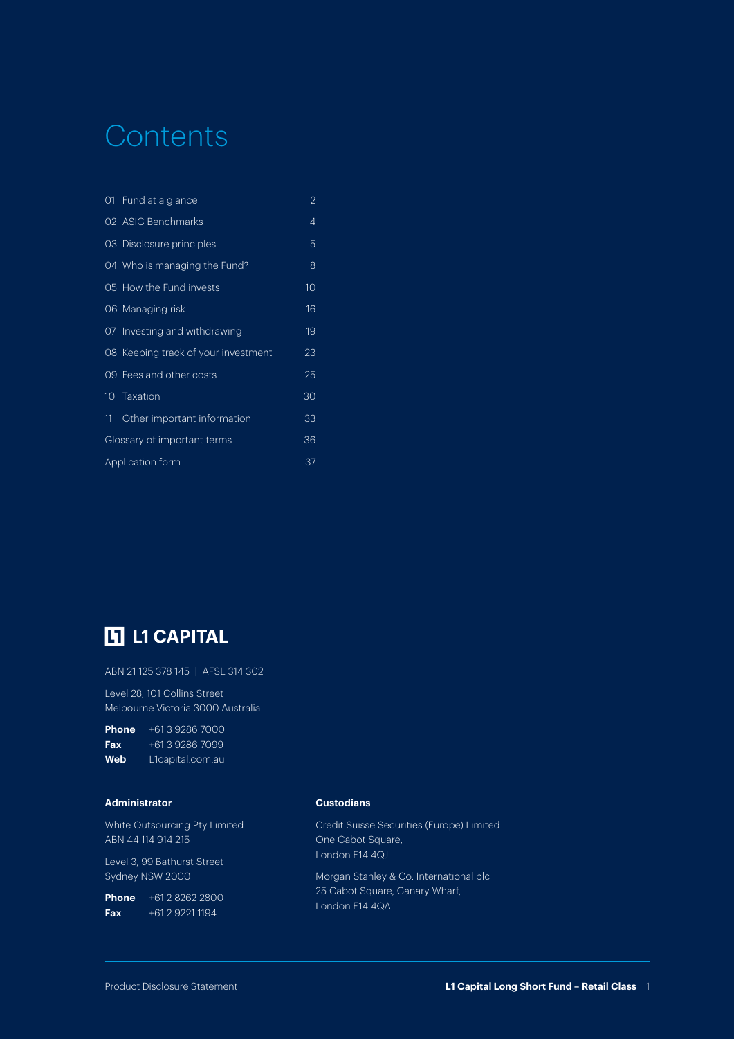# Contents

| | |
|---|---|
| 01 Fund at a glance | 2 |
| 02 ASIC Benchmarks | 4 |
| 03 Disclosure principles | 5 |
| 04 Who is managing the Fund? | 8 |
| 05 How the Fund invests | 10 |
| 06 Managing risk | 16 |
| 07 Investing and withdrawing | 19 |
| 08 Keeping track of your investment | 23 |
| 09 Fees and other costs | 25 |
| 10 Taxation | 30 |
| 11 Other important information | 33 |
| Glossary of important terms | 36 |
| Application form | 37 |

**L1 CAPITAL**

ABN 21 125 378 145 | AFSL 314 302

Level 28, 101 Collins Street
Melbourne Victoria 3000 Australia

**Phone** +61 3 9286 7000
**Fax** +61 3 9286 7099
**Web** L1capital.com.au

**Administrator**

White Outsourcing Pty Limited
ABN 44 114 914 215

Level 3, 99 Bathurst Street
Sydney NSW 2000

**Phone** +61 2 8262 2800
**Fax** +61 2 9221 1194

**Custodians**

Credit Suisse Securities (Europe) Limited
One Cabot Square,
London E14 4QJ

Morgan Stanley & Co. International plc
25 Cabot Square, Canary Wharf,
London E14 4QA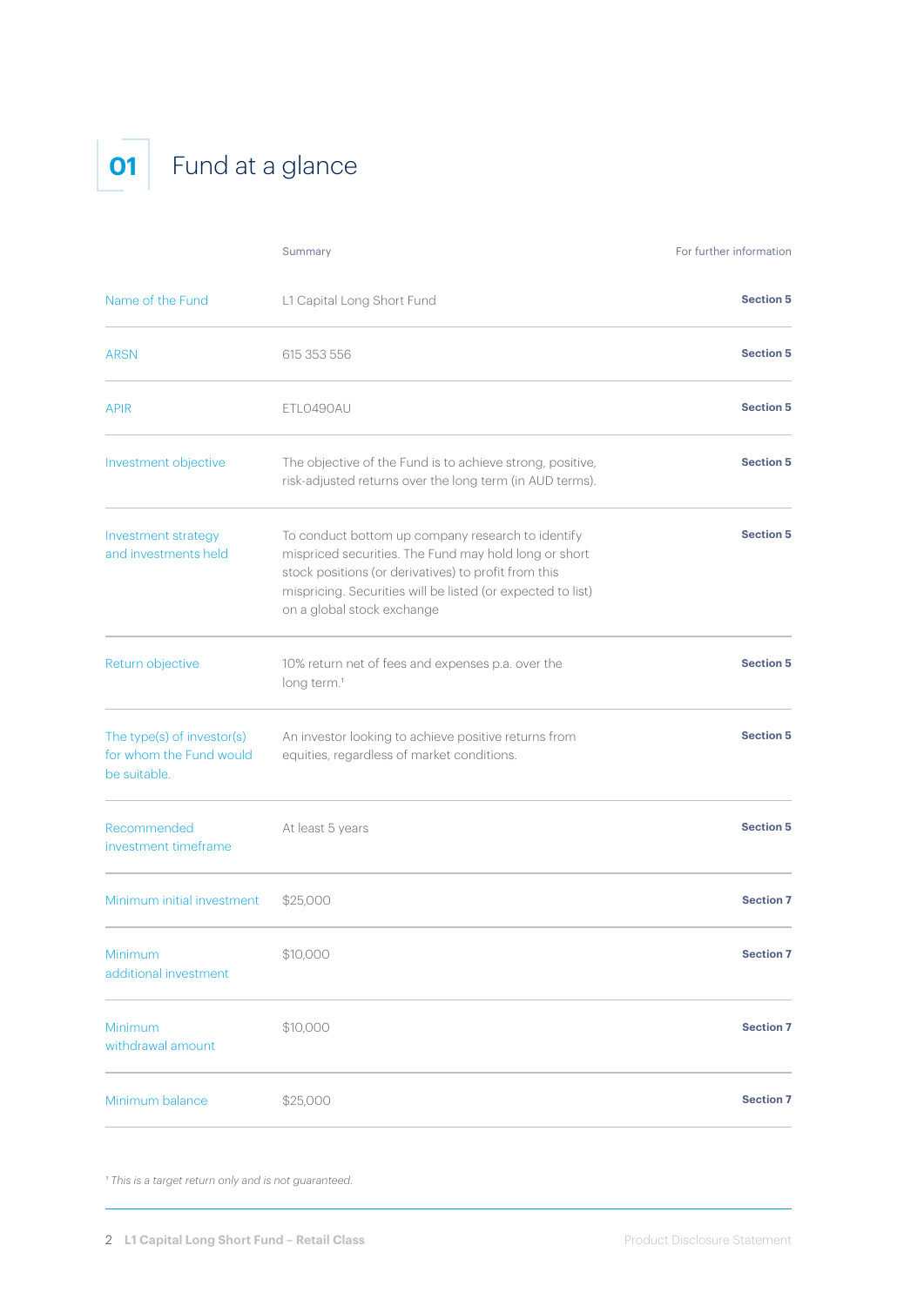# 01 Fund at a glance

| | Summary | For further information |
|---|---|---|
| Name of the Fund | L1 Capital Long Short Fund | **Section 5** |
| ARSN | 615 353 556 | **Section 5** |
| APIR | ETL0490AU | **Section 5** |
| Investment objective | The objective of the Fund is to achieve strong, positive, risk-adjusted returns over the long term (in AUD terms). | **Section 5** |
| Investment strategy and investments held | To conduct bottom up company research to identify mispriced securities. The Fund may hold long or short stock positions (or derivatives) to profit from this mispricing. Securities will be listed (or expected to list) on a global stock exchange | **Section 5** |
| Return objective | 10% return net of fees and expenses p.a. over the long term.[1] | **Section 5** |
| The type(s) of investor(s) for whom the Fund would be suitable. | An investor looking to achieve positive returns from equities, regardless of market conditions. | **Section 5** |
| Recommended investment timeframe | At least 5 years | **Section 5** |
| Minimum initial investment | $25,000 | **Section 7** |
| Minimum additional investment | $10,000 | **Section 7** |
| Minimum withdrawal amount | $10,000 | **Section 7** |
| Minimum balance | $25,000 | **Section 7** |

*[1] This is a target return only and is not guaranteed.*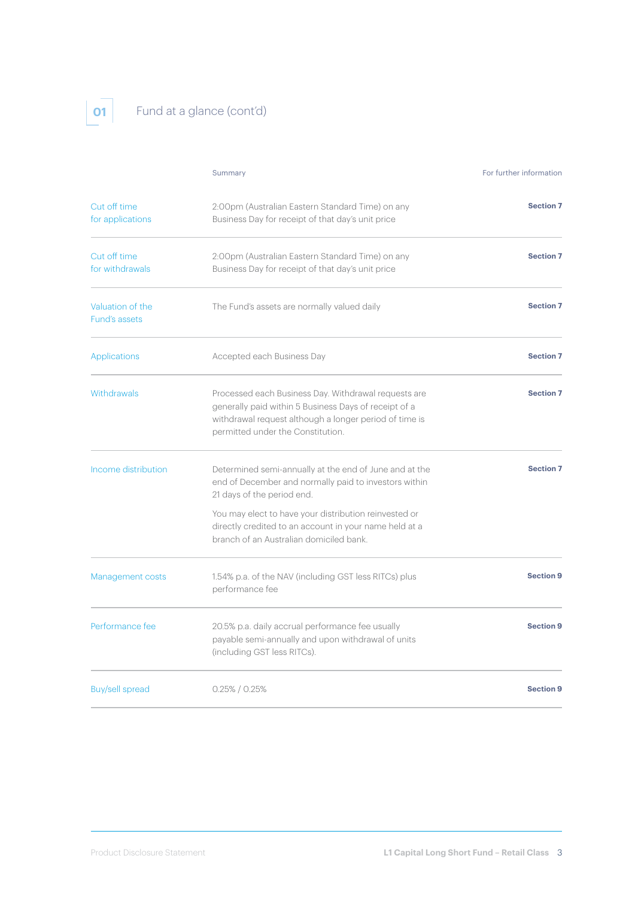## 01 Fund at a glance (cont'd)

| | Summary | For further information |
|---|---|---|
| Cut off time for applications | 2:00pm (Australian Eastern Standard Time) on any Business Day for receipt of that day's unit price | **Section 7** |
| Cut off time for withdrawals | 2:00pm (Australian Eastern Standard Time) on any Business Day for receipt of that day's unit price | **Section 7** |
| Valuation of the Fund's assets | The Fund's assets are normally valued daily | **Section 7** |
| Applications | Accepted each Business Day | **Section 7** |
| Withdrawals | Processed each Business Day. Withdrawal requests are generally paid within 5 Business Days of receipt of a withdrawal request although a longer period of time is permitted under the Constitution. | **Section 7** |
| Income distribution | Determined semi-annually at the end of June and at the end of December and normally paid to investors within 21 days of the period end.<br><br>You may elect to have your distribution reinvested or directly credited to an account in your name held at a branch of an Australian domiciled bank. | **Section 7** |
| Management costs | 1.54% p.a. of the NAV (including GST less RITCs) plus performance fee | **Section 9** |
| Performance fee | 20.5% p.a. daily accrual performance fee usually payable semi-annually and upon withdrawal of units (including GST less RITCs). | **Section 9** |
| Buy/sell spread | 0.25% / 0.25% | **Section 9** |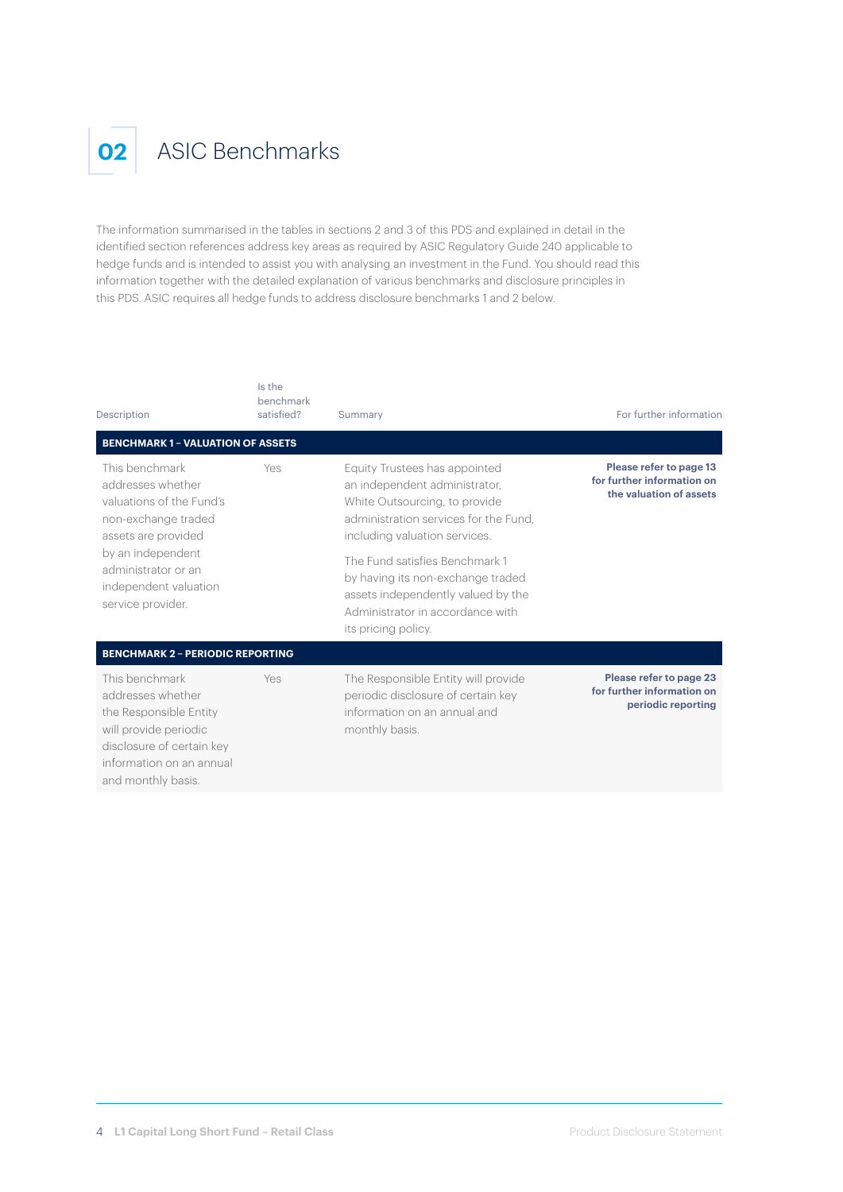# 02 ASIC Benchmarks

The information summarised in the tables in sections 2 and 3 of this PDS and explained in detail in the identified section references address key areas as required by ASIC Regulatory Guide 240 applicable to hedge funds and is intended to assist you with analysing an investment in the Fund. You should read this information together with the detailed explanation of various benchmarks and disclosure principles in this PDS. ASIC requires all hedge funds to address disclosure benchmarks 1 and 2 below.

| Description | Is the benchmark satisfied? | Summary | For further information |
|---|---|---|---|
| **BENCHMARK 1 – VALUATION OF ASSETS** | | | |
| This benchmark addresses whether valuations of the Fund's non-exchange traded assets are provided by an independent administrator or an independent valuation service provider. | Yes | Equity Trustees has appointed an independent administrator, White Outsourcing, to provide administration services for the Fund, including valuation services.<br><br>The Fund satisfies Benchmark 1 by having its non-exchange traded assets independently valued by the Administrator in accordance with its pricing policy. | **Please refer to page 13 for further information on the valuation of assets** |
| **BENCHMARK 2 – PERIODIC REPORTING** | | | |
| This benchmark addresses whether the Responsible Entity will provide periodic disclosure of certain key information on an annual and monthly basis. | Yes | The Responsible Entity will provide periodic disclosure of certain key information on an annual and monthly basis. | **Please refer to page 23 for further information on periodic reporting** |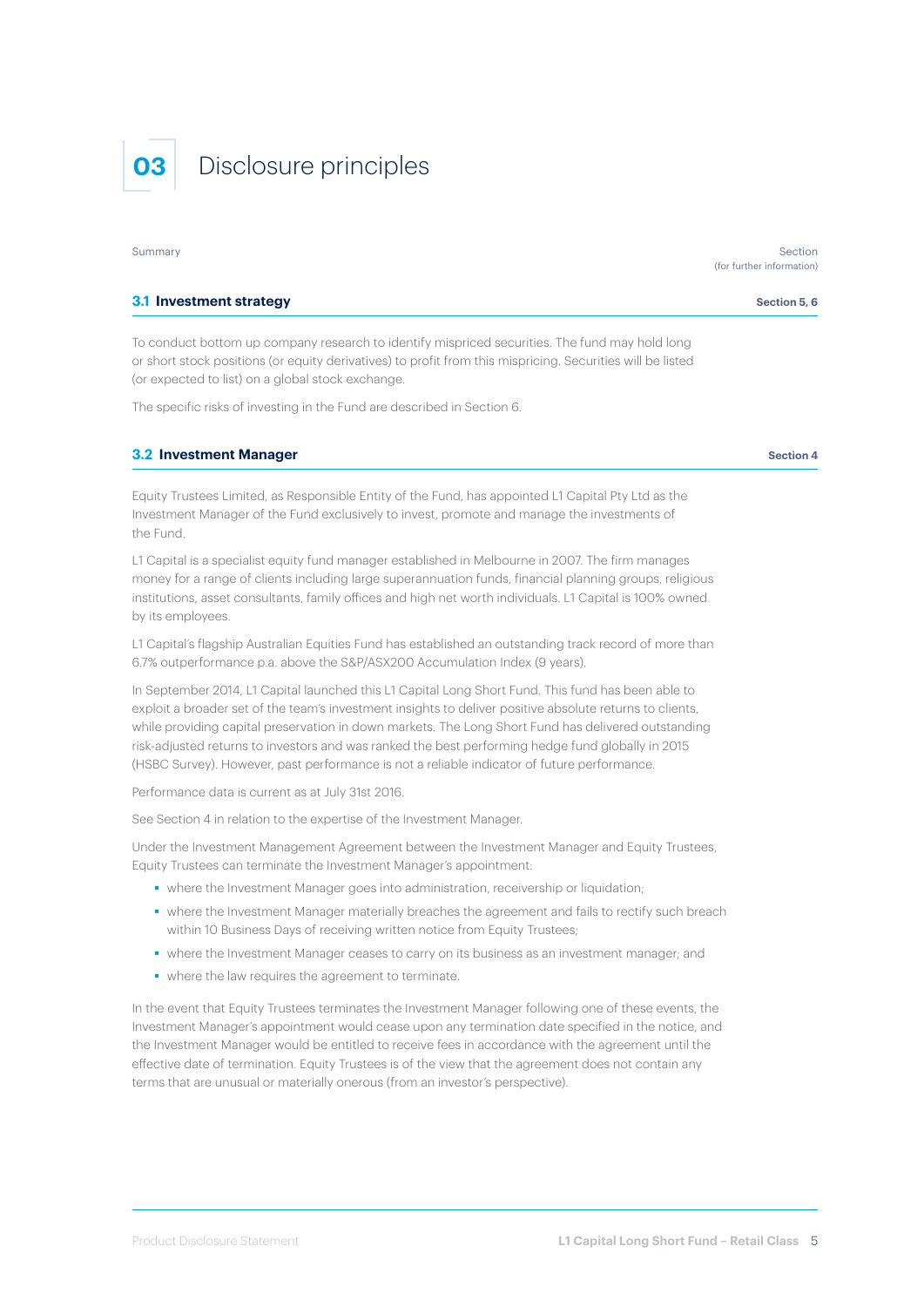# 03 Disclosure principles

| Summary | Section (for further information) |
|---|---|

## 3.1 Investment strategy

**Section 5, 6**

To conduct bottom up company research to identify mispriced securities. The fund may hold long or short stock positions (or equity derivatives) to profit from this mispricing. Securities will be listed (or expected to list) on a global stock exchange.

The specific risks of investing in the Fund are described in Section 6.

## 3.2 Investment Manager

**Section 4**

Equity Trustees Limited, as Responsible Entity of the Fund, has appointed L1 Capital Pty Ltd as the Investment Manager of the Fund exclusively to invest, promote and manage the investments of the Fund.

L1 Capital is a specialist equity fund manager established in Melbourne in 2007. The firm manages money for a range of clients including large superannuation funds, financial planning groups, religious institutions, asset consultants, family offices and high net worth individuals. L1 Capital is 100% owned by its employees.

L1 Capital's flagship Australian Equities Fund has established an outstanding track record of more than 6.7% outperformance p.a. above the S&P/ASX200 Accumulation Index (9 years).

In September 2014, L1 Capital launched this L1 Capital Long Short Fund. This fund has been able to exploit a broader set of the team's investment insights to deliver positive absolute returns to clients, while providing capital preservation in down markets. The Long Short Fund has delivered outstanding risk-adjusted returns to investors and was ranked the best performing hedge fund globally in 2015 (HSBC Survey). However, past performance is not a reliable indicator of future performance.

Performance data is current as at July 31st 2016.

See Section 4 in relation to the expertise of the Investment Manager.

Under the Investment Management Agreement between the Investment Manager and Equity Trustees, Equity Trustees can terminate the Investment Manager's appointment:

- where the Investment Manager goes into administration, receivership or liquidation;
- where the Investment Manager materially breaches the agreement and fails to rectify such breach within 10 Business Days of receiving written notice from Equity Trustees;
- where the Investment Manager ceases to carry on its business as an investment manager; and
- where the law requires the agreement to terminate.

In the event that Equity Trustees terminates the Investment Manager following one of these events, the Investment Manager's appointment would cease upon any termination date specified in the notice, and the Investment Manager would be entitled to receive fees in accordance with the agreement until the effective date of termination. Equity Trustees is of the view that the agreement does not contain any terms that are unusual or materially onerous (from an investor's perspective).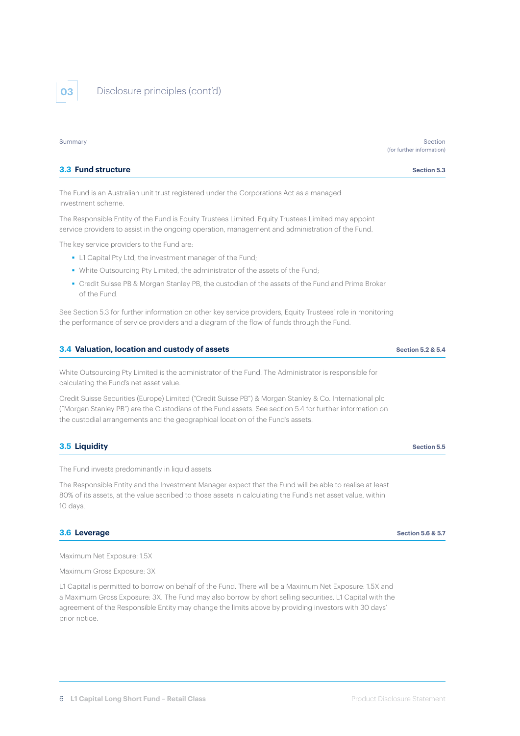## 03 Disclosure principles (cont'd)

Summary | Section (for further information)

### 3.3 Fund structure — Section 5.3

The Fund is an Australian unit trust registered under the Corporations Act as a managed investment scheme.

The Responsible Entity of the Fund is Equity Trustees Limited. Equity Trustees Limited may appoint service providers to assist in the ongoing operation, management and administration of the Fund.

The key service providers to the Fund are:

- L1 Capital Pty Ltd, the investment manager of the Fund;
- White Outsourcing Pty Limited, the administrator of the assets of the Fund;
- Credit Suisse PB & Morgan Stanley PB, the custodian of the assets of the Fund and Prime Broker of the Fund.

See Section 5.3 for further information on other key service providers, Equity Trustees' role in monitoring the performance of service providers and a diagram of the flow of funds through the Fund.

### 3.4 Valuation, location and custody of assets — Section 5.2 & 5.4

White Outsourcing Pty Limited is the administrator of the Fund. The Administrator is responsible for calculating the Fund's net asset value.

Credit Suisse Securities (Europe) Limited ("Credit Suisse PB") & Morgan Stanley & Co. International plc ("Morgan Stanley PB") are the Custodians of the Fund assets. See section 5.4 for further information on the custodial arrangements and the geographical location of the Fund's assets.

### 3.5 Liquidity — Section 5.5

The Fund invests predominantly in liquid assets.

The Responsible Entity and the Investment Manager expect that the Fund will be able to realise at least 80% of its assets, at the value ascribed to those assets in calculating the Fund's net asset value, within 10 days.

### 3.6 Leverage — Section 5.6 & 5.7

Maximum Net Exposure: 1.5X

Maximum Gross Exposure: 3X

L1 Capital is permitted to borrow on behalf of the Fund. There will be a Maximum Net Exposure: 1.5X and a Maximum Gross Exposure: 3X. The Fund may also borrow by short selling securities. L1 Capital with the agreement of the Responsible Entity may change the limits above by providing investors with 30 days' prior notice.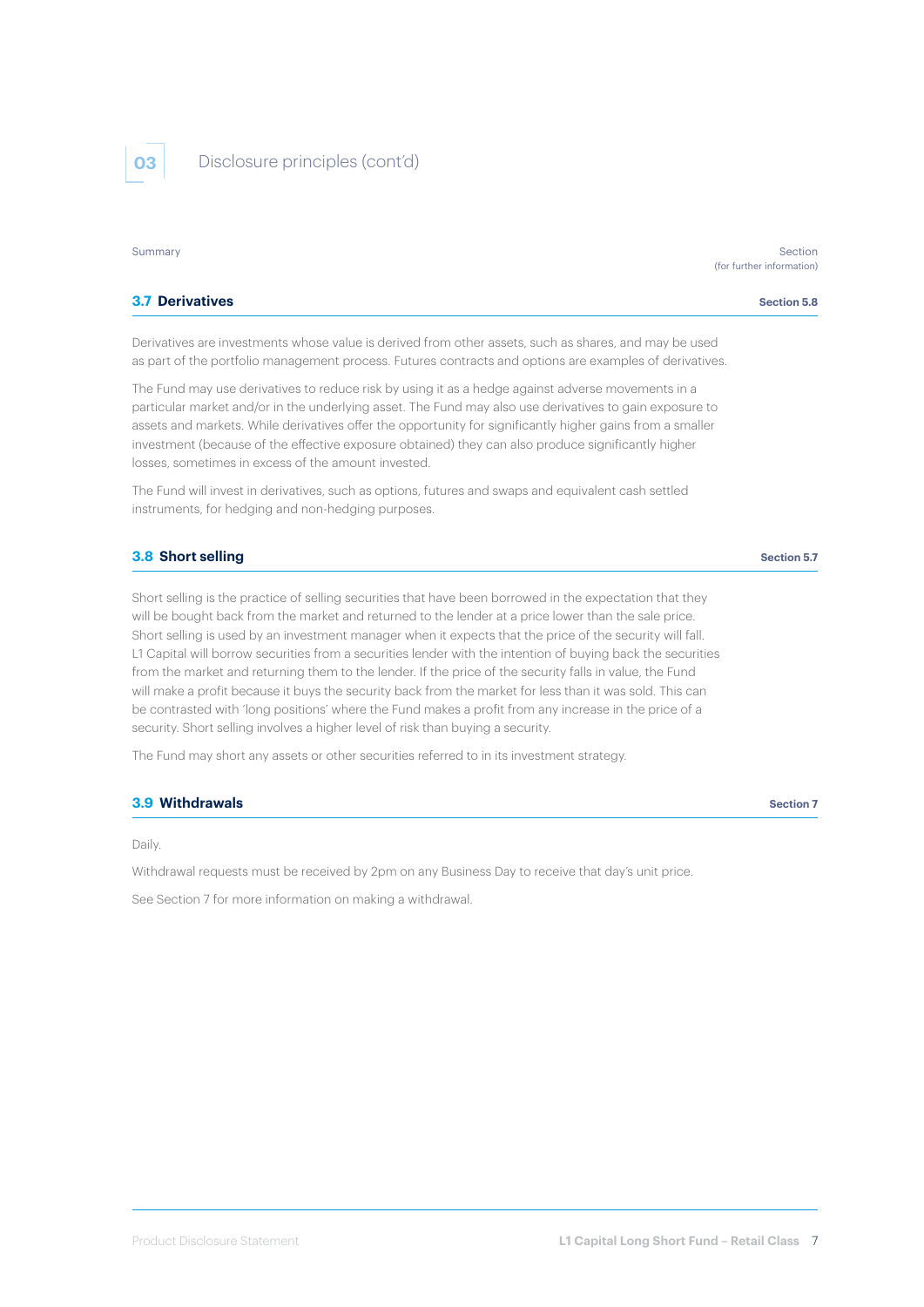## 03 Disclosure principles (cont'd)

Summary | Section (for further information)

### 3.7 Derivatives

**Section 5.8**

Derivatives are investments whose value is derived from other assets, such as shares, and may be used as part of the portfolio management process. Futures contracts and options are examples of derivatives.

The Fund may use derivatives to reduce risk by using it as a hedge against adverse movements in a particular market and/or in the underlying asset. The Fund may also use derivatives to gain exposure to assets and markets. While derivatives offer the opportunity for significantly higher gains from a smaller investment (because of the effective exposure obtained) they can also produce significantly higher losses, sometimes in excess of the amount invested.

The Fund will invest in derivatives, such as options, futures and swaps and equivalent cash settled instruments, for hedging and non-hedging purposes.

### 3.8 Short selling

**Section 5.7**

Short selling is the practice of selling securities that have been borrowed in the expectation that they will be bought back from the market and returned to the lender at a price lower than the sale price. Short selling is used by an investment manager when it expects that the price of the security will fall. L1 Capital will borrow securities from a securities lender with the intention of buying back the securities from the market and returning them to the lender. If the price of the security falls in value, the Fund will make a profit because it buys the security back from the market for less than it was sold. This can be contrasted with 'long positions' where the Fund makes a profit from any increase in the price of a security. Short selling involves a higher level of risk than buying a security.

The Fund may short any assets or other securities referred to in its investment strategy.

### 3.9 Withdrawals

**Section 7**

Daily.

Withdrawal requests must be received by 2pm on any Business Day to receive that day's unit price.

See Section 7 for more information on making a withdrawal.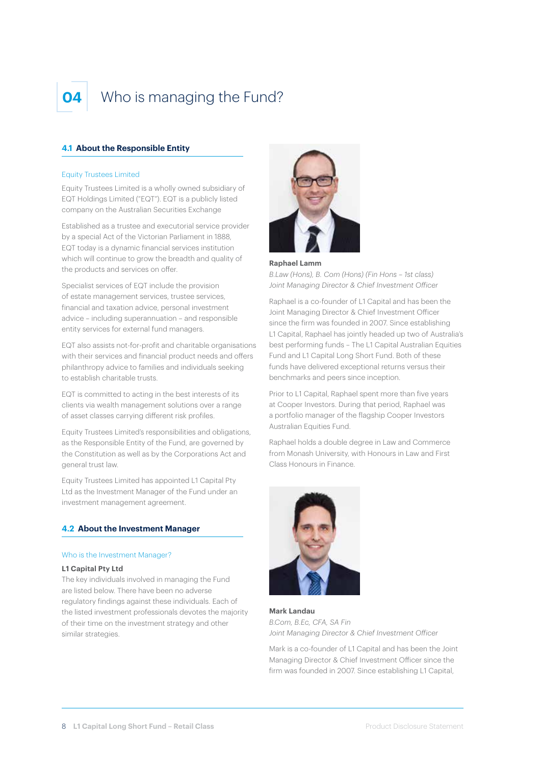# 04 Who is managing the Fund?

## 4.1 About the Responsible Entity

### Equity Trustees Limited

Equity Trustees Limited is a wholly owned subsidiary of EQT Holdings Limited ("EQT"). EQT is a publicly listed company on the Australian Securities Exchange

Established as a trustee and executorial service provider by a special Act of the Victorian Parliament in 1888, EQT today is a dynamic financial services institution which will continue to grow the breadth and quality of the products and services on offer.

Specialist services of EQT include the provision of estate management services, trustee services, financial and taxation advice, personal investment advice – including superannuation – and responsible entity services for external fund managers.

EQT also assists not-for-profit and charitable organisations with their services and financial product needs and offers philanthropy advice to families and individuals seeking to establish charitable trusts.

EQT is committed to acting in the best interests of its clients via wealth management solutions over a range of asset classes carrying different risk profiles.

Equity Trustees Limited's responsibilities and obligations, as the Responsible Entity of the Fund, are governed by the Constitution as well as by the Corporations Act and general trust law.

Equity Trustees Limited has appointed L1 Capital Pty Ltd as the Investment Manager of the Fund under an investment management agreement.

## 4.2 About the Investment Manager

### Who is the Investment Manager?

**L1 Capital Pty Ltd**

The key individuals involved in managing the Fund are listed below. There have been no adverse regulatory findings against these individuals. Each of the listed investment professionals devotes the majority of their time on the investment strategy and other similar strategies.

**Raphael Lamm**

*B.Law (Hons), B. Com (Hons) (Fin Hons – 1st class)*
*Joint Managing Director & Chief Investment Officer*

Raphael is a co-founder of L1 Capital and has been the Joint Managing Director & Chief Investment Officer since the firm was founded in 2007. Since establishing L1 Capital, Raphael has jointly headed up two of Australia's best performing funds – The L1 Capital Australian Equities Fund and L1 Capital Long Short Fund. Both of these funds have delivered exceptional returns versus their benchmarks and peers since inception.

Prior to L1 Capital, Raphael spent more than five years at Cooper Investors. During that period, Raphael was a portfolio manager of the flagship Cooper Investors Australian Equities Fund.

Raphael holds a double degree in Law and Commerce from Monash University, with Honours in Law and First Class Honours in Finance.

**Mark Landau**

*B.Com, B.Ec, CFA, SA Fin*
*Joint Managing Director & Chief Investment Officer*

Mark is a co-founder of L1 Capital and has been the Joint Managing Director & Chief Investment Officer since the firm was founded in 2007. Since establishing L1 Capital,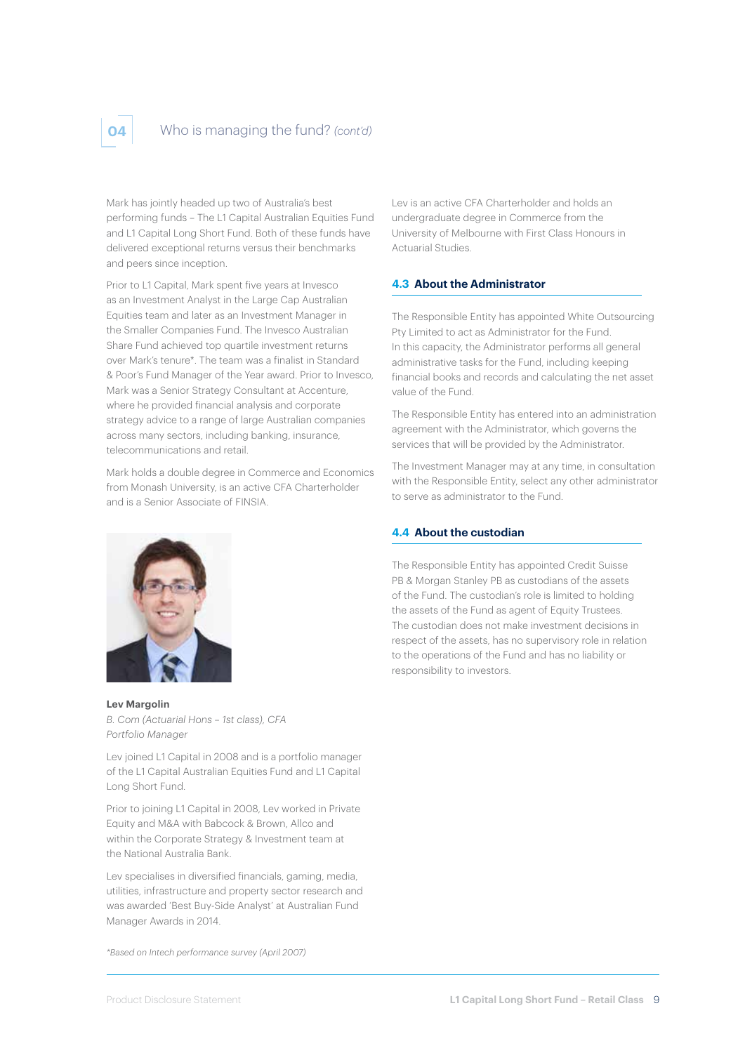## 04 Who is managing the fund? *(cont'd)*

Mark has jointly headed up two of Australia's best performing funds – The L1 Capital Australian Equities Fund and L1 Capital Long Short Fund. Both of these funds have delivered exceptional returns versus their benchmarks and peers since inception.

Prior to L1 Capital, Mark spent five years at Invesco as an Investment Analyst in the Large Cap Australian Equities team and later as an Investment Manager in the Smaller Companies Fund. The Invesco Australian Share Fund achieved top quartile investment returns over Mark's tenure*. The team was a finalist in Standard & Poor's Fund Manager of the Year award. Prior to Invesco, Mark was a Senior Strategy Consultant at Accenture, where he provided financial analysis and corporate strategy advice to a range of large Australian companies across many sectors, including banking, insurance, telecommunications and retail.

Mark holds a double degree in Commerce and Economics from Monash University, is an active CFA Charterholder and is a Senior Associate of FINSIA.

**Lev Margolin**
*B. Com (Actuarial Hons – 1st class), CFA*
*Portfolio Manager*

Lev joined L1 Capital in 2008 and is a portfolio manager of the L1 Capital Australian Equities Fund and L1 Capital Long Short Fund.

Prior to joining L1 Capital in 2008, Lev worked in Private Equity and M&A with Babcock & Brown, Allco and within the Corporate Strategy & Investment team at the National Australia Bank.

Lev specialises in diversified financials, gaming, media, utilities, infrastructure and property sector research and was awarded 'Best Buy-Side Analyst' at Australian Fund Manager Awards in 2014.

Lev is an active CFA Charterholder and holds an undergraduate degree in Commerce from the University of Melbourne with First Class Honours in Actuarial Studies.

### 4.3 About the Administrator

The Responsible Entity has appointed White Outsourcing Pty Limited to act as Administrator for the Fund. In this capacity, the Administrator performs all general administrative tasks for the Fund, including keeping financial books and records and calculating the net asset value of the Fund.

The Responsible Entity has entered into an administration agreement with the Administrator, which governs the services that will be provided by the Administrator.

The Investment Manager may at any time, in consultation with the Responsible Entity, select any other administrator to serve as administrator to the Fund.

### 4.4 About the custodian

The Responsible Entity has appointed Credit Suisse PB & Morgan Stanley PB as custodians of the assets of the Fund. The custodian's role is limited to holding the assets of the Fund as agent of Equity Trustees. The custodian does not make investment decisions in respect of the assets, has no supervisory role in relation to the operations of the Fund and has no liability or responsibility to investors.

*\*Based on Intech performance survey (April 2007)*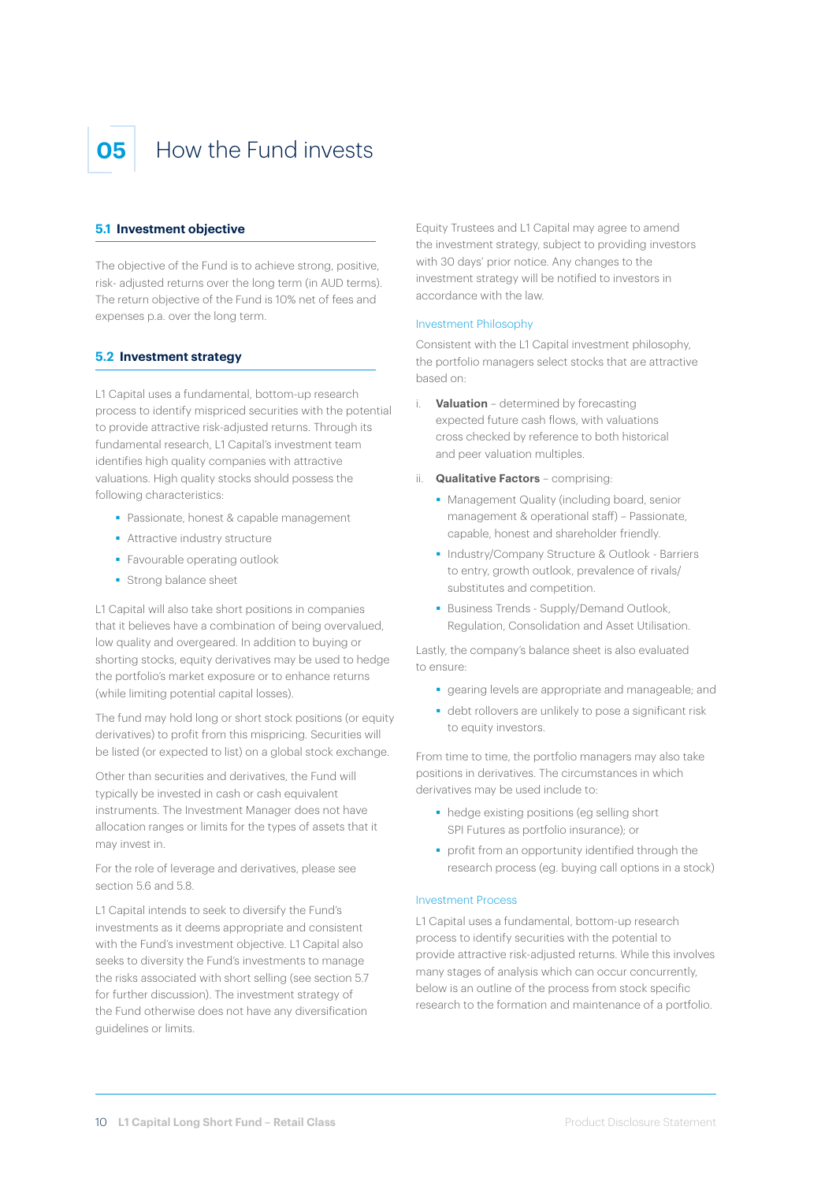# 05 How the Fund invests

## 5.1 Investment objective

The objective of the Fund is to achieve strong, positive, risk- adjusted returns over the long term (in AUD terms). The return objective of the Fund is 10% net of fees and expenses p.a. over the long term.

## 5.2 Investment strategy

L1 Capital uses a fundamental, bottom-up research process to identify mispriced securities with the potential to provide attractive risk-adjusted returns. Through its fundamental research, L1 Capital's investment team identifies high quality companies with attractive valuations. High quality stocks should possess the following characteristics:

- Passionate, honest & capable management
- Attractive industry structure
- Favourable operating outlook
- Strong balance sheet

L1 Capital will also take short positions in companies that it believes have a combination of being overvalued, low quality and overgeared. In addition to buying or shorting stocks, equity derivatives may be used to hedge the portfolio's market exposure or to enhance returns (while limiting potential capital losses).

The fund may hold long or short stock positions (or equity derivatives) to profit from this mispricing. Securities will be listed (or expected to list) on a global stock exchange.

Other than securities and derivatives, the Fund will typically be invested in cash or cash equivalent instruments. The Investment Manager does not have allocation ranges or limits for the types of assets that it may invest in.

For the role of leverage and derivatives, please see section 5.6 and 5.8.

L1 Capital intends to seek to diversify the Fund's investments as it deems appropriate and consistent with the Fund's investment objective. L1 Capital also seeks to diversity the Fund's investments to manage the risks associated with short selling (see section 5.7 for further discussion). The investment strategy of the Fund otherwise does not have any diversification guidelines or limits.

Equity Trustees and L1 Capital may agree to amend the investment strategy, subject to providing investors with 30 days' prior notice. Any changes to the investment strategy will be notified to investors in accordance with the law.

### Investment Philosophy

Consistent with the L1 Capital investment philosophy, the portfolio managers select stocks that are attractive based on:

i. **Valuation** – determined by forecasting expected future cash flows, with valuations cross checked by reference to both historical and peer valuation multiples.

ii. **Qualitative Factors** – comprising:
   - Management Quality (including board, senior management & operational staff) – Passionate, capable, honest and shareholder friendly.
   - Industry/Company Structure & Outlook - Barriers to entry, growth outlook, prevalence of rivals/ substitutes and competition.
   - Business Trends - Supply/Demand Outlook, Regulation, Consolidation and Asset Utilisation.

Lastly, the company's balance sheet is also evaluated to ensure:

- gearing levels are appropriate and manageable; and
- debt rollovers are unlikely to pose a significant risk to equity investors.

From time to time, the portfolio managers may also take positions in derivatives. The circumstances in which derivatives may be used include to:

- hedge existing positions (eg selling short SPI Futures as portfolio insurance); or
- profit from an opportunity identified through the research process (eg. buying call options in a stock)

### Investment Process

L1 Capital uses a fundamental, bottom-up research process to identify securities with the potential to provide attractive risk-adjusted returns. While this involves many stages of analysis which can occur concurrently, below is an outline of the process from stock specific research to the formation and maintenance of a portfolio.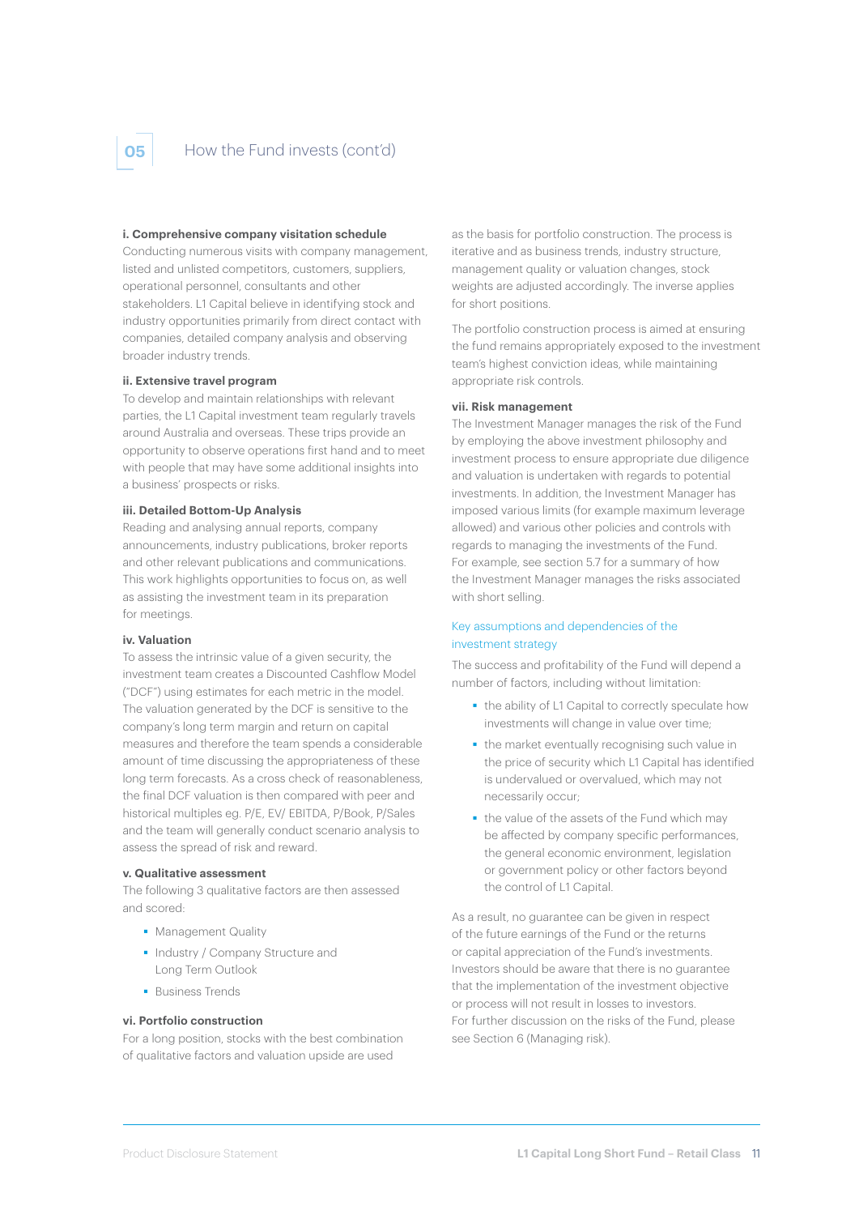## 05 How the Fund invests (cont'd)

**i. Comprehensive company visitation schedule**

Conducting numerous visits with company management, listed and unlisted competitors, customers, suppliers, operational personnel, consultants and other stakeholders. L1 Capital believe in identifying stock and industry opportunities primarily from direct contact with companies, detailed company analysis and observing broader industry trends.

**ii. Extensive travel program**

To develop and maintain relationships with relevant parties, the L1 Capital investment team regularly travels around Australia and overseas. These trips provide an opportunity to observe operations first hand and to meet with people that may have some additional insights into a business' prospects or risks.

**iii. Detailed Bottom-Up Analysis**

Reading and analysing annual reports, company announcements, industry publications, broker reports and other relevant publications and communications. This work highlights opportunities to focus on, as well as assisting the investment team in its preparation for meetings.

**iv. Valuation**

To assess the intrinsic value of a given security, the investment team creates a Discounted Cashflow Model ("DCF") using estimates for each metric in the model. The valuation generated by the DCF is sensitive to the company's long term margin and return on capital measures and therefore the team spends a considerable amount of time discussing the appropriateness of these long term forecasts. As a cross check of reasonableness, the final DCF valuation is then compared with peer and historical multiples eg. P/E, EV/ EBITDA, P/Book, P/Sales and the team will generally conduct scenario analysis to assess the spread of risk and reward.

**v. Qualitative assessment**

The following 3 qualitative factors are then assessed and scored:

- Management Quality
- Industry / Company Structure and Long Term Outlook
- Business Trends

**vi. Portfolio construction**

For a long position, stocks with the best combination of qualitative factors and valuation upside are used as the basis for portfolio construction. The process is iterative and as business trends, industry structure, management quality or valuation changes, stock weights are adjusted accordingly. The inverse applies for short positions.

The portfolio construction process is aimed at ensuring the fund remains appropriately exposed to the investment team's highest conviction ideas, while maintaining appropriate risk controls.

**vii. Risk management**

The Investment Manager manages the risk of the Fund by employing the above investment philosophy and investment process to ensure appropriate due diligence and valuation is undertaken with regards to potential investments. In addition, the Investment Manager has imposed various limits (for example maximum leverage allowed) and various other policies and controls with regards to managing the investments of the Fund. For example, see section 5.7 for a summary of how the Investment Manager manages the risks associated with short selling.

### Key assumptions and dependencies of the investment strategy

The success and profitability of the Fund will depend a number of factors, including without limitation:

- the ability of L1 Capital to correctly speculate how investments will change in value over time;
- the market eventually recognising such value in the price of security which L1 Capital has identified is undervalued or overvalued, which may not necessarily occur;
- the value of the assets of the Fund which may be affected by company specific performances, the general economic environment, legislation or government policy or other factors beyond the control of L1 Capital.

As a result, no guarantee can be given in respect of the future earnings of the Fund or the returns or capital appreciation of the Fund's investments. Investors should be aware that there is no guarantee that the implementation of the investment objective or process will not result in losses to investors. For further discussion on the risks of the Fund, please see Section 6 (Managing risk).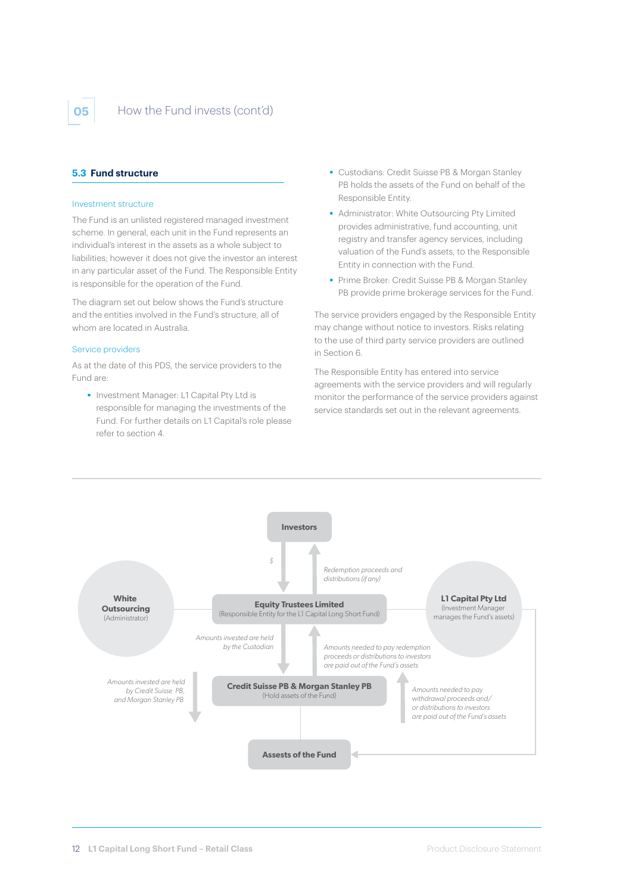### 5.3 Fund structure

#### Investment structure

The Fund is an unlisted registered managed investment scheme. In general, each unit in the Fund represents an individual's interest in the assets as a whole subject to liabilities; however it does not give the investor an interest in any particular asset of the Fund. The Responsible Entity is responsible for the operation of the Fund.

The diagram set out below shows the Fund's structure and the entities involved in the Fund's structure, all of whom are located in Australia.

#### Service providers

As at the date of this PDS, the service providers to the Fund are:

- Investment Manager: L1 Capital Pty Ltd is responsible for managing the investments of the Fund. For further details on L1 Capital's role please refer to section 4.
- Custodians: Credit Suisse PB & Morgan Stanley PB holds the assets of the Fund on behalf of the Responsible Entity.
- Administrator: White Outsourcing Pty Limited provides administrative, fund accounting, unit registry and transfer agency services, including valuation of the Fund's assets, to the Responsible Entity in connection with the Fund.
- Prime Broker: Credit Suisse PB & Morgan Stanley PB provide prime brokerage services for the Fund.

The service providers engaged by the Responsible Entity may change without notice to investors. Risks relating to the use of third party service providers are outlined in Section 6.

The Responsible Entity has entered into service agreements with the service providers and will regularly monitor the performance of the service providers against service standards set out in the relevant agreements.

**Investors**

$

*Redemption proceeds and distributions (if any)*

**White Outsourcing** (Administrator)

**Equity Trustees Limited** (Responsible Entity for the L1 Capital Long Short Fund)

**L1 Capital Pty Ltd** (Investment Manager manages the Fund's assets)

*Amounts invested are held by the Custodian*

*Amounts needed to pay redemption proceeds or distributions to investors are paid out of the Fund's assets*

*Amounts invested are held by Credit Suisse PB, and Morgan Stanley PB*

**Credit Suisse PB & Morgan Stanley PB** (Hold assets of the Fund)

*Amounts needed to pay withdrawal proceeds and/ or distributions to investors are paid out of the Fund's assets*

**Assests of the Fund**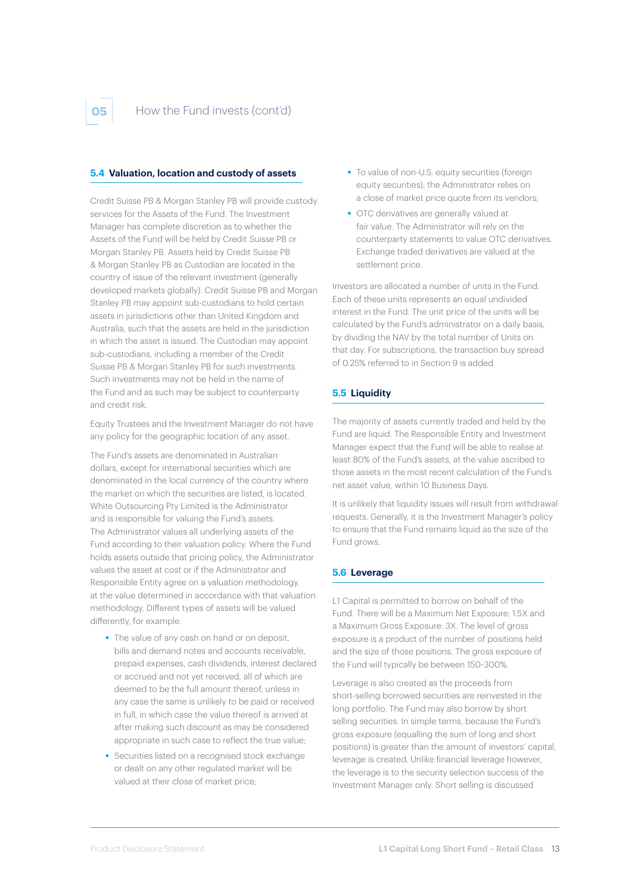### 5.4 Valuation, location and custody of assets

Credit Suisse PB & Morgan Stanley PB will provide custody services for the Assets of the Fund. The Investment Manager has complete discretion as to whether the Assets of the Fund will be held by Credit Suisse PB or Morgan Stanley PB. Assets held by Credit Suisse PB & Morgan Stanley PB as Custodian are located in the country of issue of the relevant investment (generally developed markets globally). Credit Suisse PB and Morgan Stanley PB may appoint sub-custodians to hold certain assets in jurisdictions other than United Kingdom and Australia, such that the assets are held in the jurisdiction in which the asset is issued. The Custodian may appoint sub-custodians, including a member of the Credit Suisse PB & Morgan Stanley PB for such investments. Such investments may not be held in the name of the Fund and as such may be subject to counterparty and credit risk.

Equity Trustees and the Investment Manager do not have any policy for the geographic location of any asset.

The Fund's assets are denominated in Australian dollars, except for international securities which are denominated in the local currency of the country where the market on which the securities are listed, is located. White Outsourcing Pty Limited is the Administrator and is responsible for valuing the Fund's assets. The Administrator values all underlying assets of the Fund according to their valuation policy. Where the Fund holds assets outside that pricing policy, the Administrator values the asset at cost or if the Administrator and Responsible Entity agree on a valuation methodology, at the value determined in accordance with that valuation methodology. Different types of assets will be valued differently, for example:

- The value of any cash on hand or on deposit, bills and demand notes and accounts receivable, prepaid expenses, cash dividends, interest declared or accrued and not yet received, all of which are deemed to be the full amount thereof, unless in any case the same is unlikely to be paid or received in full, in which case the value thereof is arrived at after making such discount as may be considered appropriate in such case to reflect the true value;
- Securities listed on a recognised stock exchange or dealt on any other regulated market will be valued at their close of market price;
- To value of non-U.S. equity securities (foreign equity securities), the Administrator relies on a close of market price quote from its vendors;
- OTC derivatives are generally valued at fair value. The Administrator will rely on the counterparty statements to value OTC derivatives. Exchange traded derivatives are valued at the settlement price.

Investors are allocated a number of units in the Fund. Each of these units represents an equal undivided interest in the Fund. The unit price of the units will be calculated by the Fund's administrator on a daily basis, by dividing the NAV by the total number of Units on that day. For subscriptions, the transaction buy spread of 0.25% referred to in Section 9 is added.

### 5.5 Liquidity

The majority of assets currently traded and held by the Fund are liquid. The Responsible Entity and Investment Manager expect that the Fund will be able to realise at least 80% of the Fund's assets, at the value ascribed to those assets in the most recent calculation of the Fund's net asset value, within 10 Business Days.

It is unlikely that liquidity issues will result from withdrawal requests. Generally, it is the Investment Manager's policy to ensure that the Fund remains liquid as the size of the Fund grows.

### 5.6 Leverage

L1 Capital is permitted to borrow on behalf of the Fund. There will be a Maximum Net Exposure: 1.5X and a Maximum Gross Exposure: 3X. The level of gross exposure is a product of the number of positions held and the size of those positions. The gross exposure of the Fund will typically be between 150-300%.

Leverage is also created as the proceeds from short-selling borrowed securities are reinvested in the long portfolio. The Fund may also borrow by short selling securities. In simple terms, because the Fund's gross exposure (equalling the sum of long and short positions) is greater than the amount of investors' capital, leverage is created. Unlike financial leverage however, the leverage is to the security selection success of the Investment Manager only. Short selling is discussed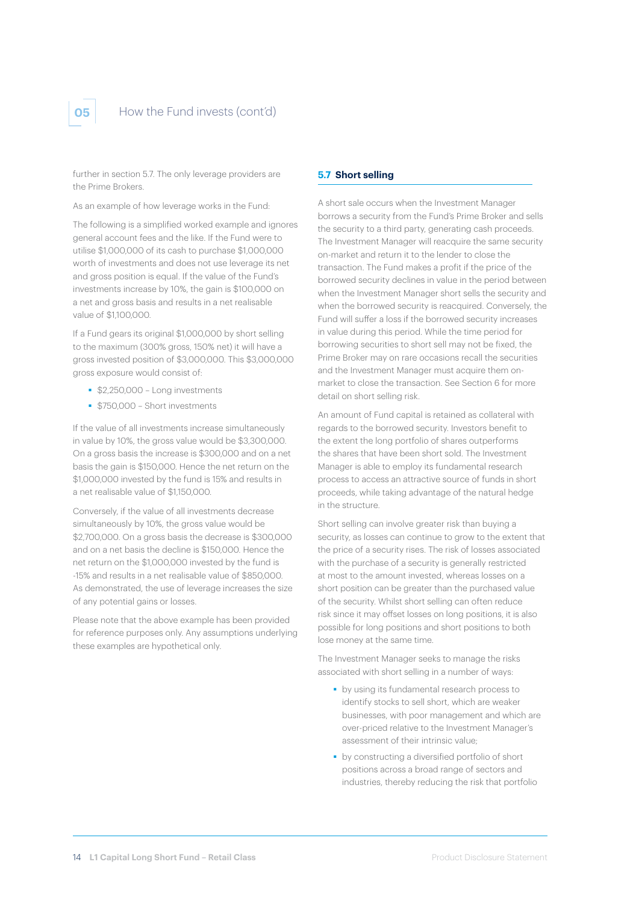further in section 5.7. The only leverage providers are the Prime Brokers.

As an example of how leverage works in the Fund:

The following is a simplified worked example and ignores general account fees and the like. If the Fund were to utilise $1,000,000 of its cash to purchase $1,000,000 worth of investments and does not use leverage its net and gross position is equal. If the value of the Fund's investments increase by 10%, the gain is $100,000 on a net and gross basis and results in a net realisable value of $1,100,000.

If a Fund gears its original $1,000,000 by short selling to the maximum (300% gross, 150% net) it will have a gross invested position of $3,000,000. This $3,000,000 gross exposure would consist of:

- $2,250,000 – Long investments
- $750,000 – Short investments

If the value of all investments increase simultaneously in value by 10%, the gross value would be $3,300,000. On a gross basis the increase is $300,000 and on a net basis the gain is $150,000. Hence the net return on the $1,000,000 invested by the fund is 15% and results in a net realisable value of $1,150,000.

Conversely, if the value of all investments decrease simultaneously by 10%, the gross value would be $2,700,000. On a gross basis the decrease is $300,000 and on a net basis the decline is $150,000. Hence the net return on the $1,000,000 invested by the fund is -15% and results in a net realisable value of $850,000. As demonstrated, the use of leverage increases the size of any potential gains or losses.

Please note that the above example has been provided for reference purposes only. Any assumptions underlying these examples are hypothetical only.

## 5.7 Short selling

A short sale occurs when the Investment Manager borrows a security from the Fund's Prime Broker and sells the security to a third party, generating cash proceeds. The Investment Manager will reacquire the same security on-market and return it to the lender to close the transaction. The Fund makes a profit if the price of the borrowed security declines in value in the period between when the Investment Manager short sells the security and when the borrowed security is reacquired. Conversely, the Fund will suffer a loss if the borrowed security increases in value during this period. While the time period for borrowing securities to short sell may not be fixed, the Prime Broker may on rare occasions recall the securities and the Investment Manager must acquire them on-market to close the transaction. See Section 6 for more detail on short selling risk.

An amount of Fund capital is retained as collateral with regards to the borrowed security. Investors benefit to the extent the long portfolio of shares outperforms the shares that have been short sold. The Investment Manager is able to employ its fundamental research process to access an attractive source of funds in short proceeds, while taking advantage of the natural hedge in the structure.

Short selling can involve greater risk than buying a security, as losses can continue to grow to the extent that the price of a security rises. The risk of losses associated with the purchase of a security is generally restricted at most to the amount invested, whereas losses on a short position can be greater than the purchased value of the security. Whilst short selling can often reduce risk since it may offset losses on long positions, it is also possible for long positions and short positions to both lose money at the same time.

The Investment Manager seeks to manage the risks associated with short selling in a number of ways:

- by using its fundamental research process to identify stocks to sell short, which are weaker businesses, with poor management and which are over-priced relative to the Investment Manager's assessment of their intrinsic value;
- by constructing a diversified portfolio of short positions across a broad range of sectors and industries, thereby reducing the risk that portfolio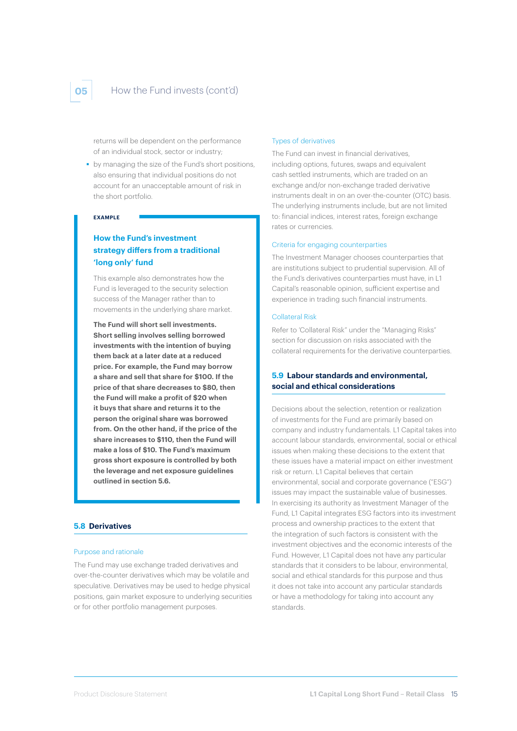returns will be dependent on the performance of an individual stock, sector or industry;

- by managing the size of the Fund's short positions, also ensuring that individual positions do not account for an unacceptable amount of risk in the short portfolio.

**EXAMPLE**

### How the Fund's investment strategy differs from a traditional 'long only' fund

This example also demonstrates how the Fund is leveraged to the security selection success of the Manager rather than to movements in the underlying share market.

**The Fund will short sell investments. Short selling involves selling borrowed investments with the intention of buying them back at a later date at a reduced price. For example, the Fund may borrow a share and sell that share for $100. If the price of that share decreases to $80, then the Fund will make a profit of $20 when it buys that share and returns it to the person the original share was borrowed from. On the other hand, if the price of the share increases to $110, then the Fund will make a loss of $10. The Fund's maximum gross short exposure is controlled by both the leverage and net exposure guidelines outlined in section 5.6.**

## 5.8 Derivatives

### Purpose and rationale

The Fund may use exchange traded derivatives and over-the-counter derivatives which may be volatile and speculative. Derivatives may be used to hedge physical positions, gain market exposure to underlying securities or for other portfolio management purposes.

### Types of derivatives

The Fund can invest in financial derivatives, including options, futures, swaps and equivalent cash settled instruments, which are traded on an exchange and/or non-exchange traded derivative instruments dealt in on an over-the-counter (OTC) basis. The underlying instruments include, but are not limited to: financial indices, interest rates, foreign exchange rates or currencies.

### Criteria for engaging counterparties

The Investment Manager chooses counterparties that are institutions subject to prudential supervision. All of the Fund's derivatives counterparties must have, in L1 Capital's reasonable opinion, sufficient expertise and experience in trading such financial instruments.

### Collateral Risk

Refer to 'Collateral Risk" under the "Managing Risks" section for discussion on risks associated with the collateral requirements for the derivative counterparties.

## 5.9 Labour standards and environmental, social and ethical considerations

Decisions about the selection, retention or realization of investments for the Fund are primarily based on company and industry fundamentals. L1 Capital takes into account labour standards, environmental, social or ethical issues when making these decisions to the extent that these issues have a material impact on either investment risk or return. L1 Capital believes that certain environmental, social and corporate governance ("ESG") issues may impact the sustainable value of businesses. In exercising its authority as Investment Manager of the Fund, L1 Capital integrates ESG factors into its investment process and ownership practices to the extent that the integration of such factors is consistent with the investment objectives and the economic interests of the Fund. However, L1 Capital does not have any particular standards that it considers to be labour, environmental, social and ethical standards for this purpose and thus it does not take into account any particular standards or have a methodology for taking into account any standards.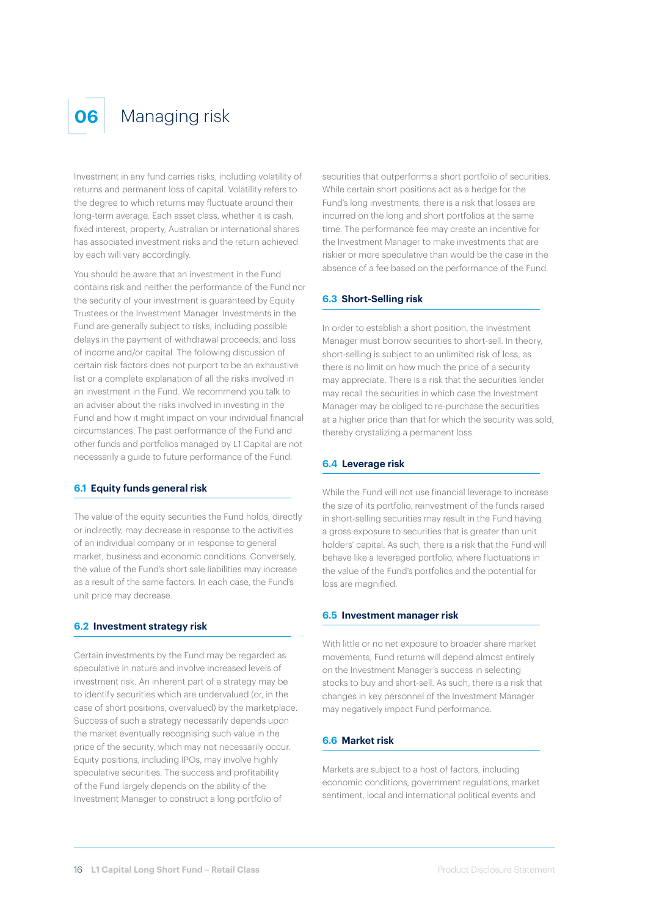# 06 Managing risk

Investment in any fund carries risks, including volatility of returns and permanent loss of capital. Volatility refers to the degree to which returns may fluctuate around their long-term average. Each asset class, whether it is cash, fixed interest, property, Australian or international shares has associated investment risks and the return achieved by each will vary accordingly.

You should be aware that an investment in the Fund contains risk and neither the performance of the Fund nor the security of your investment is guaranteed by Equity Trustees or the Investment Manager. Investments in the Fund are generally subject to risks, including possible delays in the payment of withdrawal proceeds, and loss of income and/or capital. The following discussion of certain risk factors does not purport to be an exhaustive list or a complete explanation of all the risks involved in an investment in the Fund. We recommend you talk to an adviser about the risks involved in investing in the Fund and how it might impact on your individual financial circumstances. The past performance of the Fund and other funds and portfolios managed by L1 Capital are not necessarily a guide to future performance of the Fund.

## 6.1 Equity funds general risk

The value of the equity securities the Fund holds, directly or indirectly, may decrease in response to the activities of an individual company or in response to general market, business and economic conditions. Conversely, the value of the Fund's short sale liabilities may increase as a result of the same factors. In each case, the Fund's unit price may decrease.

## 6.2 Investment strategy risk

Certain investments by the Fund may be regarded as speculative in nature and involve increased levels of investment risk. An inherent part of a strategy may be to identify securities which are undervalued (or, in the case of short positions, overvalued) by the marketplace. Success of such a strategy necessarily depends upon the market eventually recognising such value in the price of the security, which may not necessarily occur. Equity positions, including IPOs, may involve highly speculative securities. The success and profitability of the Fund largely depends on the ability of the Investment Manager to construct a long portfolio of securities that outperforms a short portfolio of securities. While certain short positions act as a hedge for the Fund's long investments, there is a risk that losses are incurred on the long and short portfolios at the same time. The performance fee may create an incentive for the Investment Manager to make investments that are riskier or more speculative than would be the case in the absence of a fee based on the performance of the Fund.

## 6.3 Short-Selling risk

In order to establish a short position, the Investment Manager must borrow securities to short-sell. In theory, short-selling is subject to an unlimited risk of loss, as there is no limit on how much the price of a security may appreciate. There is a risk that the securities lender may recall the securities in which case the Investment Manager may be obliged to re-purchase the securities at a higher price than that for which the security was sold, thereby crystalizing a permanent loss.

## 6.4 Leverage risk

While the Fund will not use financial leverage to increase the size of its portfolio, reinvestment of the funds raised in short-selling securities may result in the Fund having a gross exposure to securities that is greater than unit holders' capital. As such, there is a risk that the Fund will behave like a leveraged portfolio, where fluctuations in the value of the Fund's portfolios and the potential for loss are magnified.

## 6.5 Investment manager risk

With little or no net exposure to broader share market movements, Fund returns will depend almost entirely on the Investment Manager's success in selecting stocks to buy and short-sell. As such, there is a risk that changes in key personnel of the Investment Manager may negatively impact Fund performance.

## 6.6 Market risk

Markets are subject to a host of factors, including economic conditions, government regulations, market sentiment, local and international political events and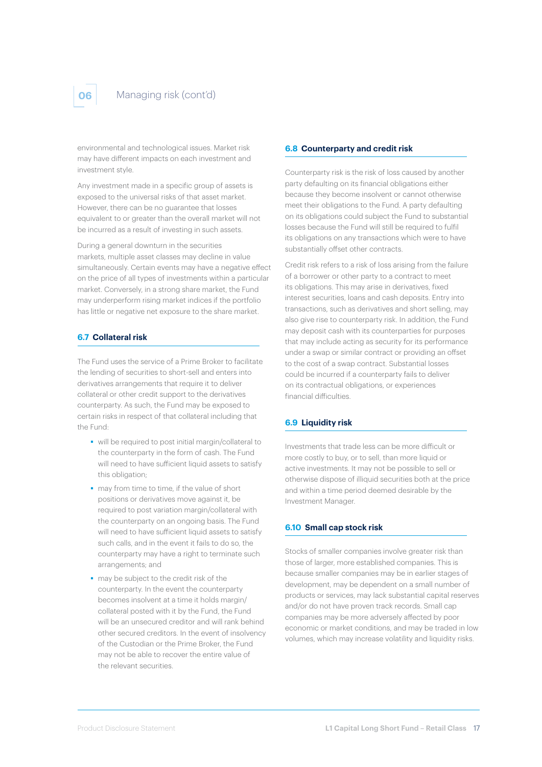environmental and technological issues. Market risk may have different impacts on each investment and investment style.

Any investment made in a specific group of assets is exposed to the universal risks of that asset market. However, there can be no guarantee that losses equivalent to or greater than the overall market will not be incurred as a result of investing in such assets.

During a general downturn in the securities markets, multiple asset classes may decline in value simultaneously. Certain events may have a negative effect on the price of all types of investments within a particular market. Conversely, in a strong share market, the Fund may underperform rising market indices if the portfolio has little or negative net exposure to the share market.

### 6.7 Collateral risk

The Fund uses the service of a Prime Broker to facilitate the lending of securities to short-sell and enters into derivatives arrangements that require it to deliver collateral or other credit support to the derivatives counterparty. As such, the Fund may be exposed to certain risks in respect of that collateral including that the Fund:

- will be required to post initial margin/collateral to the counterparty in the form of cash. The Fund will need to have sufficient liquid assets to satisfy this obligation;
- may from time to time, if the value of short positions or derivatives move against it, be required to post variation margin/collateral with the counterparty on an ongoing basis. The Fund will need to have sufficient liquid assets to satisfy such calls, and in the event it fails to do so, the counterparty may have a right to terminate such arrangements; and
- may be subject to the credit risk of the counterparty. In the event the counterparty becomes insolvent at a time it holds margin/collateral posted with it by the Fund, the Fund will be an unsecured creditor and will rank behind other secured creditors. In the event of insolvency of the Custodian or the Prime Broker, the Fund may not be able to recover the entire value of the relevant securities.

### 6.8 Counterparty and credit risk

Counterparty risk is the risk of loss caused by another party defaulting on its financial obligations either because they become insolvent or cannot otherwise meet their obligations to the Fund. A party defaulting on its obligations could subject the Fund to substantial losses because the Fund will still be required to fulfil its obligations on any transactions which were to have substantially offset other contracts.

Credit risk refers to a risk of loss arising from the failure of a borrower or other party to a contract to meet its obligations. This may arise in derivatives, fixed interest securities, loans and cash deposits. Entry into transactions, such as derivatives and short selling, may also give rise to counterparty risk. In addition, the Fund may deposit cash with its counterparties for purposes that may include acting as security for its performance under a swap or similar contract or providing an offset to the cost of a swap contract. Substantial losses could be incurred if a counterparty fails to deliver on its contractual obligations, or experiences financial difficulties.

### 6.9 Liquidity risk

Investments that trade less can be more difficult or more costly to buy, or to sell, than more liquid or active investments. It may not be possible to sell or otherwise dispose of illiquid securities both at the price and within a time period deemed desirable by the Investment Manager.

### 6.10 Small cap stock risk

Stocks of smaller companies involve greater risk than those of larger, more established companies. This is because smaller companies may be in earlier stages of development, may be dependent on a small number of products or services, may lack substantial capital reserves and/or do not have proven track records. Small cap companies may be more adversely affected by poor economic or market conditions, and may be traded in low volumes, which may increase volatility and liquidity risks.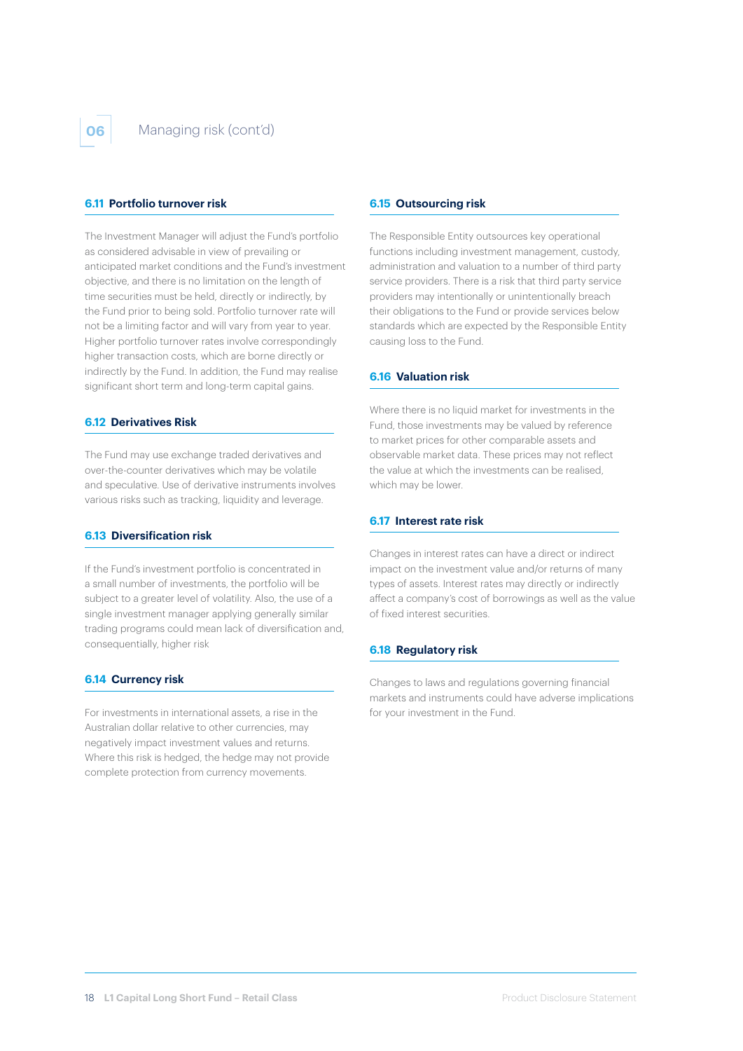## 06 Managing risk (cont'd)

### 6.11 Portfolio turnover risk

The Investment Manager will adjust the Fund's portfolio as considered advisable in view of prevailing or anticipated market conditions and the Fund's investment objective, and there is no limitation on the length of time securities must be held, directly or indirectly, by the Fund prior to being sold. Portfolio turnover rate will not be a limiting factor and will vary from year to year. Higher portfolio turnover rates involve correspondingly higher transaction costs, which are borne directly or indirectly by the Fund. In addition, the Fund may realise significant short term and long-term capital gains.

### 6.12 Derivatives Risk

The Fund may use exchange traded derivatives and over-the-counter derivatives which may be volatile and speculative. Use of derivative instruments involves various risks such as tracking, liquidity and leverage.

### 6.13 Diversification risk

If the Fund's investment portfolio is concentrated in a small number of investments, the portfolio will be subject to a greater level of volatility. Also, the use of a single investment manager applying generally similar trading programs could mean lack of diversification and, consequentially, higher risk

### 6.14 Currency risk

For investments in international assets, a rise in the Australian dollar relative to other currencies, may negatively impact investment values and returns. Where this risk is hedged, the hedge may not provide complete protection from currency movements.

### 6.15 Outsourcing risk

The Responsible Entity outsources key operational functions including investment management, custody, administration and valuation to a number of third party service providers. There is a risk that third party service providers may intentionally or unintentionally breach their obligations to the Fund or provide services below standards which are expected by the Responsible Entity causing loss to the Fund.

### 6.16 Valuation risk

Where there is no liquid market for investments in the Fund, those investments may be valued by reference to market prices for other comparable assets and observable market data. These prices may not reflect the value at which the investments can be realised, which may be lower.

### 6.17 Interest rate risk

Changes in interest rates can have a direct or indirect impact on the investment value and/or returns of many types of assets. Interest rates may directly or indirectly affect a company's cost of borrowings as well as the value of fixed interest securities.

### 6.18 Regulatory risk

Changes to laws and regulations governing financial markets and instruments could have adverse implications for your investment in the Fund.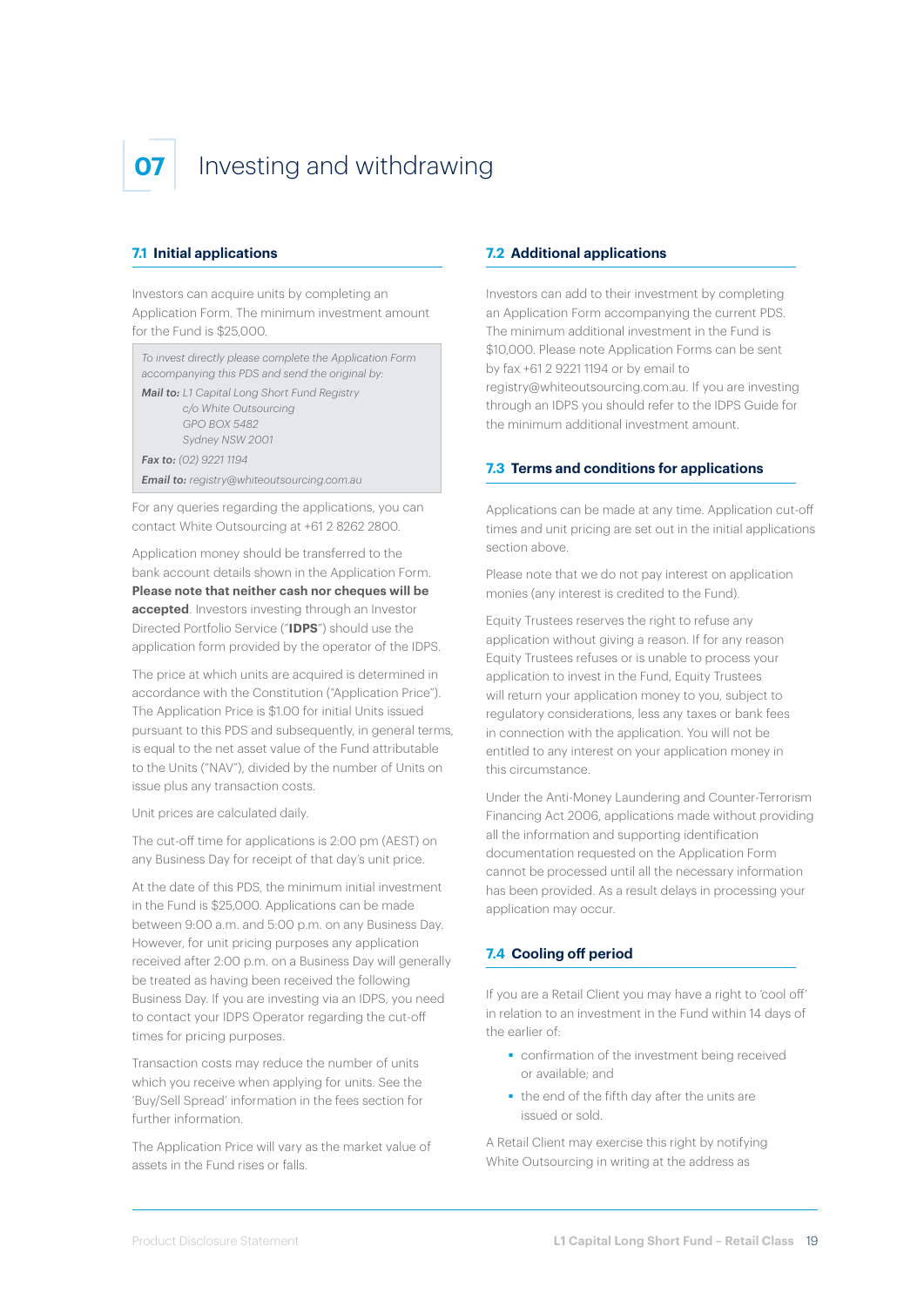# 07 Investing and withdrawing

## 7.1 Initial applications

Investors can acquire units by completing an Application Form. The minimum investment amount for the Fund is $25,000.

> *To invest directly please complete the Application Form accompanying this PDS and send the original by:*
>
> ***Mail to:*** *L1 Capital Long Short Fund Registry*
> *c/o White Outsourcing*
> *GPO BOX 5482*
> *Sydney NSW 2001*
>
> ***Fax to:*** *(02) 9221 1194*
>
> ***Email to:*** *registry@whiteoutsourcing.com.au*

For any queries regarding the applications, you can contact White Outsourcing at +61 2 8262 2800.

Application money should be transferred to the bank account details shown in the Application Form. **Please note that neither cash nor cheques will be accepted**. Investors investing through an Investor Directed Portfolio Service ("**IDPS**") should use the application form provided by the operator of the IDPS.

The price at which units are acquired is determined in accordance with the Constitution ("Application Price"). The Application Price is $1.00 for initial Units issued pursuant to this PDS and subsequently, in general terms, is equal to the net asset value of the Fund attributable to the Units ("NAV"), divided by the number of Units on issue plus any transaction costs.

Unit prices are calculated daily.

The cut-off time for applications is 2:00 pm (AEST) on any Business Day for receipt of that day's unit price.

At the date of this PDS, the minimum initial investment in the Fund is $25,000. Applications can be made between 9:00 a.m. and 5:00 p.m. on any Business Day. However, for unit pricing purposes any application received after 2:00 p.m. on a Business Day will generally be treated as having been received the following Business Day. If you are investing via an IDPS, you need to contact your IDPS Operator regarding the cut-off times for pricing purposes.

Transaction costs may reduce the number of units which you receive when applying for units. See the 'Buy/Sell Spread' information in the fees section for further information.

The Application Price will vary as the market value of assets in the Fund rises or falls.

## 7.2 Additional applications

Investors can add to their investment by completing an Application Form accompanying the current PDS. The minimum additional investment in the Fund is $10,000. Please note Application Forms can be sent by fax +61 2 9221 1194 or by email to registry@whiteoutsourcing.com.au. If you are investing through an IDPS you should refer to the IDPS Guide for the minimum additional investment amount.

## 7.3 Terms and conditions for applications

Applications can be made at any time. Application cut-off times and unit pricing are set out in the initial applications section above.

Please note that we do not pay interest on application monies (any interest is credited to the Fund).

Equity Trustees reserves the right to refuse any application without giving a reason. If for any reason Equity Trustees refuses or is unable to process your application to invest in the Fund, Equity Trustees will return your application money to you, subject to regulatory considerations, less any taxes or bank fees in connection with the application. You will not be entitled to any interest on your application money in this circumstance.

Under the Anti-Money Laundering and Counter-Terrorism Financing Act 2006, applications made without providing all the information and supporting identification documentation requested on the Application Form cannot be processed until all the necessary information has been provided. As a result delays in processing your application may occur.

## 7.4 Cooling off period

If you are a Retail Client you may have a right to 'cool off' in relation to an investment in the Fund within 14 days of the earlier of:

- confirmation of the investment being received or available; and
- the end of the fifth day after the units are issued or sold.

A Retail Client may exercise this right by notifying White Outsourcing in writing at the address as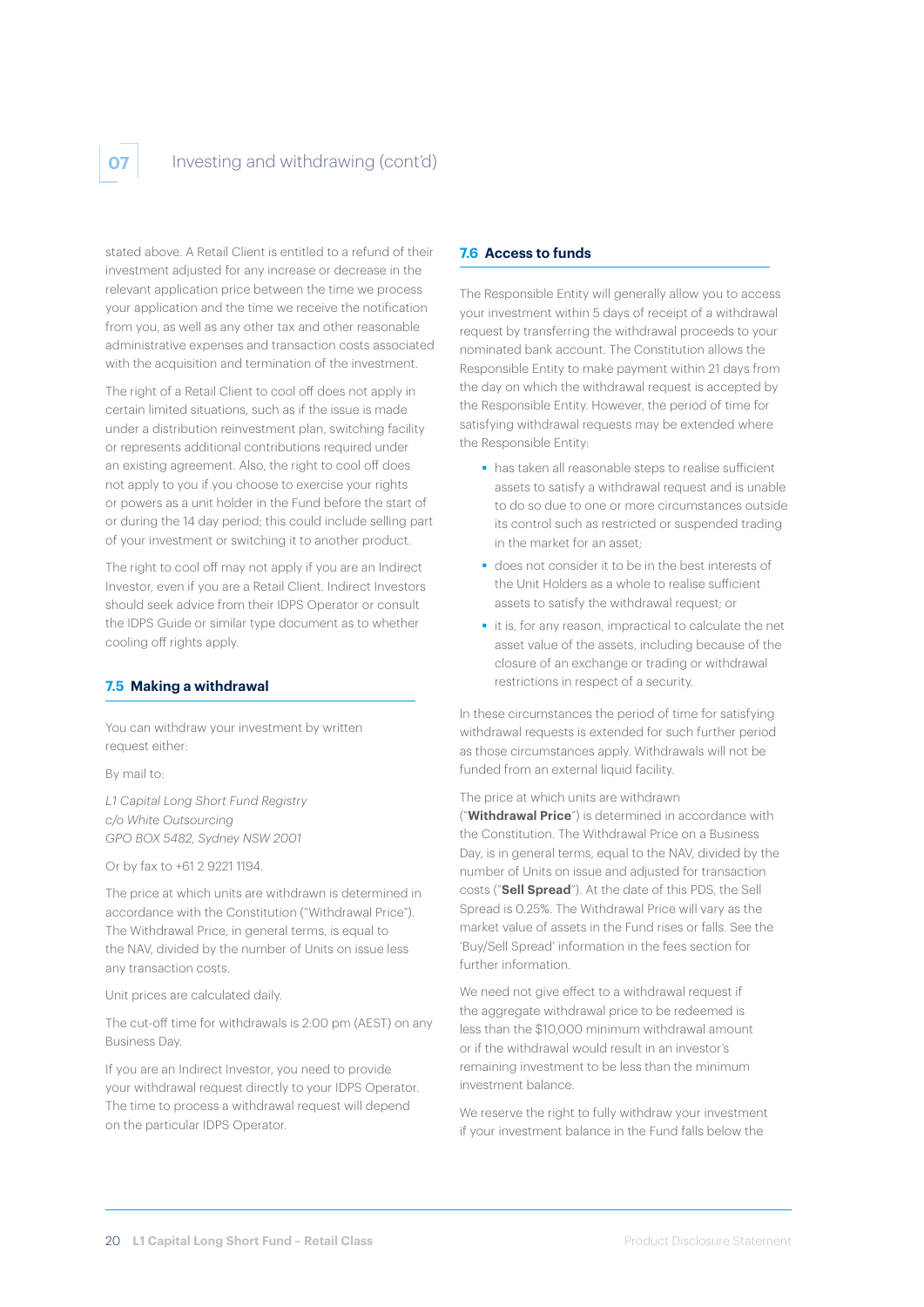stated above. A Retail Client is entitled to a refund of their investment adjusted for any increase or decrease in the relevant application price between the time we process your application and the time we receive the notification from you, as well as any other tax and other reasonable administrative expenses and transaction costs associated with the acquisition and termination of the investment.

The right of a Retail Client to cool off does not apply in certain limited situations, such as if the issue is made under a distribution reinvestment plan, switching facility or represents additional contributions required under an existing agreement. Also, the right to cool off does not apply to you if you choose to exercise your rights or powers as a unit holder in the Fund before the start of or during the 14 day period; this could include selling part of your investment or switching it to another product.

The right to cool off may not apply if you are an Indirect Investor, even if you are a Retail Client. Indirect Investors should seek advice from their IDPS Operator or consult the IDPS Guide or similar type document as to whether cooling off rights apply.

## 7.5 Making a withdrawal

You can withdraw your investment by written request either:

By mail to:

*L1 Capital Long Short Fund Registry*
*c/o White Outsourcing*
*GPO BOX 5482, Sydney NSW 2001*

Or by fax to +61 2 9221 1194.

The price at which units are withdrawn is determined in accordance with the Constitution ("Withdrawal Price"). The Withdrawal Price, in general terms, is equal to the NAV, divided by the number of Units on issue less any transaction costs.

Unit prices are calculated daily.

The cut-off time for withdrawals is 2:00 pm (AEST) on any Business Day.

If you are an Indirect Investor, you need to provide your withdrawal request directly to your IDPS Operator. The time to process a withdrawal request will depend on the particular IDPS Operator.

## 7.6 Access to funds

The Responsible Entity will generally allow you to access your investment within 5 days of receipt of a withdrawal request by transferring the withdrawal proceeds to your nominated bank account. The Constitution allows the Responsible Entity to make payment within 21 days from the day on which the withdrawal request is accepted by the Responsible Entity. However, the period of time for satisfying withdrawal requests may be extended where the Responsible Entity:

- has taken all reasonable steps to realise sufficient assets to satisfy a withdrawal request and is unable to do so due to one or more circumstances outside its control such as restricted or suspended trading in the market for an asset;
- does not consider it to be in the best interests of the Unit Holders as a whole to realise sufficient assets to satisfy the withdrawal request; or
- it is, for any reason, impractical to calculate the net asset value of the assets, including because of the closure of an exchange or trading or withdrawal restrictions in respect of a security.

In these circumstances the period of time for satisfying withdrawal requests is extended for such further period as those circumstances apply. Withdrawals will not be funded from an external liquid facility.

The price at which units are withdrawn ("**Withdrawal Price**") is determined in accordance with the Constitution. The Withdrawal Price on a Business Day, is in general terms, equal to the NAV, divided by the number of Units on issue and adjusted for transaction costs ("**Sell Spread**"). At the date of this PDS, the Sell Spread is 0.25%. The Withdrawal Price will vary as the market value of assets in the Fund rises or falls. See the 'Buy/Sell Spread' information in the fees section for further information.

We need not give effect to a withdrawal request if the aggregate withdrawal price to be redeemed is less than the $10,000 minimum withdrawal amount or if the withdrawal would result in an investor's remaining investment to be less than the minimum investment balance.

We reserve the right to fully withdraw your investment if your investment balance in the Fund falls below the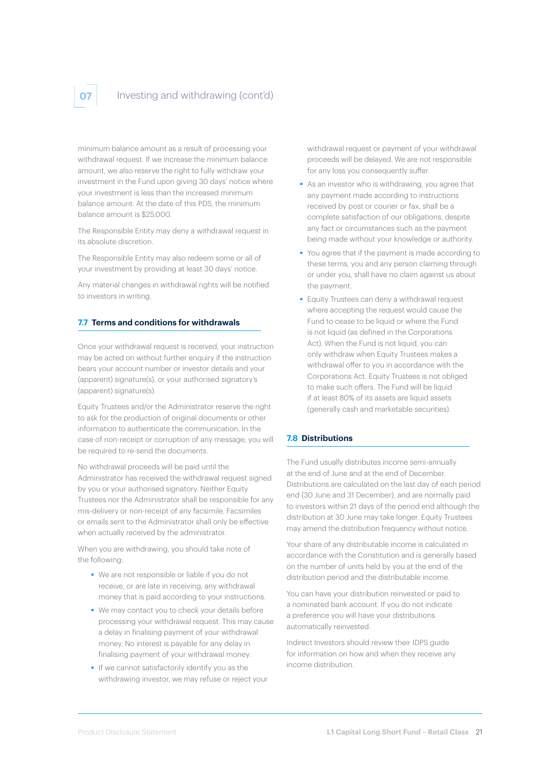minimum balance amount as a result of processing your withdrawal request. If we increase the minimum balance amount, we also reserve the right to fully withdraw your investment in the Fund upon giving 30 days' notice where your investment is less than the increased minimum balance amount. At the date of this PDS, the minimum balance amount is $25,000.

The Responsible Entity may deny a withdrawal request in its absolute discretion.

The Responsible Entity may also redeem some or all of your investment by providing at least 30 days' notice.

Any material changes in withdrawal rights will be notified to investors in writing.

### 7.7 Terms and conditions for withdrawals

Once your withdrawal request is received, your instruction may be acted on without further enquiry if the instruction bears your account number or investor details and your (apparent) signature(s), or your authorised signatory's (apparent) signature(s).

Equity Trustees and/or the Administrator reserve the right to ask for the production of original documents or other information to authenticate the communication. In the case of non-receipt or corruption of any message, you will be required to re-send the documents.

No withdrawal proceeds will be paid until the Administrator has received the withdrawal request signed by you or your authorised signatory. Neither Equity Trustees nor the Administrator shall be responsible for any mis-delivery or non-receipt of any facsimile. Facsimiles or emails sent to the Administrator shall only be effective when actually received by the administrator.

When you are withdrawing, you should take note of the following:

- We are not responsible or liable if you do not receive, or are late in receiving, any withdrawal money that is paid according to your instructions.
- We may contact you to check your details before processing your withdrawal request. This may cause a delay in finalising payment of your withdrawal money. No interest is payable for any delay in finalising payment of your withdrawal money.
- If we cannot satisfactorily identify you as the withdrawing investor, we may refuse or reject your withdrawal request or payment of your withdrawal proceeds will be delayed. We are not responsible for any loss you consequently suffer.
- As an investor who is withdrawing, you agree that any payment made according to instructions received by post or courier or fax, shall be a complete satisfaction of our obligations, despite any fact or circumstances such as the payment being made without your knowledge or authority.
- You agree that if the payment is made according to these terms, you and any person claiming through or under you, shall have no claim against us about the payment.
- Equity Trustees can deny a withdrawal request where accepting the request would cause the Fund to cease to be liquid or where the Fund is not liquid (as defined in the Corporations Act). When the Fund is not liquid, you can only withdraw when Equity Trustees makes a withdrawal offer to you in accordance with the Corporations Act. Equity Trustees is not obliged to make such offers. The Fund will be liquid if at least 80% of its assets are liquid assets (generally cash and marketable securities).

### 7.8 Distributions

The Fund usually distributes income semi-annually at the end of June and at the end of December. Distributions are calculated on the last day of each period end (30 June and 31 December), and are normally paid to investors within 21 days of the period end although the distribution at 30 June may take longer. Equity Trustees may amend the distribution frequency without notice.

Your share of any distributable income is calculated in accordance with the Constitution and is generally based on the number of units held by you at the end of the distribution period and the distributable income.

You can have your distribution reinvested or paid to a nominated bank account. If you do not indicate a preference you will have your distributions automatically reinvested.

Indirect Investors should review their IDPS guide for information on how and when they receive any income distribution.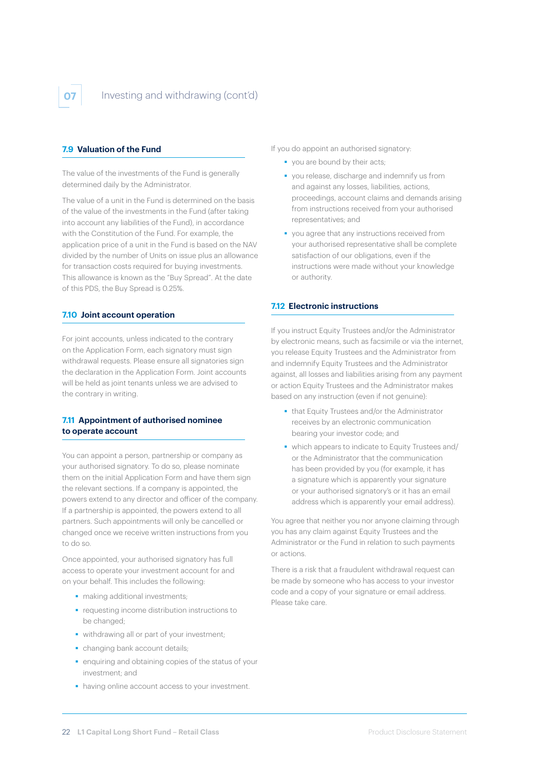### 7.9 Valuation of the Fund

The value of the investments of the Fund is generally determined daily by the Administrator.

The value of a unit in the Fund is determined on the basis of the value of the investments in the Fund (after taking into account any liabilities of the Fund), in accordance with the Constitution of the Fund. For example, the application price of a unit in the Fund is based on the NAV divided by the number of Units on issue plus an allowance for transaction costs required for buying investments. This allowance is known as the "Buy Spread". At the date of this PDS, the Buy Spread is 0.25%.

### 7.10 Joint account operation

For joint accounts, unless indicated to the contrary on the Application Form, each signatory must sign withdrawal requests. Please ensure all signatories sign the declaration in the Application Form. Joint accounts will be held as joint tenants unless we are advised to the contrary in writing.

### 7.11 Appointment of authorised nominee to operate account

You can appoint a person, partnership or company as your authorised signatory. To do so, please nominate them on the initial Application Form and have them sign the relevant sections. If a company is appointed, the powers extend to any director and officer of the company. If a partnership is appointed, the powers extend to all partners. Such appointments will only be cancelled or changed once we receive written instructions from you to do so.

Once appointed, your authorised signatory has full access to operate your investment account for and on your behalf. This includes the following:

- making additional investments;
- requesting income distribution instructions to be changed;
- withdrawing all or part of your investment;
- changing bank account details;
- enquiring and obtaining copies of the status of your investment; and
- having online account access to your investment.

If you do appoint an authorised signatory:

- you are bound by their acts;
- you release, discharge and indemnify us from and against any losses, liabilities, actions, proceedings, account claims and demands arising from instructions received from your authorised representatives; and
- you agree that any instructions received from your authorised representative shall be complete satisfaction of our obligations, even if the instructions were made without your knowledge or authority.

### 7.12 Electronic instructions

If you instruct Equity Trustees and/or the Administrator by electronic means, such as facsimile or via the internet, you release Equity Trustees and the Administrator from and indemnify Equity Trustees and the Administrator against, all losses and liabilities arising from any payment or action Equity Trustees and the Administrator makes based on any instruction (even if not genuine):

- that Equity Trustees and/or the Administrator receives by an electronic communication bearing your investor code; and
- which appears to indicate to Equity Trustees and/or the Administrator that the communication has been provided by you (for example, it has a signature which is apparently your signature or your authorised signatory's or it has an email address which is apparently your email address).

You agree that neither you nor anyone claiming through you has any claim against Equity Trustees and the Administrator or the Fund in relation to such payments or actions.

There is a risk that a fraudulent withdrawal request can be made by someone who has access to your investor code and a copy of your signature or email address. Please take care.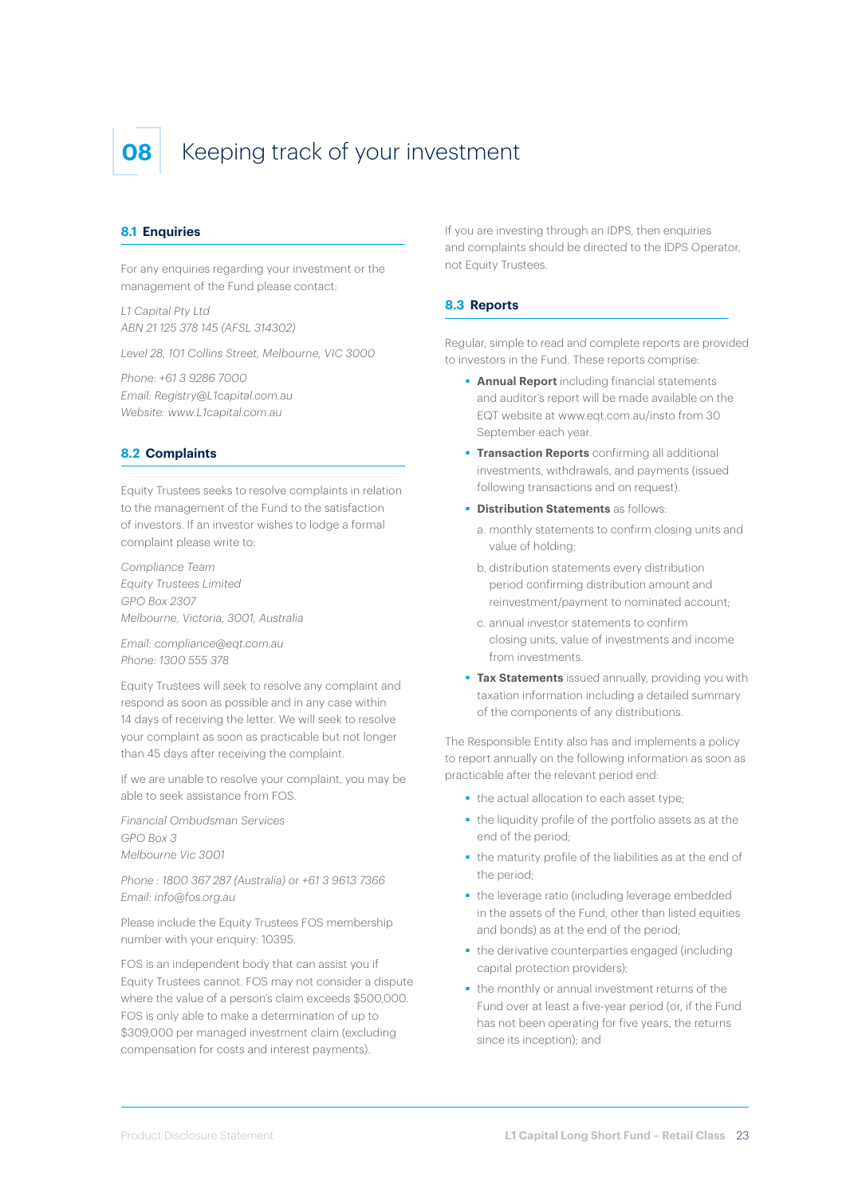# 08 Keeping track of your investment

## 8.1 Enquiries

For any enquiries regarding your investment or the management of the Fund please contact:

*L1 Capital Pty Ltd*
*ABN 21 125 378 145 (AFSL 314302)*

*Level 28, 101 Collins Street, Melbourne, VIC 3000*

*Phone: +61 3 9286 7000*
*Email: Registry@L1capital.com.au*
*Website: www.L1capital.com.au*

## 8.2 Complaints

Equity Trustees seeks to resolve complaints in relation to the management of the Fund to the satisfaction of investors. If an investor wishes to lodge a formal complaint please write to:

*Compliance Team*
*Equity Trustees Limited*
*GPO Box 2307*
*Melbourne, Victoria, 3001, Australia*

*Email: compliance@eqt.com.au*
*Phone: 1300 555 378*

Equity Trustees will seek to resolve any complaint and respond as soon as possible and in any case within 14 days of receiving the letter. We will seek to resolve your complaint as soon as practicable but not longer than 45 days after receiving the complaint.

If we are unable to resolve your complaint, you may be able to seek assistance from FOS.

*Financial Ombudsman Services*
*GPO Box 3*
*Melbourne Vic 3001*

*Phone : 1800 367 287 (Australia) or +61 3 9613 7366*
*Email: info@fos.org.au*

Please include the Equity Trustees FOS membership number with your enquiry: 10395.

FOS is an independent body that can assist you if Equity Trustees cannot. FOS may not consider a dispute where the value of a person's claim exceeds $500,000. FOS is only able to make a determination of up to $309,000 per managed investment claim (excluding compensation for costs and interest payments).

If you are investing through an IDPS, then enquiries and complaints should be directed to the IDPS Operator, not Equity Trustees.

## 8.3 Reports

Regular, simple to read and complete reports are provided to investors in the Fund. These reports comprise:

- **Annual Report** including financial statements and auditor's report will be made available on the EQT website at www.eqt.com.au/insto from 30 September each year.
- **Transaction Reports** confirming all additional investments, withdrawals, and payments (issued following transactions and on request).
- **Distribution Statements** as follows:
  a. monthly statements to confirm closing units and value of holding;
  b. distribution statements every distribution period confirming distribution amount and reinvestment/payment to nominated account;
  c. annual investor statements to confirm closing units, value of investments and income from investments.
- **Tax Statements** issued annually, providing you with taxation information including a detailed summary of the components of any distributions.

The Responsible Entity also has and implements a policy to report annually on the following information as soon as practicable after the relevant period end:

- the actual allocation to each asset type;
- the liquidity profile of the portfolio assets as at the end of the period;
- the maturity profile of the liabilities as at the end of the period;
- the leverage ratio (including leverage embedded in the assets of the Fund, other than listed equities and bonds) as at the end of the period;
- the derivative counterparties engaged (including capital protection providers);
- the monthly or annual investment returns of the Fund over at least a five-year period (or, if the Fund has not been operating for five years, the returns since its inception); and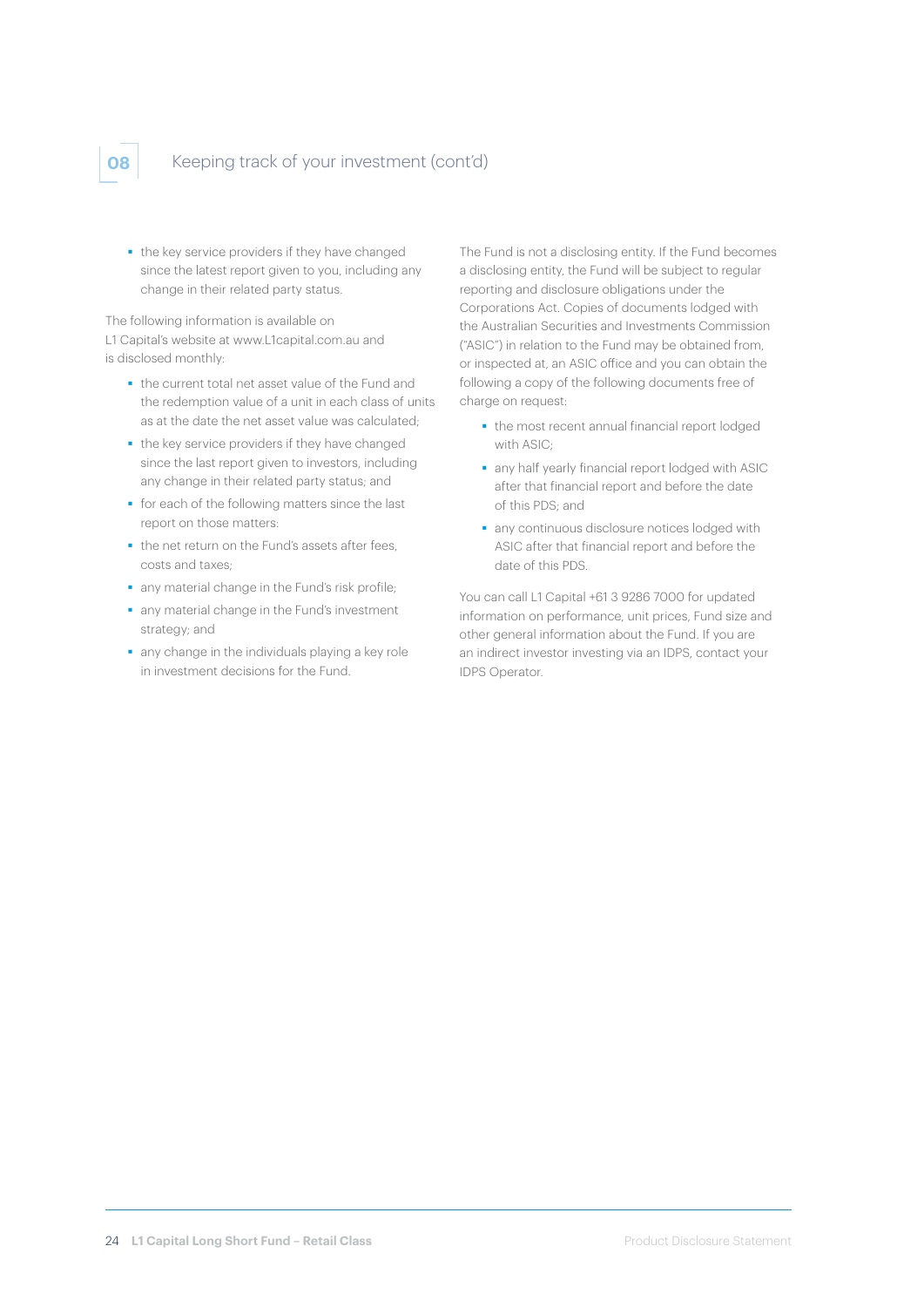## 08 Keeping track of your investment (cont'd)

- the key service providers if they have changed since the latest report given to you, including any change in their related party status.

The following information is available on L1 Capital's website at www.L1capital.com.au and is disclosed monthly:

- the current total net asset value of the Fund and the redemption value of a unit in each class of units as at the date the net asset value was calculated;
- the key service providers if they have changed since the last report given to investors, including any change in their related party status; and
- for each of the following matters since the last report on those matters:
- the net return on the Fund's assets after fees, costs and taxes;
- any material change in the Fund's risk profile;
- any material change in the Fund's investment strategy; and
- any change in the individuals playing a key role in investment decisions for the Fund.

The Fund is not a disclosing entity. If the Fund becomes a disclosing entity, the Fund will be subject to regular reporting and disclosure obligations under the Corporations Act. Copies of documents lodged with the Australian Securities and Investments Commission ("ASIC") in relation to the Fund may be obtained from, or inspected at, an ASIC office and you can obtain the following a copy of the following documents free of charge on request:

- the most recent annual financial report lodged with ASIC;
- any half yearly financial report lodged with ASIC after that financial report and before the date of this PDS; and
- any continuous disclosure notices lodged with ASIC after that financial report and before the date of this PDS.

You can call L1 Capital +61 3 9286 7000 for updated information on performance, unit prices, Fund size and other general information about the Fund. If you are an indirect investor investing via an IDPS, contact your IDPS Operator.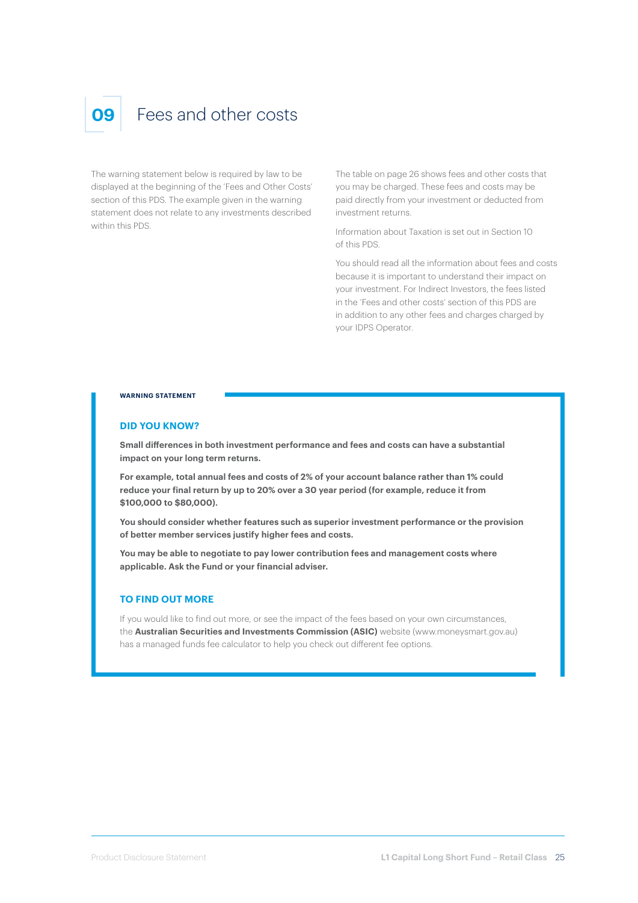# 09 Fees and other costs

The warning statement below is required by law to be displayed at the beginning of the 'Fees and Other Costs' section of this PDS. The example given in the warning statement does not relate to any investments described within this PDS.

The table on page 26 shows fees and other costs that you may be charged. These fees and costs may be paid directly from your investment or deducted from investment returns.

Information about Taxation is set out in Section 10 of this PDS.

You should read all the information about fees and costs because it is important to understand their impact on your investment. For Indirect Investors, the fees listed in the 'Fees and other costs' section of this PDS are in addition to any other fees and charges charged by your IDPS Operator.

**WARNING STATEMENT**

### DID YOU KNOW?

**Small differences in both investment performance and fees and costs can have a substantial impact on your long term returns.**

**For example, total annual fees and costs of 2% of your account balance rather than 1% could reduce your final return by up to 20% over a 30 year period (for example, reduce it from $100,000 to $80,000).**

**You should consider whether features such as superior investment performance or the provision of better member services justify higher fees and costs.**

**You may be able to negotiate to pay lower contribution fees and management costs where applicable. Ask the Fund or your financial adviser.**

### TO FIND OUT MORE

If you would like to find out more, or see the impact of the fees based on your own circumstances, the **Australian Securities and Investments Commission (ASIC)** website (www.moneysmart.gov.au) has a managed funds fee calculator to help you check out different fee options.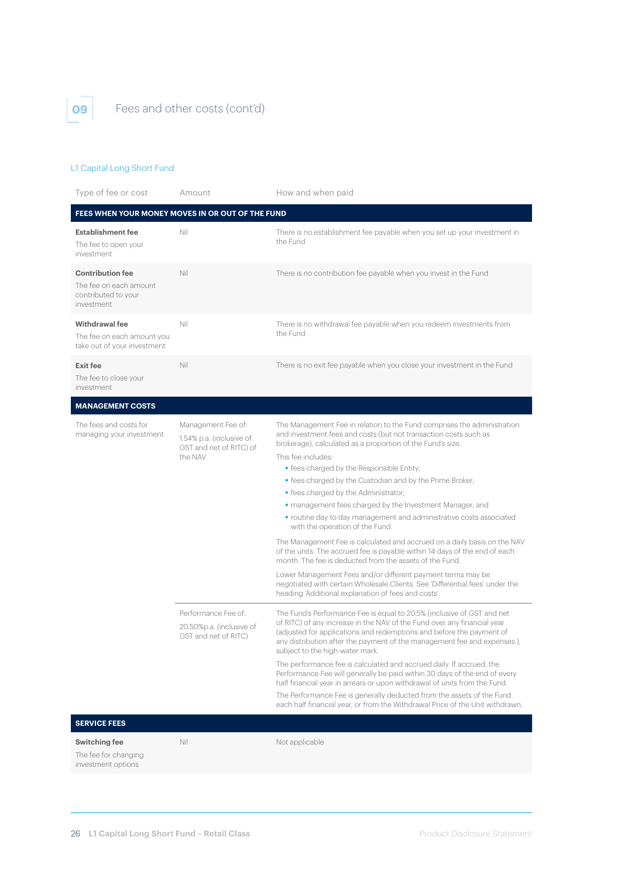## 09 Fees and other costs (cont'd)

### L1 Capital Long Short Fund

| Type of fee or cost | Amount | How and when paid |
|---|---|---|
| **FEES WHEN YOUR MONEY MOVES IN OR OUT OF THE FUND** | | |
| **Establishment fee**<br>The fee to open your investment | Nil | There is no establishment fee payable when you set up your investment in the Fund |
| **Contribution fee**<br>The fee on each amount contributed to your investment | Nil | There is no contribution fee payable when you invest in the Fund |
| **Withdrawal fee**<br>The fee on each amount you take out of your investment | Nil | There is no withdrawal fee payable when you redeem investments from the Fund |
| **Exit fee**<br>The fee to close your investment | Nil | There is no exit fee payable when you close your investment in the Fund |
| **MANAGEMENT COSTS** | | |
| The fees and costs for managing your investment | Management Fee of:<br>1.54% p.a. (inclusive of GST and net of RITC) of the NAV | The Management Fee in relation to the Fund comprises the administration and investment fees and costs (but not transaction costs such as brokerage), calculated as a proportion of the Fund's size.<br>This fee includes:<br>• fees charged by the Responsible Entity;<br>• fees charged by the Custodian and by the Prime Broker;<br>• fees charged by the Administrator;<br>• management fees charged by the Investment Manager; and<br>• routine day to day management and administrative costs associated with the operation of the Fund.<br>The Management Fee is calculated and accrued on a daily basis on the NAV of the units. The accrued fee is payable within 14 days of the end of each month. The fee is deducted from the assets of the Fund.<br>Lower Management Fees and/or different payment terms may be negotiated with certain Wholesale Clients. See 'Differential fees' under the heading 'Additional explanation of fees and costs'. |
| | Performance Fee of:<br>20.50%p.a. (inclusive of GST and net of RITC) | The Fund's Performance Fee is equal to 20.5% (inclusive of GST and net of RITC) of any increase in the NAV of the Fund over any financial year (adjusted for applications and redemptions and before the payment of any distribution after the payment of the management fee and expenses ), subject to the high-water mark.<br>The performance fee is calculated and accrued daily. If accrued, the Performance Fee will generally be paid within 30 days of the end of every half financial year in arrears or upon withdrawal of units from the Fund.<br>The Performance Fee is generally deducted from the assets of the Fund each half financial year, or from the Withdrawal Price of the Unit withdrawn. |
| **SERVICE FEES** | | |
| **Switching fee**<br>The fee for changing investment options | Nil | Not applicable |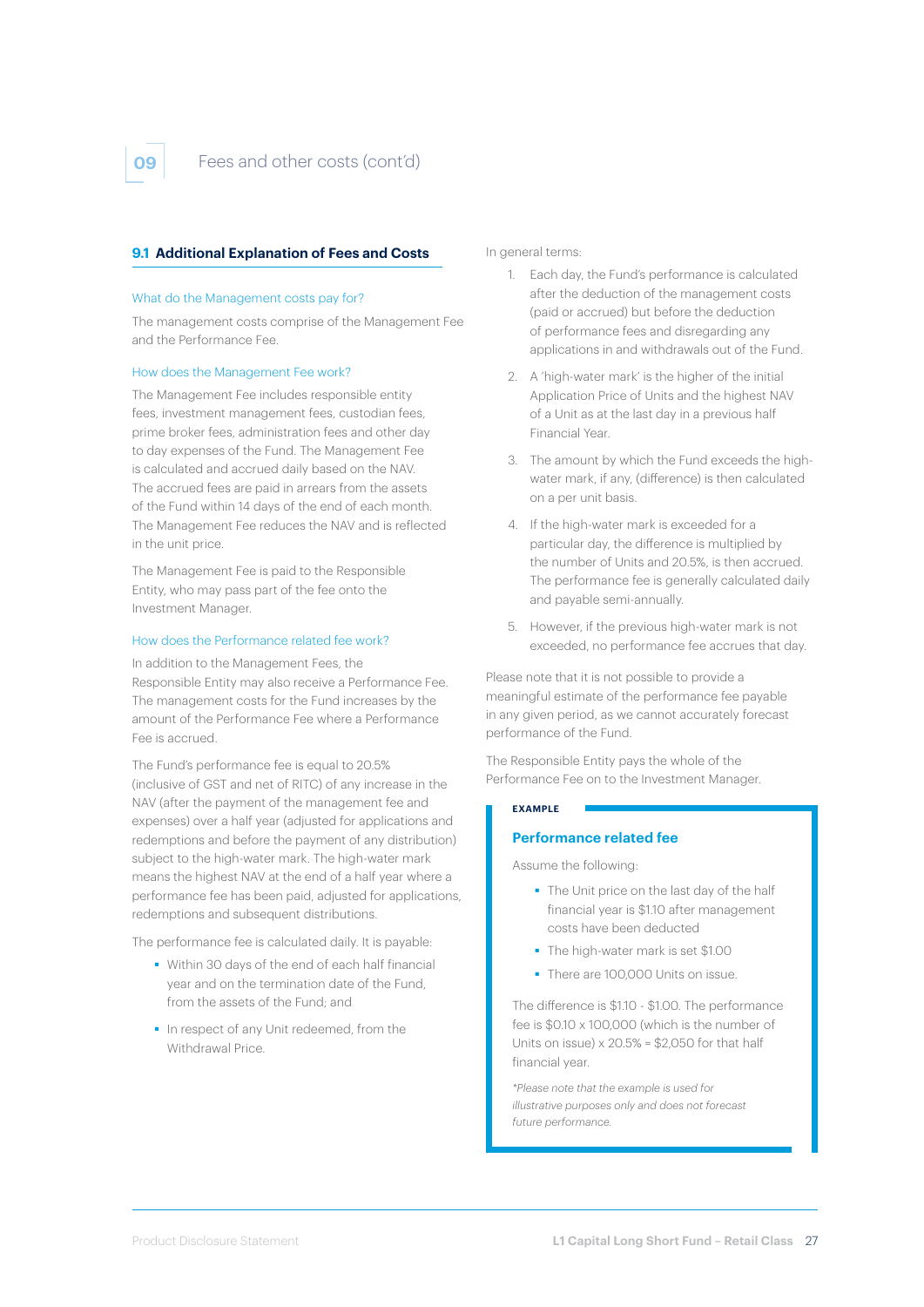## 9.1 Additional Explanation of Fees and Costs

### What do the Management costs pay for?

The management costs comprise of the Management Fee and the Performance Fee.

### How does the Management Fee work?

The Management Fee includes responsible entity fees, investment management fees, custodian fees, prime broker fees, administration fees and other day to day expenses of the Fund. The Management Fee is calculated and accrued daily based on the NAV. The accrued fees are paid in arrears from the assets of the Fund within 14 days of the end of each month. The Management Fee reduces the NAV and is reflected in the unit price.

The Management Fee is paid to the Responsible Entity, who may pass part of the fee onto the Investment Manager.

### How does the Performance related fee work?

In addition to the Management Fees, the Responsible Entity may also receive a Performance Fee. The management costs for the Fund increases by the amount of the Performance Fee where a Performance Fee is accrued.

The Fund's performance fee is equal to 20.5% (inclusive of GST and net of RITC) of any increase in the NAV (after the payment of the management fee and expenses) over a half year (adjusted for applications and redemptions and before the payment of any distribution) subject to the high-water mark. The high-water mark means the highest NAV at the end of a half year where a performance fee has been paid, adjusted for applications, redemptions and subsequent distributions.

The performance fee is calculated daily. It is payable:

- Within 30 days of the end of each half financial year and on the termination date of the Fund, from the assets of the Fund; and
- In respect of any Unit redeemed, from the Withdrawal Price.

In general terms:

1. Each day, the Fund's performance is calculated after the deduction of the management costs (paid or accrued) but before the deduction of performance fees and disregarding any applications in and withdrawals out of the Fund.
2. A 'high-water mark' is the higher of the initial Application Price of Units and the highest NAV of a Unit as at the last day in a previous half Financial Year.
3. The amount by which the Fund exceeds the high-water mark, if any, (difference) is then calculated on a per unit basis.
4. If the high-water mark is exceeded for a particular day, the difference is multiplied by the number of Units and 20.5%, is then accrued. The performance fee is generally calculated daily and payable semi-annually.
5. However, if the previous high-water mark is not exceeded, no performance fee accrues that day.

Please note that it is not possible to provide a meaningful estimate of the performance fee payable in any given period, as we cannot accurately forecast performance of the Fund.

The Responsible Entity pays the whole of the Performance Fee on to the Investment Manager.

**EXAMPLE**

### Performance related fee

Assume the following:

- The Unit price on the last day of the half financial year is $1.10 after management costs have been deducted
- The high-water mark is set $1.00
- There are 100,000 Units on issue.

The difference is $1.10 - $1.00. The performance fee is $0.10 x 100,000 (which is the number of Units on issue) x 20.5% = $2,050 for that half financial year.

*\*Please note that the example is used for illustrative purposes only and does not forecast future performance.*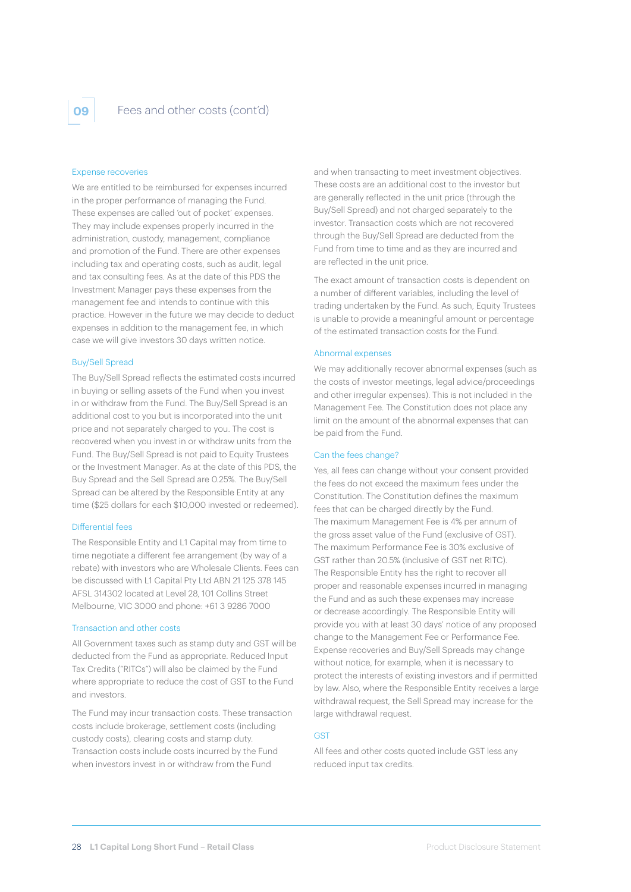# 09 Fees and other costs (cont'd)

### Expense recoveries

We are entitled to be reimbursed for expenses incurred in the proper performance of managing the Fund. These expenses are called 'out of pocket' expenses. They may include expenses properly incurred in the administration, custody, management, compliance and promotion of the Fund. There are other expenses including tax and operating costs, such as audit, legal and tax consulting fees. As at the date of this PDS the Investment Manager pays these expenses from the management fee and intends to continue with this practice. However in the future we may decide to deduct expenses in addition to the management fee, in which case we will give investors 30 days written notice.

### Buy/Sell Spread

The Buy/Sell Spread reflects the estimated costs incurred in buying or selling assets of the Fund when you invest in or withdraw from the Fund. The Buy/Sell Spread is an additional cost to you but is incorporated into the unit price and not separately charged to you. The cost is recovered when you invest in or withdraw units from the Fund. The Buy/Sell Spread is not paid to Equity Trustees or the Investment Manager. As at the date of this PDS, the Buy Spread and the Sell Spread are 0.25%. The Buy/Sell Spread can be altered by the Responsible Entity at any time ($25 dollars for each $10,000 invested or redeemed).

### Differential fees

The Responsible Entity and L1 Capital may from time to time negotiate a different fee arrangement (by way of a rebate) with investors who are Wholesale Clients. Fees can be discussed with L1 Capital Pty Ltd ABN 21 125 378 145 AFSL 314302 located at Level 28, 101 Collins Street Melbourne, VIC 3000 and phone: +61 3 9286 7000

### Transaction and other costs

All Government taxes such as stamp duty and GST will be deducted from the Fund as appropriate. Reduced Input Tax Credits ("RITCs") will also be claimed by the Fund where appropriate to reduce the cost of GST to the Fund and investors.

The Fund may incur transaction costs. These transaction costs include brokerage, settlement costs (including custody costs), clearing costs and stamp duty. Transaction costs include costs incurred by the Fund when investors invest in or withdraw from the Fund and when transacting to meet investment objectives. These costs are an additional cost to the investor but are generally reflected in the unit price (through the Buy/Sell Spread) and not charged separately to the investor. Transaction costs which are not recovered through the Buy/Sell Spread are deducted from the Fund from time to time and as they are incurred and are reflected in the unit price.

The exact amount of transaction costs is dependent on a number of different variables, including the level of trading undertaken by the Fund. As such, Equity Trustees is unable to provide a meaningful amount or percentage of the estimated transaction costs for the Fund.

### Abnormal expenses

We may additionally recover abnormal expenses (such as the costs of investor meetings, legal advice/proceedings and other irregular expenses). This is not included in the Management Fee. The Constitution does not place any limit on the amount of the abnormal expenses that can be paid from the Fund.

### Can the fees change?

Yes, all fees can change without your consent provided the fees do not exceed the maximum fees under the Constitution. The Constitution defines the maximum fees that can be charged directly by the Fund. The maximum Management Fee is 4% per annum of the gross asset value of the Fund (exclusive of GST). The maximum Performance Fee is 30% exclusive of GST rather than 20.5% (inclusive of GST net RITC). The Responsible Entity has the right to recover all proper and reasonable expenses incurred in managing the Fund and as such these expenses may increase or decrease accordingly. The Responsible Entity will provide you with at least 30 days' notice of any proposed change to the Management Fee or Performance Fee. Expense recoveries and Buy/Sell Spreads may change without notice, for example, when it is necessary to protect the interests of existing investors and if permitted by law. Also, where the Responsible Entity receives a large withdrawal request, the Sell Spread may increase for the large withdrawal request.

### GST

All fees and other costs quoted include GST less any reduced input tax credits.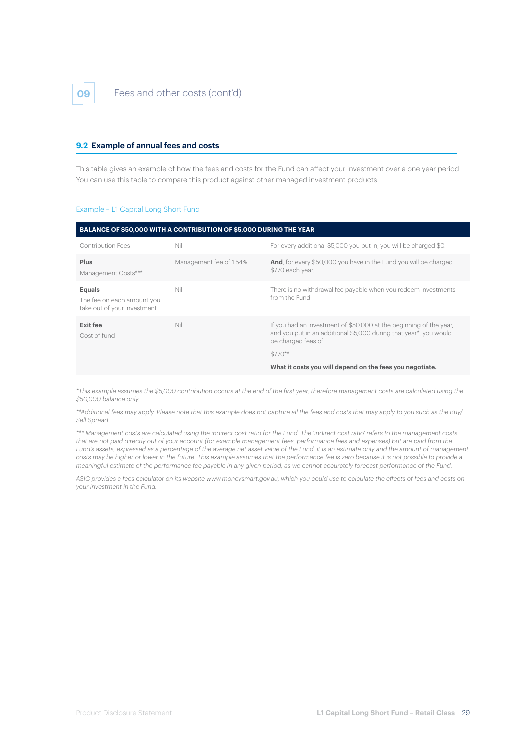## 09 Fees and other costs (cont'd)

### 9.2 Example of annual fees and costs

This table gives an example of how the fees and costs for the Fund can affect your investment over a one year period. You can use this table to compare this product against other managed investment products.

Example – L1 Capital Long Short Fund

| BALANCE OF $50,000 WITH A CONTRIBUTION OF $5,000 DURING THE YEAR | | |
|---|---|---|
| Contribution Fees | Nil | For every additional $5,000 you put in, you will be charged $0. |
| **Plus** Management Costs*** | Management fee of 1.54% | **And**, for every $50,000 you have in the Fund you will be charged $770 each year. |
| **Equals** The fee on each amount you take out of your investment | Nil | There is no withdrawal fee payable when you redeem investments from the Fund |
| **Exit fee** Cost of fund | Nil | If you had an investment of $50,000 at the beginning of the year, and you put in an additional $5,000 during that year*, you would be charged fees of: $770** **What it costs you will depend on the fees you negotiate.** |

*This example assumes the $5,000 contribution occurs at the end of the first year, therefore management costs are calculated using the $50,000 balance only.*

***Additional fees may apply. Please note that this example does not capture all the fees and costs that may apply to you such as the Buy/Sell Spread.*

**** Management costs are calculated using the indirect cost ratio for the Fund. The 'indirect cost ratio' refers to the management costs that are not paid directly out of your account (for example management fees, performance fees and expenses) but are paid from the Fund's assets, expressed as a percentage of the average net asset value of the Fund. it is an estimate only and the amount of management costs may be higher or lower in the future. This example assumes that the performance fee is zero because it is not possible to provide a meaningful estimate of the performance fee payable in any given period, as we cannot accurately forecast performance of the Fund.*

*ASIC provides a fees calculator on its website www.moneysmart.gov.au, which you could use to calculate the effects of fees and costs on your investment in the Fund.*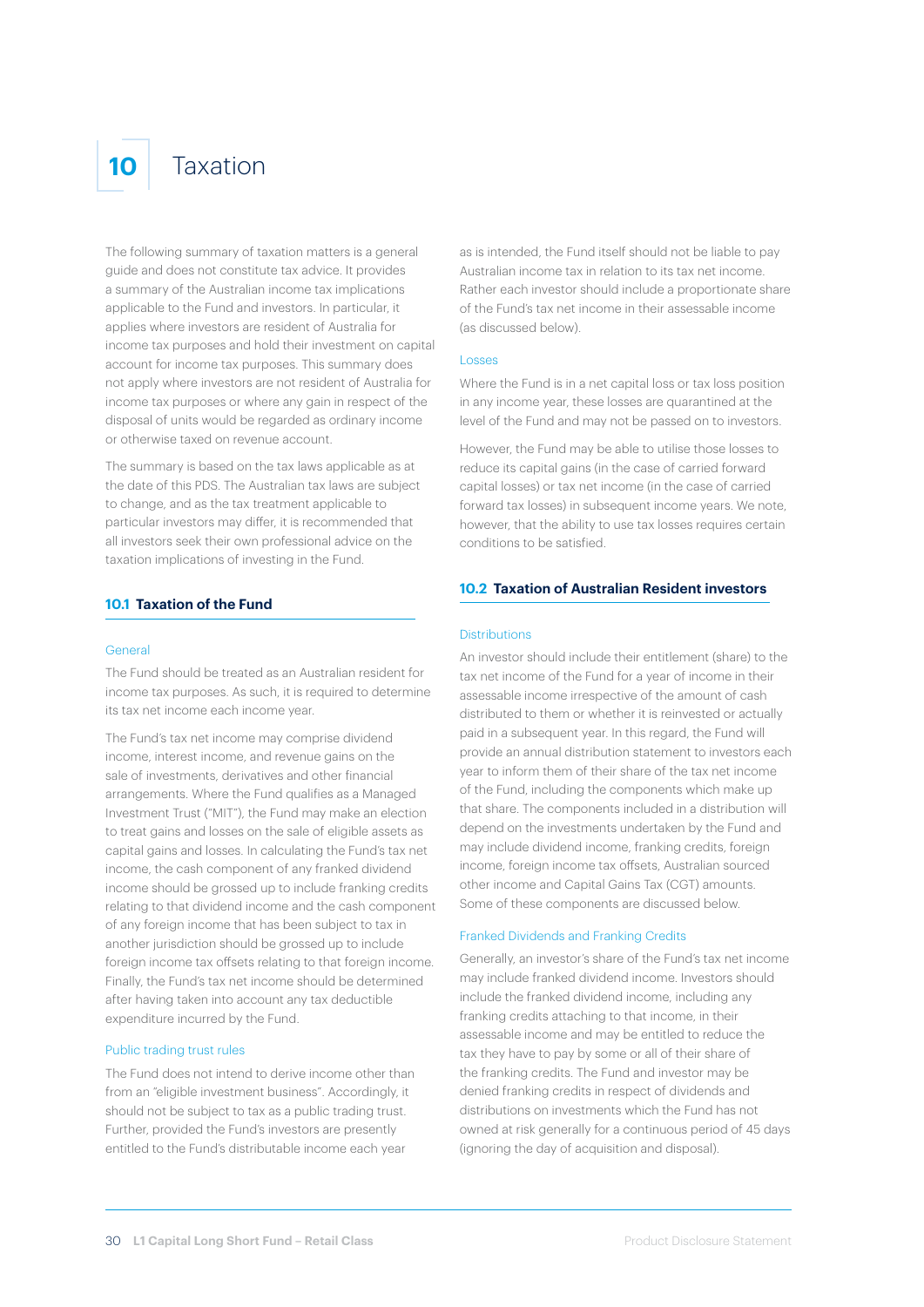# 10 Taxation

The following summary of taxation matters is a general guide and does not constitute tax advice. It provides a summary of the Australian income tax implications applicable to the Fund and investors. In particular, it applies where investors are resident of Australia for income tax purposes and hold their investment on capital account for income tax purposes. This summary does not apply where investors are not resident of Australia for income tax purposes or where any gain in respect of the disposal of units would be regarded as ordinary income or otherwise taxed on revenue account.

The summary is based on the tax laws applicable as at the date of this PDS. The Australian tax laws are subject to change, and as the tax treatment applicable to particular investors may differ, it is recommended that all investors seek their own professional advice on the taxation implications of investing in the Fund.

## 10.1 Taxation of the Fund

### General

The Fund should be treated as an Australian resident for income tax purposes. As such, it is required to determine its tax net income each income year.

The Fund's tax net income may comprise dividend income, interest income, and revenue gains on the sale of investments, derivatives and other financial arrangements. Where the Fund qualifies as a Managed Investment Trust ("MIT"), the Fund may make an election to treat gains and losses on the sale of eligible assets as capital gains and losses. In calculating the Fund's tax net income, the cash component of any franked dividend income should be grossed up to include franking credits relating to that dividend income and the cash component of any foreign income that has been subject to tax in another jurisdiction should be grossed up to include foreign income tax offsets relating to that foreign income. Finally, the Fund's tax net income should be determined after having taken into account any tax deductible expenditure incurred by the Fund.

### Public trading trust rules

The Fund does not intend to derive income other than from an "eligible investment business". Accordingly, it should not be subject to tax as a public trading trust. Further, provided the Fund's investors are presently entitled to the Fund's distributable income each year as is intended, the Fund itself should not be liable to pay Australian income tax in relation to its tax net income. Rather each investor should include a proportionate share of the Fund's tax net income in their assessable income (as discussed below).

### Losses

Where the Fund is in a net capital loss or tax loss position in any income year, these losses are quarantined at the level of the Fund and may not be passed on to investors.

However, the Fund may be able to utilise those losses to reduce its capital gains (in the case of carried forward capital losses) or tax net income (in the case of carried forward tax losses) in subsequent income years. We note, however, that the ability to use tax losses requires certain conditions to be satisfied.

## 10.2 Taxation of Australian Resident investors

### Distributions

An investor should include their entitlement (share) to the tax net income of the Fund for a year of income in their assessable income irrespective of the amount of cash distributed to them or whether it is reinvested or actually paid in a subsequent year. In this regard, the Fund will provide an annual distribution statement to investors each year to inform them of their share of the tax net income of the Fund, including the components which make up that share. The components included in a distribution will depend on the investments undertaken by the Fund and may include dividend income, franking credits, foreign income, foreign income tax offsets, Australian sourced other income and Capital Gains Tax (CGT) amounts. Some of these components are discussed below.

### Franked Dividends and Franking Credits

Generally, an investor's share of the Fund's tax net income may include franked dividend income. Investors should include the franked dividend income, including any franking credits attaching to that income, in their assessable income and may be entitled to reduce the tax they have to pay by some or all of their share of the franking credits. The Fund and investor may be denied franking credits in respect of dividends and distributions on investments which the Fund has not owned at risk generally for a continuous period of 45 days (ignoring the day of acquisition and disposal).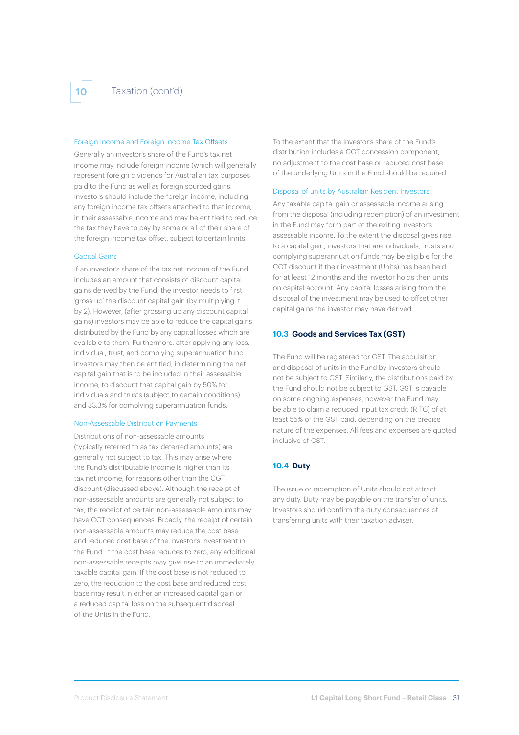## 10 Taxation (cont'd)

### Foreign Income and Foreign Income Tax Offsets

Generally an investor's share of the Fund's tax net income may include foreign income (which will generally represent foreign dividends for Australian tax purposes paid to the Fund as well as foreign sourced gains. Investors should include the foreign income, including any foreign income tax offsets attached to that income, in their assessable income and may be entitled to reduce the tax they have to pay by some or all of their share of the foreign income tax offset, subject to certain limits.

### Capital Gains

If an investor's share of the tax net income of the Fund includes an amount that consists of discount capital gains derived by the Fund, the investor needs to first 'gross up' the discount capital gain (by multiplying it by 2). However, (after grossing up any discount capital gains) investors may be able to reduce the capital gains distributed by the Fund by any capital losses which are available to them. Furthermore, after applying any loss, individual, trust, and complying superannuation fund investors may then be entitled, in determining the net capital gain that is to be included in their assessable income, to discount that capital gain by 50% for individuals and trusts (subject to certain conditions) and 33.3% for complying superannuation funds.

### Non-Assessable Distribution Payments

Distributions of non-assessable amounts (typically referred to as tax deferred amounts) are generally not subject to tax. This may arise where the Fund's distributable income is higher than its tax net income, for reasons other than the CGT discount (discussed above). Although the receipt of non-assessable amounts are generally not subject to tax, the receipt of certain non-assessable amounts may have CGT consequences. Broadly, the receipt of certain non-assessable amounts may reduce the cost base and reduced cost base of the investor's investment in the Fund. If the cost base reduces to zero, any additional non-assessable receipts may give rise to an immediately taxable capital gain. If the cost base is not reduced to zero, the reduction to the cost base and reduced cost base may result in either an increased capital gain or a reduced capital loss on the subsequent disposal of the Units in the Fund.

To the extent that the investor's share of the Fund's distribution includes a CGT concession component, no adjustment to the cost base or reduced cost base of the underlying Units in the Fund should be required.

### Disposal of units by Australian Resident Investors

Any taxable capital gain or assessable income arising from the disposal (including redemption) of an investment in the Fund may form part of the exiting investor's assessable income. To the extent the disposal gives rise to a capital gain, investors that are individuals, trusts and complying superannuation funds may be eligible for the CGT discount if their investment (Units) has been held for at least 12 months and the investor holds their units on capital account. Any capital losses arising from the disposal of the investment may be used to offset other capital gains the investor may have derived.

## 10.3 Goods and Services Tax (GST)

The Fund will be registered for GST. The acquisition and disposal of units in the Fund by investors should not be subject to GST. Similarly, the distributions paid by the Fund should not be subject to GST. GST is payable on some ongoing expenses, however the Fund may be able to claim a reduced input tax credit (RITC) of at least 55% of the GST paid, depending on the precise nature of the expenses. All fees and expenses are quoted inclusive of GST.

## 10.4 Duty

The issue or redemption of Units should not attract any duty. Duty may be payable on the transfer of units. Investors should confirm the duty consequences of transferring units with their taxation adviser.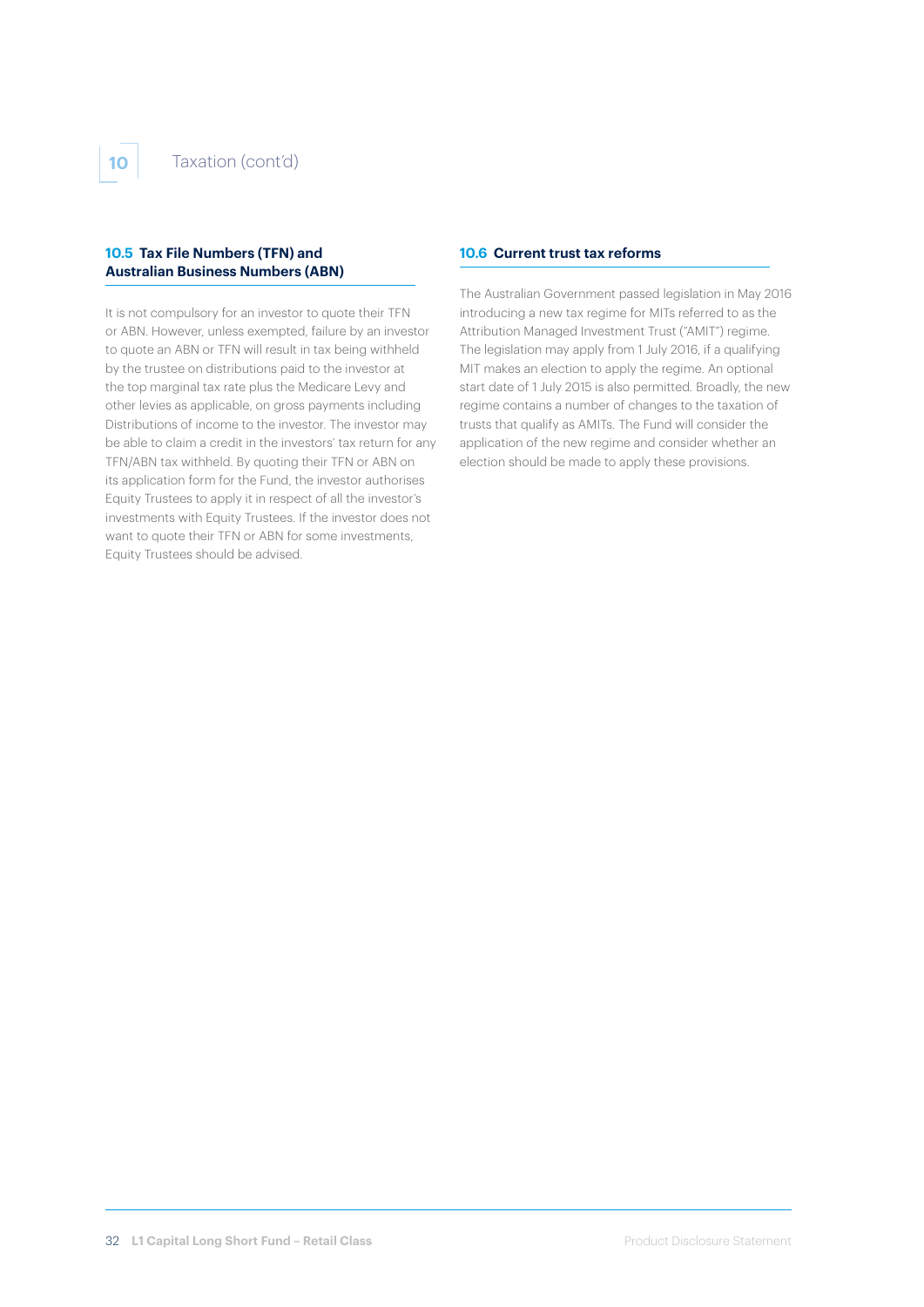# 10 Taxation (cont'd)

### 10.5 Tax File Numbers (TFN) and Australian Business Numbers (ABN)

It is not compulsory for an investor to quote their TFN or ABN. However, unless exempted, failure by an investor to quote an ABN or TFN will result in tax being withheld by the trustee on distributions paid to the investor at the top marginal tax rate plus the Medicare Levy and other levies as applicable, on gross payments including Distributions of income to the investor. The investor may be able to claim a credit in the investors' tax return for any TFN/ABN tax withheld. By quoting their TFN or ABN on its application form for the Fund, the investor authorises Equity Trustees to apply it in respect of all the investor's investments with Equity Trustees. If the investor does not want to quote their TFN or ABN for some investments, Equity Trustees should be advised.

### 10.6 Current trust tax reforms

The Australian Government passed legislation in May 2016 introducing a new tax regime for MITs referred to as the Attribution Managed Investment Trust ("AMIT") regime. The legislation may apply from 1 July 2016, if a qualifying MIT makes an election to apply the regime. An optional start date of 1 July 2015 is also permitted. Broadly, the new regime contains a number of changes to the taxation of trusts that qualify as AMITs. The Fund will consider the application of the new regime and consider whether an election should be made to apply these provisions.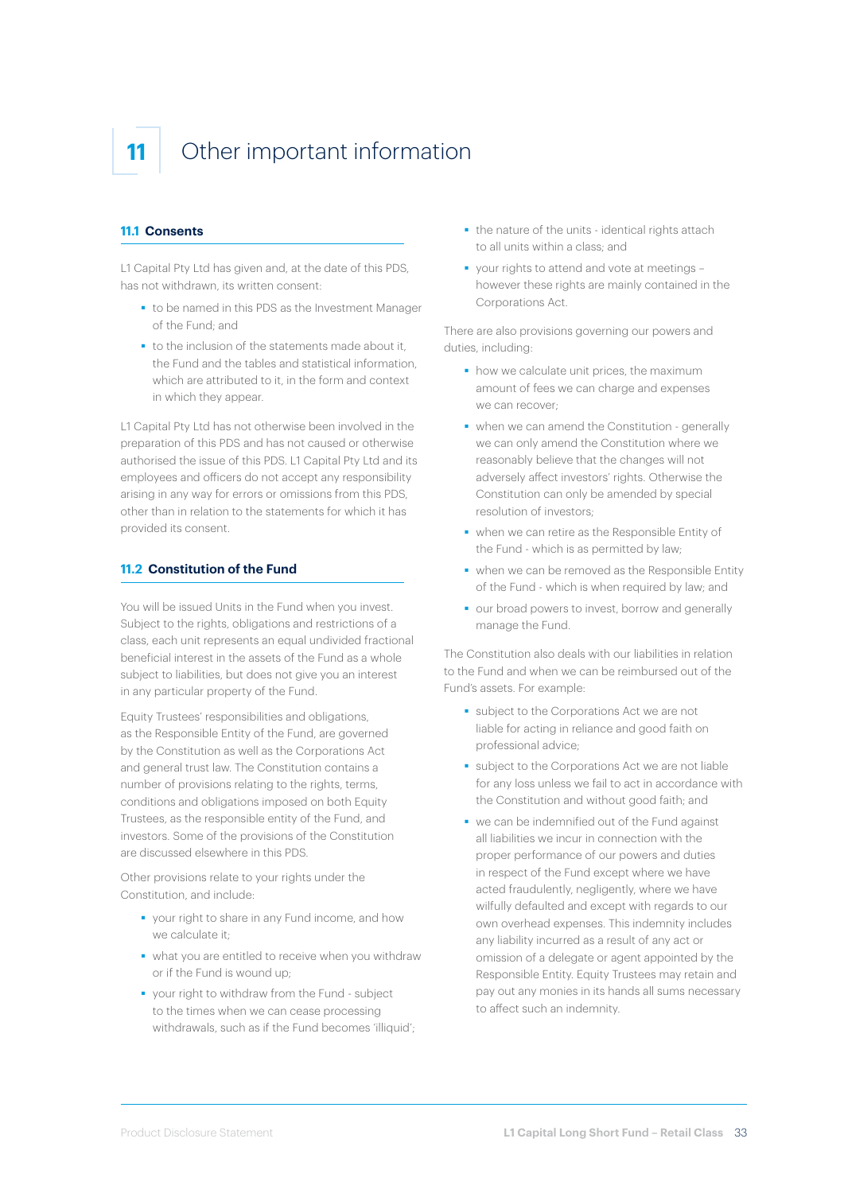# 11 Other important information

## 11.1 Consents

L1 Capital Pty Ltd has given and, at the date of this PDS, has not withdrawn, its written consent:

- to be named in this PDS as the Investment Manager of the Fund; and
- to the inclusion of the statements made about it, the Fund and the tables and statistical information, which are attributed to it, in the form and context in which they appear.

L1 Capital Pty Ltd has not otherwise been involved in the preparation of this PDS and has not caused or otherwise authorised the issue of this PDS. L1 Capital Pty Ltd and its employees and officers do not accept any responsibility arising in any way for errors or omissions from this PDS, other than in relation to the statements for which it has provided its consent.

## 11.2 Constitution of the Fund

You will be issued Units in the Fund when you invest. Subject to the rights, obligations and restrictions of a class, each unit represents an equal undivided fractional beneficial interest in the assets of the Fund as a whole subject to liabilities, but does not give you an interest in any particular property of the Fund.

Equity Trustees' responsibilities and obligations, as the Responsible Entity of the Fund, are governed by the Constitution as well as the Corporations Act and general trust law. The Constitution contains a number of provisions relating to the rights, terms, conditions and obligations imposed on both Equity Trustees, as the responsible entity of the Fund, and investors. Some of the provisions of the Constitution are discussed elsewhere in this PDS.

Other provisions relate to your rights under the Constitution, and include:

- your right to share in any Fund income, and how we calculate it;
- what you are entitled to receive when you withdraw or if the Fund is wound up;
- your right to withdraw from the Fund - subject to the times when we can cease processing withdrawals, such as if the Fund becomes 'illiquid';
- the nature of the units - identical rights attach to all units within a class; and
- your rights to attend and vote at meetings – however these rights are mainly contained in the Corporations Act.

There are also provisions governing our powers and duties, including:

- how we calculate unit prices, the maximum amount of fees we can charge and expenses we can recover;
- when we can amend the Constitution - generally we can only amend the Constitution where we reasonably believe that the changes will not adversely affect investors' rights. Otherwise the Constitution can only be amended by special resolution of investors;
- when we can retire as the Responsible Entity of the Fund - which is as permitted by law;
- when we can be removed as the Responsible Entity of the Fund - which is when required by law; and
- our broad powers to invest, borrow and generally manage the Fund.

The Constitution also deals with our liabilities in relation to the Fund and when we can be reimbursed out of the Fund's assets. For example:

- subject to the Corporations Act we are not liable for acting in reliance and good faith on professional advice;
- subject to the Corporations Act we are not liable for any loss unless we fail to act in accordance with the Constitution and without good faith; and
- we can be indemnified out of the Fund against all liabilities we incur in connection with the proper performance of our powers and duties in respect of the Fund except where we have acted fraudulently, negligently, where we have wilfully defaulted and except with regards to our own overhead expenses. This indemnity includes any liability incurred as a result of any act or omission of a delegate or agent appointed by the Responsible Entity. Equity Trustees may retain and pay out any monies in its hands all sums necessary to affect such an indemnity.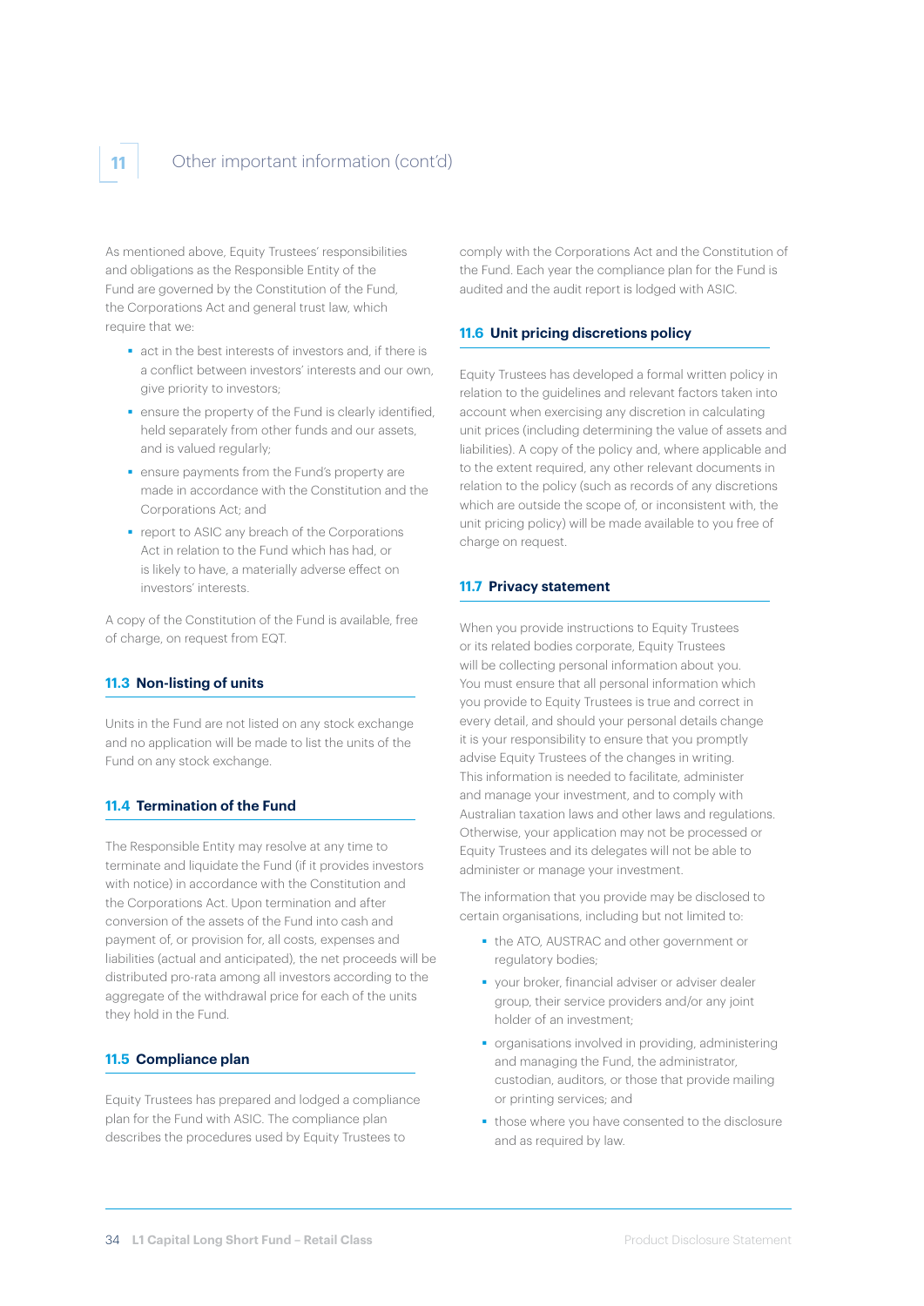## 11 Other important information (cont'd)

As mentioned above, Equity Trustees' responsibilities and obligations as the Responsible Entity of the Fund are governed by the Constitution of the Fund, the Corporations Act and general trust law, which require that we:

- act in the best interests of investors and, if there is a conflict between investors' interests and our own, give priority to investors;
- ensure the property of the Fund is clearly identified, held separately from other funds and our assets, and is valued regularly;
- ensure payments from the Fund's property are made in accordance with the Constitution and the Corporations Act; and
- report to ASIC any breach of the Corporations Act in relation to the Fund which has had, or is likely to have, a materially adverse effect on investors' interests.

A copy of the Constitution of the Fund is available, free of charge, on request from EQT.

### 11.3 Non-listing of units

Units in the Fund are not listed on any stock exchange and no application will be made to list the units of the Fund on any stock exchange.

### 11.4 Termination of the Fund

The Responsible Entity may resolve at any time to terminate and liquidate the Fund (if it provides investors with notice) in accordance with the Constitution and the Corporations Act. Upon termination and after conversion of the assets of the Fund into cash and payment of, or provision for, all costs, expenses and liabilities (actual and anticipated), the net proceeds will be distributed pro-rata among all investors according to the aggregate of the withdrawal price for each of the units they hold in the Fund.

### 11.5 Compliance plan

Equity Trustees has prepared and lodged a compliance plan for the Fund with ASIC. The compliance plan describes the procedures used by Equity Trustees to comply with the Corporations Act and the Constitution of the Fund. Each year the compliance plan for the Fund is audited and the audit report is lodged with ASIC.

### 11.6 Unit pricing discretions policy

Equity Trustees has developed a formal written policy in relation to the guidelines and relevant factors taken into account when exercising any discretion in calculating unit prices (including determining the value of assets and liabilities). A copy of the policy and, where applicable and to the extent required, any other relevant documents in relation to the policy (such as records of any discretions which are outside the scope of, or inconsistent with, the unit pricing policy) will be made available to you free of charge on request.

### 11.7 Privacy statement

When you provide instructions to Equity Trustees or its related bodies corporate, Equity Trustees will be collecting personal information about you. You must ensure that all personal information which you provide to Equity Trustees is true and correct in every detail, and should your personal details change it is your responsibility to ensure that you promptly advise Equity Trustees of the changes in writing. This information is needed to facilitate, administer and manage your investment, and to comply with Australian taxation laws and other laws and regulations. Otherwise, your application may not be processed or Equity Trustees and its delegates will not be able to administer or manage your investment.

The information that you provide may be disclosed to certain organisations, including but not limited to:

- the ATO, AUSTRAC and other government or regulatory bodies;
- your broker, financial adviser or adviser dealer group, their service providers and/or any joint holder of an investment;
- organisations involved in providing, administering and managing the Fund, the administrator, custodian, auditors, or those that provide mailing or printing services; and
- those where you have consented to the disclosure and as required by law.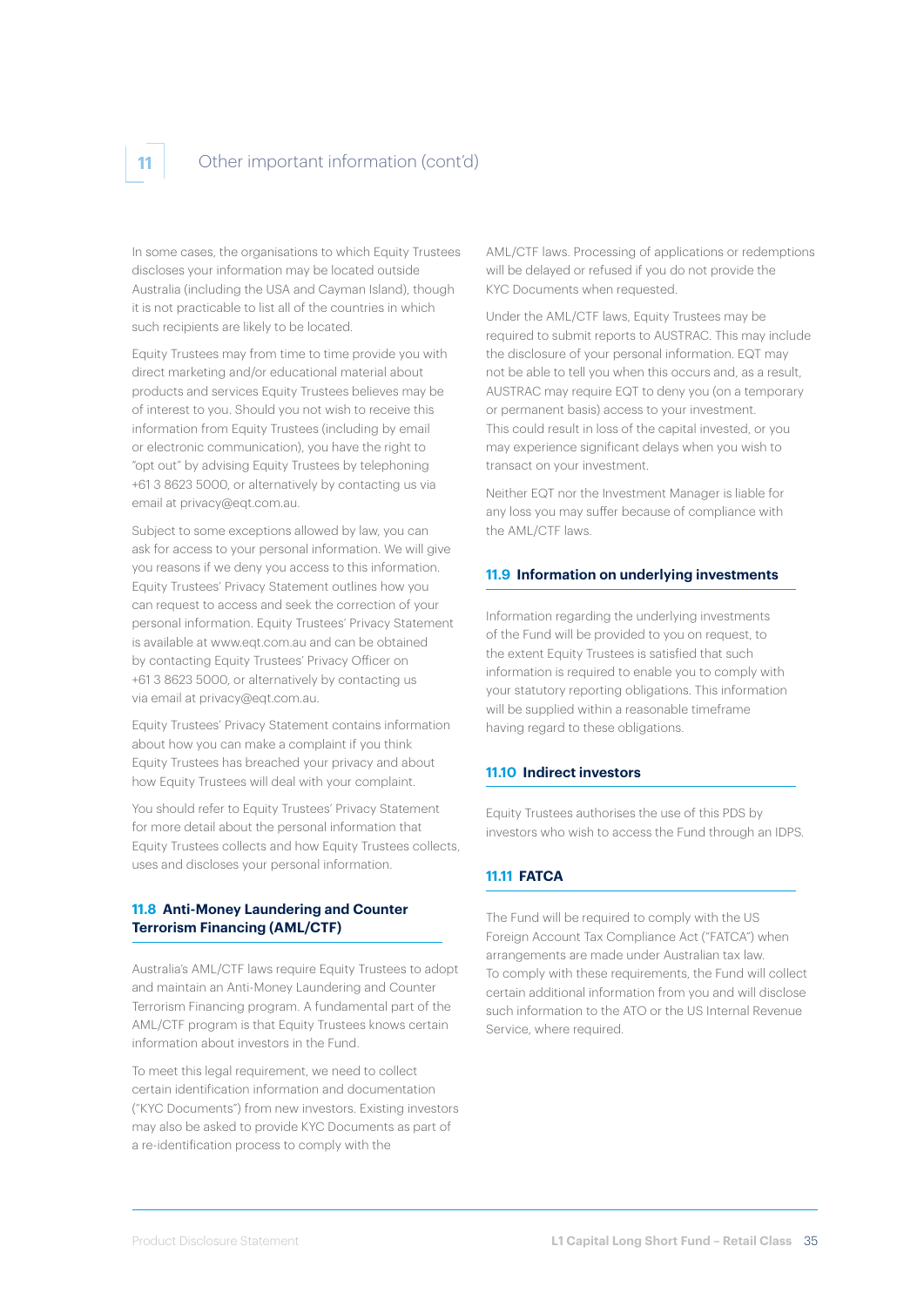In some cases, the organisations to which Equity Trustees discloses your information may be located outside Australia (including the USA and Cayman Island), though it is not practicable to list all of the countries in which such recipients are likely to be located.

Equity Trustees may from time to time provide you with direct marketing and/or educational material about products and services Equity Trustees believes may be of interest to you. Should you not wish to receive this information from Equity Trustees (including by email or electronic communication), you have the right to "opt out" by advising Equity Trustees by telephoning +61 3 8623 5000, or alternatively by contacting us via email at privacy@eqt.com.au.

Subject to some exceptions allowed by law, you can ask for access to your personal information. We will give you reasons if we deny you access to this information. Equity Trustees' Privacy Statement outlines how you can request to access and seek the correction of your personal information. Equity Trustees' Privacy Statement is available at www.eqt.com.au and can be obtained by contacting Equity Trustees' Privacy Officer on +61 3 8623 5000, or alternatively by contacting us via email at privacy@eqt.com.au.

Equity Trustees' Privacy Statement contains information about how you can make a complaint if you think Equity Trustees has breached your privacy and about how Equity Trustees will deal with your complaint.

You should refer to Equity Trustees' Privacy Statement for more detail about the personal information that Equity Trustees collects and how Equity Trustees collects, uses and discloses your personal information.

### 11.8 Anti-Money Laundering and Counter Terrorism Financing (AML/CTF)

Australia's AML/CTF laws require Equity Trustees to adopt and maintain an Anti-Money Laundering and Counter Terrorism Financing program. A fundamental part of the AML/CTF program is that Equity Trustees knows certain information about investors in the Fund.

To meet this legal requirement, we need to collect certain identification information and documentation ("KYC Documents") from new investors. Existing investors may also be asked to provide KYC Documents as part of a re-identification process to comply with the AML/CTF laws. Processing of applications or redemptions will be delayed or refused if you do not provide the KYC Documents when requested.

Under the AML/CTF laws, Equity Trustees may be required to submit reports to AUSTRAC. This may include the disclosure of your personal information. EQT may not be able to tell you when this occurs and, as a result, AUSTRAC may require EQT to deny you (on a temporary or permanent basis) access to your investment. This could result in loss of the capital invested, or you may experience significant delays when you wish to transact on your investment.

Neither EQT nor the Investment Manager is liable for any loss you may suffer because of compliance with the AML/CTF laws.

### 11.9 Information on underlying investments

Information regarding the underlying investments of the Fund will be provided to you on request, to the extent Equity Trustees is satisfied that such information is required to enable you to comply with your statutory reporting obligations. This information will be supplied within a reasonable timeframe having regard to these obligations.

### 11.10 Indirect investors

Equity Trustees authorises the use of this PDS by investors who wish to access the Fund through an IDPS.

### 11.11 FATCA

The Fund will be required to comply with the US Foreign Account Tax Compliance Act ("FATCA") when arrangements are made under Australian tax law. To comply with these requirements, the Fund will collect certain additional information from you and will disclose such information to the ATO or the US Internal Revenue Service, where required.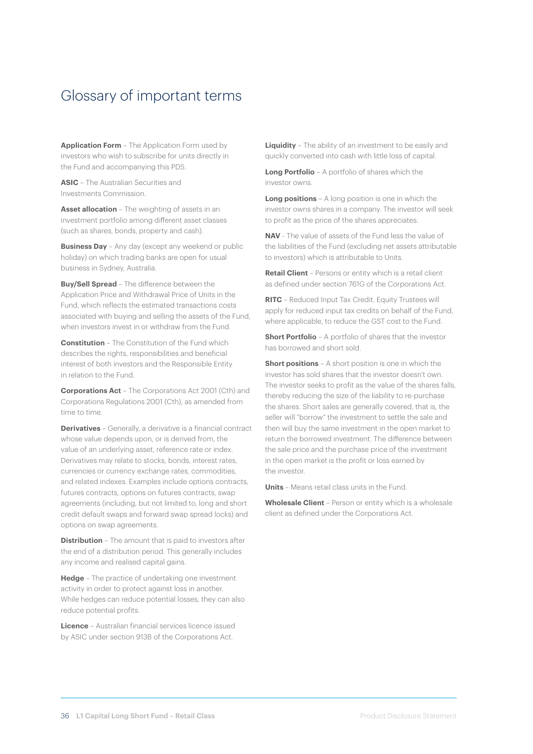# Glossary of important terms

**Application Form** – The Application Form used by investors who wish to subscribe for units directly in the Fund and accompanying this PDS.

**ASIC** – The Australian Securities and Investments Commission.

**Asset allocation** – The weighting of assets in an investment portfolio among different asset classes (such as shares, bonds, property and cash).

**Business Day** – Any day (except any weekend or public holiday) on which trading banks are open for usual business in Sydney, Australia.

**Buy/Sell Spread** – The difference between the Application Price and Withdrawal Price of Units in the Fund, which reflects the estimated transactions costs associated with buying and selling the assets of the Fund, when investors invest in or withdraw from the Fund.

**Constitution** – The Constitution of the Fund which describes the rights, responsibilities and beneficial interest of both investors and the Responsible Entity in relation to the Fund.

**Corporations Act** – The Corporations Act 2001 (Cth) and Corporations Regulations 2001 (Cth), as amended from time to time.

**Derivatives** – Generally, a derivative is a financial contract whose value depends upon, or is derived from, the value of an underlying asset, reference rate or index. Derivatives may relate to stocks, bonds, interest rates, currencies or currency exchange rates, commodities, and related indexes. Examples include options contracts, futures contracts, options on futures contracts, swap agreements (including, but not limited to, long and short credit default swaps and forward swap spread locks) and options on swap agreements.

**Distribution** – The amount that is paid to investors after the end of a distribution period. This generally includes any income and realised capital gains.

**Hedge** – The practice of undertaking one investment activity in order to protect against loss in another. While hedges can reduce potential losses, they can also reduce potential profits.

**Licence** – Australian financial services licence issued by ASIC under section 913B of the Corporations Act.

**Liquidity** – The ability of an investment to be easily and quickly converted into cash with little loss of capital.

**Long Portfolio** – A portfolio of shares which the investor owns.

**Long positions** – A long position is one in which the investor owns shares in a company. The investor will seek to profit as the price of the shares appreciates.

**NAV** - The value of assets of the Fund less the value of the liabilities of the Fund (excluding net assets attributable to investors) which is attributable to Units.

**Retail Client** – Persons or entity which is a retail client as defined under section 761G of the Corporations Act.

**RITC** – Reduced Input Tax Credit. Equity Trustees will apply for reduced input tax credits on behalf of the Fund, where applicable, to reduce the GST cost to the Fund.

**Short Portfolio** – A portfolio of shares that the investor has borrowed and short sold.

**Short positions** – A short position is one in which the investor has sold shares that the investor doesn't own. The investor seeks to profit as the value of the shares falls, thereby reducing the size of the liability to re-purchase the shares. Short sales are generally covered, that is, the seller will "borrow" the investment to settle the sale and then will buy the same investment in the open market to return the borrowed investment. The difference between the sale price and the purchase price of the investment in the open market is the profit or loss earned by the investor.

**Units** – Means retail class units in the Fund.

**Wholesale Client** – Person or entity which is a wholesale client as defined under the Corporations Act.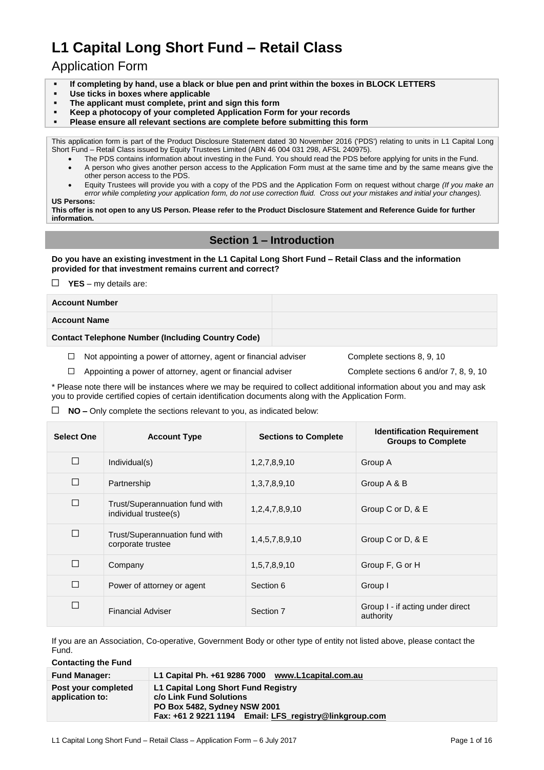# L1 Capital Long Short Fund – Retail Class

## Application Form

- **If completing by hand, use a black or blue pen and print within the boxes in BLOCK LETTERS**
- **Use ticks in boxes where applicable**
- **The applicant must complete, print and sign this form**
- **Keep a photocopy of your completed Application Form for your records**
- **Please ensure all relevant sections are complete before submitting this form**

This application form is part of the Product Disclosure Statement dated 30 November 2016 ('PDS') relating to units in L1 Capital Long Short Fund – Retail Class issued by Equity Trustees Limited (ABN 46 004 031 298, AFSL 240975).

- The PDS contains information about investing in the Fund. You should read the PDS before applying for units in the Fund.
- A person who gives another person access to the Application Form must at the same time and by the same means give the other person access to the PDS.
- Equity Trustees will provide you with a copy of the PDS and the Application Form on request without charge *(If you make an error while completing your application form, do not use correction fluid. Cross out your mistakes and initial your changes).*

**US Persons:**

**This offer is not open to any US Person. Please refer to the Product Disclosure Statement and Reference Guide for further information.**

## Section 1 – Introduction

**Do you have an existing investment in the L1 Capital Long Short Fund – Retail Class and the information provided for that investment remains current and correct?**

☐ **YES** – my details are:

| **Account Number** | |
|---|---|
| **Account Name** | |
| **Contact Telephone Number (Including Country Code)** | |

☐ Not appointing a power of attorney, agent or financial adviser — Complete sections 8, 9, 10

☐ Appointing a power of attorney, agent or financial adviser — Complete sections 6 and/or 7, 8, 9, 10

\* Please note there will be instances where we may be required to collect additional information about you and may ask you to provide certified copies of certain identification documents along with the Application Form.

☐ **NO –** Only complete the sections relevant to you, as indicated below:

| Select One | Account Type | Sections to Complete | Identification Requirement Groups to Complete |
|---|---|---|---|
| ☐ | Individual(s) | 1,2,7,8,9,10 | Group A |
| ☐ | Partnership | 1,3,7,8,9,10 | Group A & B |
| ☐ | Trust/Superannuation fund with individual trustee(s) | 1,2,4,7,8,9,10 | Group C or D, & E |
| ☐ | Trust/Superannuation fund with corporate trustee | 1,4,5,7,8,9,10 | Group C or D, & E |
| ☐ | Company | 1,5,7,8,9,10 | Group F, G or H |
| ☐ | Power of attorney or agent | Section 6 | Group I |
| ☐ | Financial Adviser | Section 7 | Group I - if acting under direct authority |

If you are an Association, Co-operative, Government Body or other type of entity not listed above, please contact the Fund.

**Contacting the Fund**

| **Fund Manager:** | **L1 Capital Ph. +61 9286 7000 www.L1capital.com.au** |
|---|---|
| **Post your completed application to:** | **L1 Capital Long Short Fund Registry**<br>**c/o Link Fund Solutions**<br>**PO Box 5482, Sydney NSW 2001**<br>**Fax: +61 2 9221 1194 Email: LFS_registry@linkgroup.com** |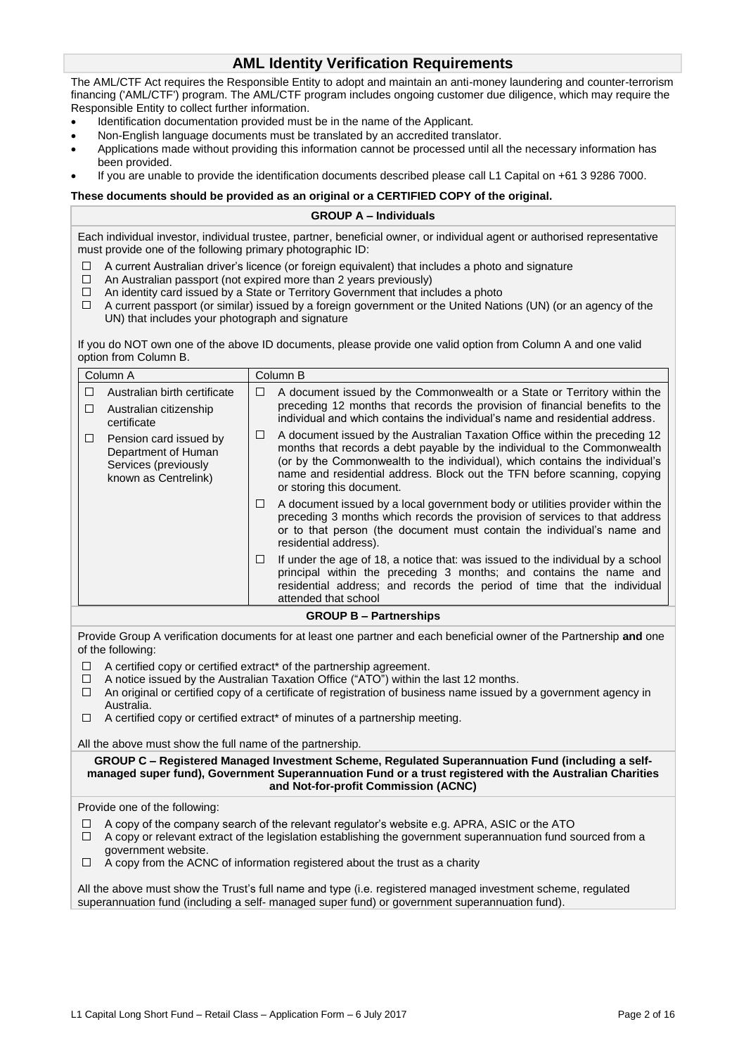## AML Identity Verification Requirements

The AML/CTF Act requires the Responsible Entity to adopt and maintain an anti-money laundering and counter-terrorism financing ('AML/CTF') program. The AML/CTF program includes ongoing customer due diligence, which may require the Responsible Entity to collect further information.

- Identification documentation provided must be in the name of the Applicant.
- Non-English language documents must be translated by an accredited translator.
- Applications made without providing this information cannot be processed until all the necessary information has been provided.
- If you are unable to provide the identification documents described please call L1 Capital on +61 3 9286 7000.

**These documents should be provided as an original or a CERTIFIED COPY of the original.**

### GROUP A – Individuals

Each individual investor, individual trustee, partner, beneficial owner, or individual agent or authorised representative must provide one of the following primary photographic ID:

- ☐ A current Australian driver's licence (or foreign equivalent) that includes a photo and signature
- ☐ An Australian passport (not expired more than 2 years previously)
- ☐ An identity card issued by a State or Territory Government that includes a photo
- ☐ A current passport (or similar) issued by a foreign government or the United Nations (UN) (or an agency of the UN) that includes your photograph and signature

If you do NOT own one of the above ID documents, please provide one valid option from Column A and one valid option from Column B.

| Column A | Column B |
|---|---|
| ☐ Australian birth certificate<br>☐ Australian citizenship certificate<br>☐ Pension card issued by Department of Human Services (previously known as Centrelink) | ☐ A document issued by the Commonwealth or a State or Territory within the preceding 12 months that records the provision of financial benefits to the individual and which contains the individual's name and residential address.<br>☐ A document issued by the Australian Taxation Office within the preceding 12 months that records a debt payable by the individual to the Commonwealth (or by the Commonwealth to the individual), which contains the individual's name and residential address. Block out the TFN before scanning, copying or storing this document.<br>☐ A document issued by a local government body or utilities provider within the preceding 3 months which records the provision of services to that address or to that person (the document must contain the individual's name and residential address).<br>☐ If under the age of 18, a notice that: was issued to the individual by a school principal within the preceding 3 months; and contains the name and residential address; and records the period of time that the individual attended that school |

### GROUP B – Partnerships

Provide Group A verification documents for at least one partner and each beneficial owner of the Partnership **and** one of the following:

- ☐ A certified copy or certified extract* of the partnership agreement.
- ☐ A notice issued by the Australian Taxation Office ("ATO") within the last 12 months.
- ☐ An original or certified copy of a certificate of registration of business name issued by a government agency in Australia.
- ☐ A certified copy or certified extract* of minutes of a partnership meeting.

All the above must show the full name of the partnership.

### GROUP C – Registered Managed Investment Scheme, Regulated Superannuation Fund (including a self-managed super fund), Government Superannuation Fund or a trust registered with the Australian Charities and Not-for-profit Commission (ACNC)

Provide one of the following:

- ☐ A copy of the company search of the relevant regulator's website e.g. APRA, ASIC or the ATO
- ☐ A copy or relevant extract of the legislation establishing the government superannuation fund sourced from a government website.
- ☐ A copy from the ACNC of information registered about the trust as a charity

All the above must show the Trust's full name and type (i.e. registered managed investment scheme, regulated superannuation fund (including a self- managed super fund) or government superannuation fund).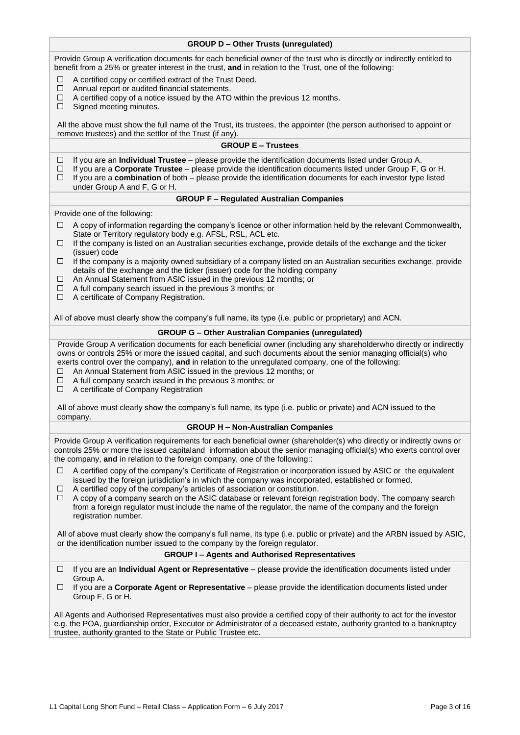### GROUP D – Other Trusts (unregulated)

Provide Group A verification documents for each beneficial owner of the trust who is directly or indirectly entitled to benefit from a 25% or greater interest in the trust, **and** in relation to the Trust, one of the following:

- ☐ A certified copy or certified extract of the Trust Deed.
- ☐ Annual report or audited financial statements.
- ☐ A certified copy of a notice issued by the ATO within the previous 12 months.
- ☐ Signed meeting minutes.

All the above must show the full name of the Trust, its trustees, the appointer (the person authorised to appoint or remove trustees) and the settlor of the Trust (if any).

### GROUP E – Trustees

- ☐ If you are an **Individual Trustee** – please provide the identification documents listed under Group A.
- ☐ If you are a **Corporate Trustee** – please provide the identification documents listed under Group F, G or H.
- ☐ If you are a **combination** of both – please provide the identification documents for each investor type listed under Group A and F, G or H.

### GROUP F – Regulated Australian Companies

Provide one of the following:

- ☐ A copy of information regarding the company's licence or other information held by the relevant Commonwealth, State or Territory regulatory body e.g. AFSL, RSL, ACL etc.
- ☐ If the company is listed on an Australian securities exchange, provide details of the exchange and the ticker (issuer) code
- ☐ If the company is a majority owned subsidiary of a company listed on an Australian securities exchange, provide details of the exchange and the ticker (issuer) code for the holding company
- ☐ An Annual Statement from ASIC issued in the previous 12 months; or
- ☐ A full company search issued in the previous 3 months; or
- ☐ A certificate of Company Registration.

All of above must clearly show the company's full name, its type (i.e. public or proprietary) and ACN.

### GROUP G – Other Australian Companies (unregulated)

Provide Group A verification documents for each beneficial owner (including any shareholderwho directly or indirectly owns or controls 25% or more the issued capital, and such documents about the senior managing official(s) who exerts control over the company), **and** in relation to the unregulated company, one of the following:

- ☐ An Annual Statement from ASIC issued in the previous 12 months; or
- ☐ A full company search issued in the previous 3 months; or
- ☐ A certificate of Company Registration

All of above must clearly show the company's full name, its type (i.e. public or private) and ACN issued to the company.

### GROUP H – Non-Australian Companies

Provide Group A verification requirements for each beneficial owner (shareholder(s) who directly or indirectly owns or controls 25% or more the issued capitaland information about the senior managing official(s) who exerts control over the company, **and** in relation to the foreign company, one of the following::

- ☐ A certified copy of the company's Certificate of Registration or incorporation issued by ASIC or the equivalent issued by the foreign jurisdiction's in which the company was incorporated, established or formed.
- ☐ A certified copy of the company's articles of association or constitution.
- ☐ A copy of a company search on the ASIC database or relevant foreign registration body. The company search from a foreign regulator must include the name of the regulator, the name of the company and the foreign registration number.

All of above must clearly show the company's full name, its type (i.e. public or private) and the ARBN issued by ASIC, or the identification number issued to the company by the foreign regulator.

### GROUP I – Agents and Authorised Representatives

- ☐ If you are an **Individual Agent or Representative** – please provide the identification documents listed under Group A.
- ☐ If you are a **Corporate Agent or Representative** – please provide the identification documents listed under Group F, G or H.

All Agents and Authorised Representatives must also provide a certified copy of their authority to act for the investor e.g. the POA, guardianship order, Executor or Administrator of a deceased estate, authority granted to a bankruptcy trustee, authority granted to the State or Public Trustee etc.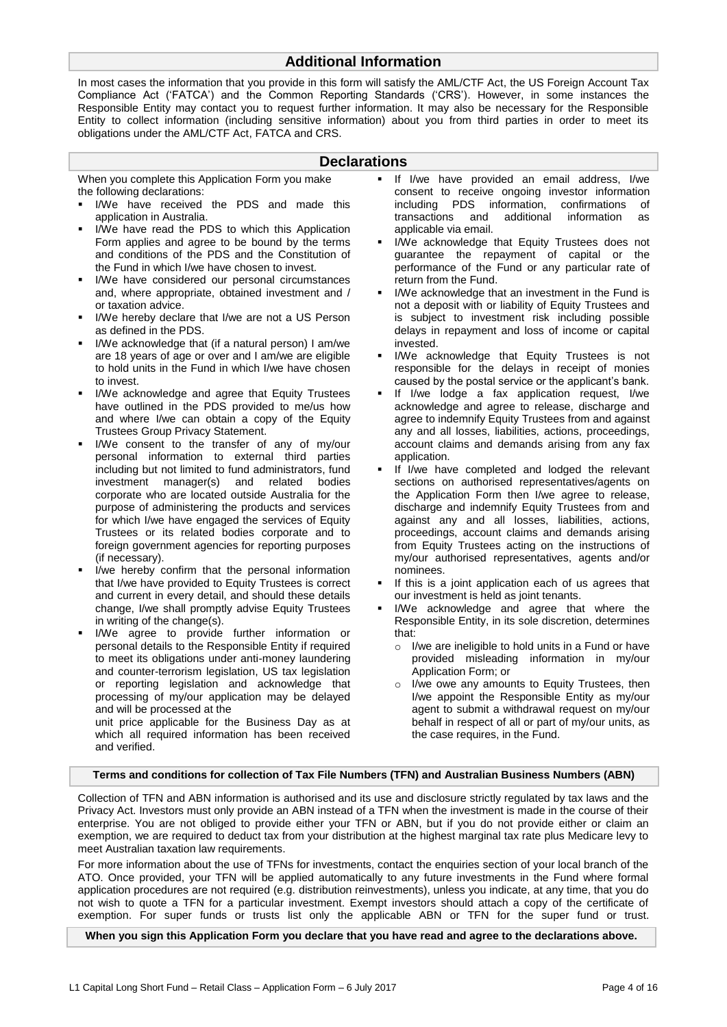## Additional Information

In most cases the information that you provide in this form will satisfy the AML/CTF Act, the US Foreign Account Tax Compliance Act ('FATCA') and the Common Reporting Standards ('CRS'). However, in some instances the Responsible Entity may contact you to request further information. It may also be necessary for the Responsible Entity to collect information (including sensitive information) about you from third parties in order to meet its obligations under the AML/CTF Act, FATCA and CRS.

## Declarations

When you complete this Application Form you make the following declarations:

- I/We have received the PDS and made this application in Australia.
- I/We have read the PDS to which this Application Form applies and agree to be bound by the terms and conditions of the PDS and the Constitution of the Fund in which I/we have chosen to invest.
- I/We have considered our personal circumstances and, where appropriate, obtained investment and / or taxation advice.
- I/We hereby declare that I/we are not a US Person as defined in the PDS.
- I/We acknowledge that (if a natural person) I am/we are 18 years of age or over and I am/we are eligible to hold units in the Fund in which I/we have chosen to invest.
- I/We acknowledge and agree that Equity Trustees have outlined in the PDS provided to me/us how and where I/we can obtain a copy of the Equity Trustees Group Privacy Statement.
- I/We consent to the transfer of any of my/our personal information to external third parties including but not limited to fund administrators, fund investment manager(s) and related bodies corporate who are located outside Australia for the purpose of administering the products and services for which I/we have engaged the services of Equity Trustees or its related bodies corporate and to foreign government agencies for reporting purposes (if necessary).
- I/we hereby confirm that the personal information that I/we have provided to Equity Trustees is correct and current in every detail, and should these details change, I/we shall promptly advise Equity Trustees in writing of the change(s).
- I/We agree to provide further information or personal details to the Responsible Entity if required to meet its obligations under anti-money laundering and counter-terrorism legislation, US tax legislation or reporting legislation and acknowledge that processing of my/our application may be delayed and will be processed at the unit price applicable for the Business Day as at which all required information has been received and verified.
- If I/we have provided an email address, I/we consent to receive ongoing investor information including PDS information, confirmations of transactions and additional information as applicable via email.
- I/We acknowledge that Equity Trustees does not guarantee the repayment of capital or the performance of the Fund or any particular rate of return from the Fund.
- I/We acknowledge that an investment in the Fund is not a deposit with or liability of Equity Trustees and is subject to investment risk including possible delays in repayment and loss of income or capital invested.
- I/We acknowledge that Equity Trustees is not responsible for the delays in receipt of monies caused by the postal service or the applicant's bank.
- If I/we lodge a fax application request, I/we acknowledge and agree to release, discharge and agree to indemnify Equity Trustees from and against any and all losses, liabilities, actions, proceedings, account claims and demands arising from any fax application.
- If I/we have completed and lodged the relevant sections on authorised representatives/agents on the Application Form then I/we agree to release, discharge and indemnify Equity Trustees from and against any and all losses, liabilities, actions, proceedings, account claims and demands arising from Equity Trustees acting on the instructions of my/our authorised representatives, agents and/or nominees.
- If this is a joint application each of us agrees that our investment is held as joint tenants.
- I/We acknowledge and agree that where the Responsible Entity, in its sole discretion, determines that:
  - I/we are ineligible to hold units in a Fund or have provided misleading information in my/our Application Form; or
  - I/we owe any amounts to Equity Trustees, then I/we appoint the Responsible Entity as my/our agent to submit a withdrawal request on my/our behalf in respect of all or part of my/our units, as the case requires, in the Fund.

### Terms and conditions for collection of Tax File Numbers (TFN) and Australian Business Numbers (ABN)

Collection of TFN and ABN information is authorised and its use and disclosure strictly regulated by tax laws and the Privacy Act. Investors must only provide an ABN instead of a TFN when the investment is made in the course of their enterprise. You are not obliged to provide either your TFN or ABN, but if you do not provide either or claim an exemption, we are required to deduct tax from your distribution at the highest marginal tax rate plus Medicare levy to meet Australian taxation law requirements.

For more information about the use of TFNs for investments, contact the enquiries section of your local branch of the ATO. Once provided, your TFN will be applied automatically to any future investments in the Fund where formal application procedures are not required (e.g. distribution reinvestments), unless you indicate, at any time, that you do not wish to quote a TFN for a particular investment. Exempt investors should attach a copy of the certificate of exemption. For super funds or trusts list only the applicable ABN or TFN for the super fund or trust.

**When you sign this Application Form you declare that you have read and agree to the declarations above.**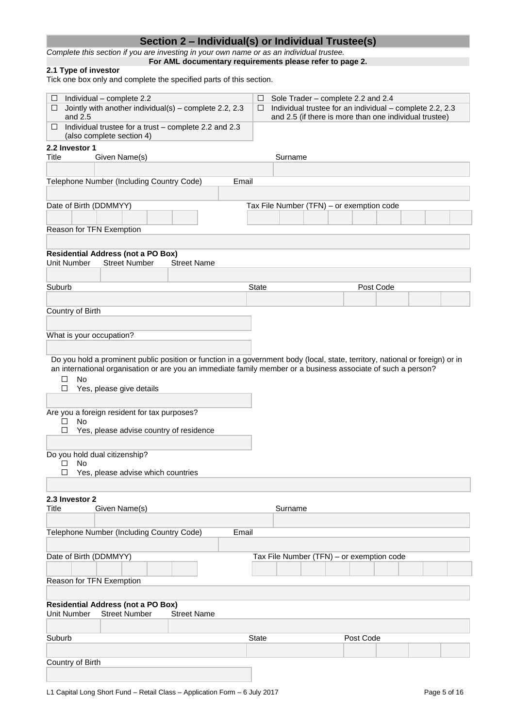## Section 2 – Individual(s) or Individual Trustee(s)

*Complete this section if you are investing in your own name or as an individual trustee.*

**For AML documentary requirements please refer to page 2.**

### 2.1 Type of investor

Tick one box only and complete the specified parts of this section.

| | |
|---|---|
| ☐ Individual – complete 2.2 | ☐ Sole Trader – complete 2.2 and 2.4 |
| ☐ Jointly with another individual(s) – complete 2.2, 2.3 and 2.5 | ☐ Individual trustee for an individual – complete 2.2, 2.3 and 2.5 (if there is more than one individual trustee) |
| ☐ Individual trustee for a trust – complete 2.2 and 2.3 (also complete section 4) | |

### 2.2 Investor 1

| Title | Given Name(s) | Surname |
|---|---|---|
| | | |

| Telephone Number (Including Country Code) | Email |
|---|---|
| | |

| Date of Birth (DDMMYY) | Tax File Number (TFN) – or exemption code |
|---|---|
| | |

Reason for TFN Exemption

**Residential Address (not a PO Box)**

| Unit Number | Street Number | Street Name |
|---|---|---|
| | | |

| Suburb | State | Post Code |
|---|---|---|
| | | |

Country of Birth

What is your occupation?

Do you hold a prominent public position or function in a government body (local, state, territory, national or foreign) or in an international organisation or are you an immediate family member or a business associate of such a person?

☐ No

☐ Yes, please give details

Are you a foreign resident for tax purposes?

☐ No

☐ Yes, please advise country of residence

Do you hold dual citizenship?

☐ No

☐ Yes, please advise which countries

### 2.3 Investor 2

| Title | Given Name(s) | Surname |
|---|---|---|
| | | |

| Telephone Number (Including Country Code) | Email |
|---|---|
| | |

| Date of Birth (DDMMYY) | Tax File Number (TFN) – or exemption code |
|---|---|
| | |

Reason for TFN Exemption

**Residential Address (not a PO Box)**

| Unit Number | Street Number | Street Name |
|---|---|---|
| | | |

| Suburb | State | Post Code |
|---|---|---|
| | | |

Country of Birth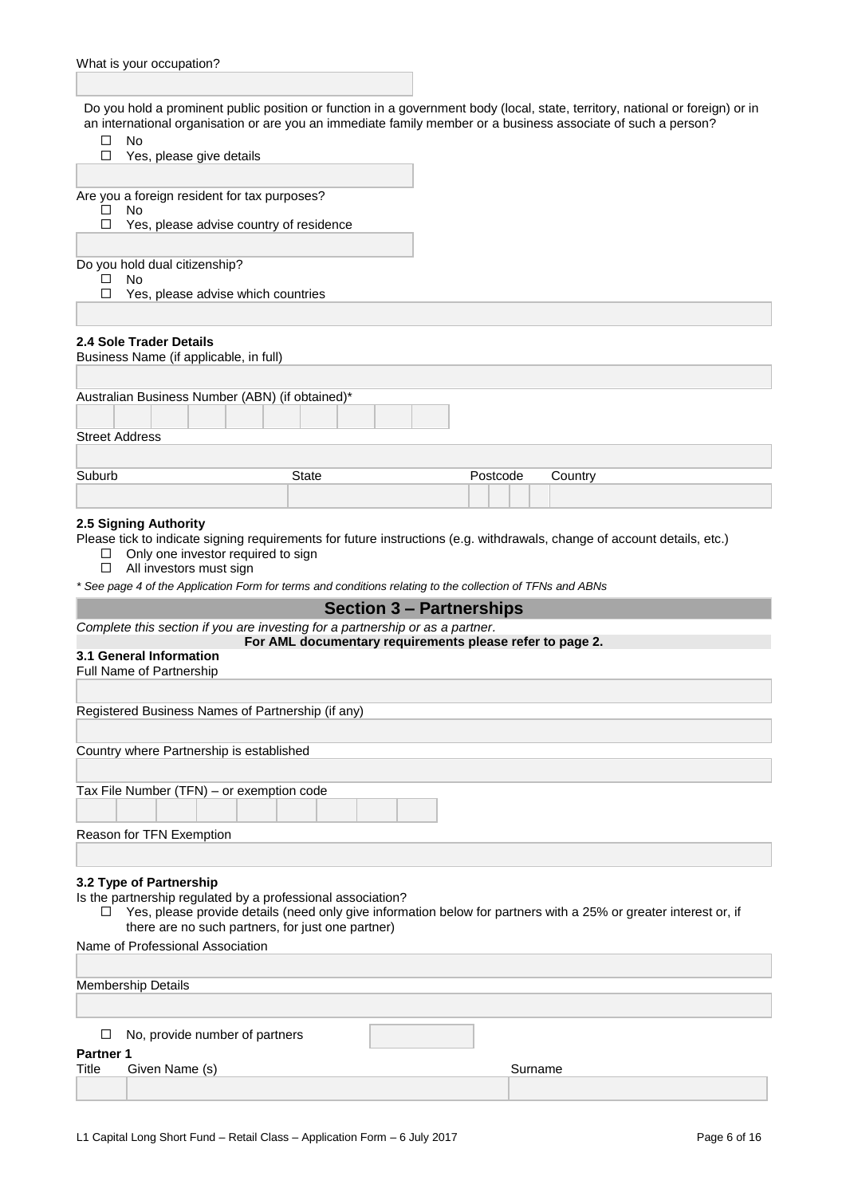What is your occupation?

Do you hold a prominent public position or function in a government body (local, state, territory, national or foreign) or in an international organisation or are you an immediate family member or a business associate of such a person?

- ☐ No
- ☐ Yes, please give details

Are you a foreign resident for tax purposes?

- ☐ No
- ☐ Yes, please advise country of residence

Do you hold dual citizenship?

- ☐ No
- ☐ Yes, please advise which countries

**2.4 Sole Trader Details**

Business Name (if applicable, in full)

Australian Business Number (ABN) (if obtained)*

Street Address

| Suburb | State | Postcode | Country |
|---|---|---|---|
| | | | |

**2.5 Signing Authority**

Please tick to indicate signing requirements for future instructions (e.g. withdrawals, change of account details, etc.)

- ☐ Only one investor required to sign
- ☐ All investors must sign

*\* See page 4 of the Application Form for terms and conditions relating to the collection of TFNs and ABNs*

## Section 3 – Partnerships

*Complete this section if you are investing for a partnership or as a partner.*

**For AML documentary requirements please refer to page 2.**

**3.1 General Information**

Full Name of Partnership

Registered Business Names of Partnership (if any)

Country where Partnership is established

Tax File Number (TFN) – or exemption code

Reason for TFN Exemption

**3.2 Type of Partnership**

Is the partnership regulated by a professional association?

- ☐ Yes, please provide details (need only give information below for partners with a 25% or greater interest or, if there are no such partners, for just one partner)

Name of Professional Association

Membership Details

- ☐ No, provide number of partners

**Partner 1**

| Title | Given Name (s) | Surname |
|---|---|---|
| | | |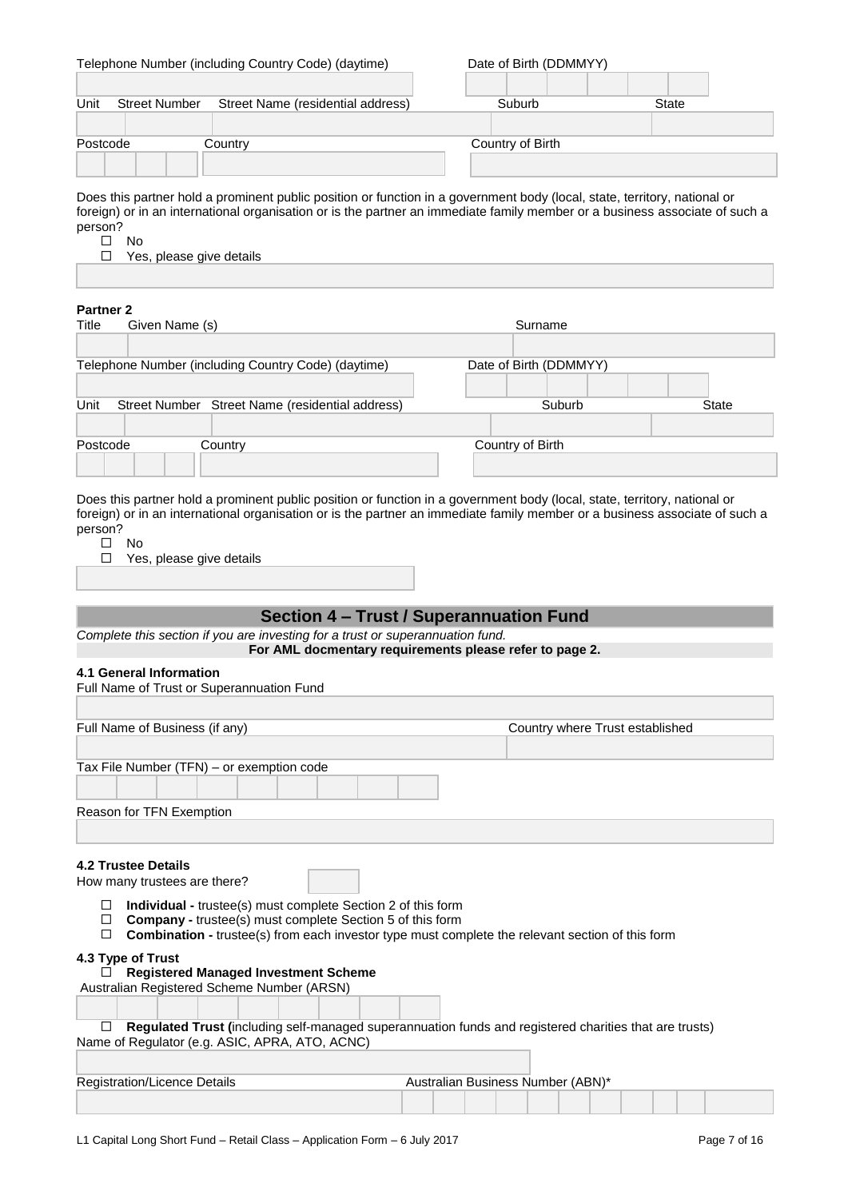| Telephone Number (including Country Code) (daytime) | Date of Birth (DDMMYY) |
|---|---|
| | |

| Unit | Street Number | Street Name (residential address) | Suburb | State |
|---|---|---|---|---|
| | | | | |

| Postcode | Country | Country of Birth |
|---|---|---|
| | | |

Does this partner hold a prominent public position or function in a government body (local, state, territory, national or foreign) or in an international organisation or is the partner an immediate family member or a business associate of such a person?

- ☐ No
- ☐ Yes, please give details

**Partner 2**

| Title | Given Name (s) | Surname |
|---|---|---|
| | | |

| Telephone Number (including Country Code) (daytime) | Date of Birth (DDMMYY) |
|---|---|
| | |

| Unit | Street Number | Street Name (residential address) | Suburb | State |
|---|---|---|---|---|
| | | | | |

| Postcode | Country | Country of Birth |
|---|---|---|
| | | |

Does this partner hold a prominent public position or function in a government body (local, state, territory, national or foreign) or in an international organisation or is the partner an immediate family member or a business associate of such a person?

- ☐ No
- ☐ Yes, please give details

## Section 4 – Trust / Superannuation Fund

*Complete this section if you are investing for a trust or superannuation fund.*

**For AML docmentary requirements please refer to page 2.**

### 4.1 General Information

Full Name of Trust or Superannuation Fund

| Full Name of Business (if any) | Country where Trust established |
|---|---|
| | |

Tax File Number (TFN) – or exemption code

Reason for TFN Exemption

### 4.2 Trustee Details

How many trustees are there?

- ☐ **Individual -** trustee(s) must complete Section 2 of this form
- ☐ **Company -** trustee(s) must complete Section 5 of this form
- ☐ **Combination -** trustee(s) from each investor type must complete the relevant section of this form

### 4.3 Type of Trust

☐ **Registered Managed Investment Scheme**

Australian Registered Scheme Number (ARSN)

☐ **Regulated Trust (**including self-managed superannuation funds and registered charities that are trusts)

Name of Regulator (e.g. ASIC, APRA, ATO, ACNC)

| Registration/Licence Details | Australian Business Number (ABN)* |
|---|---|
| | |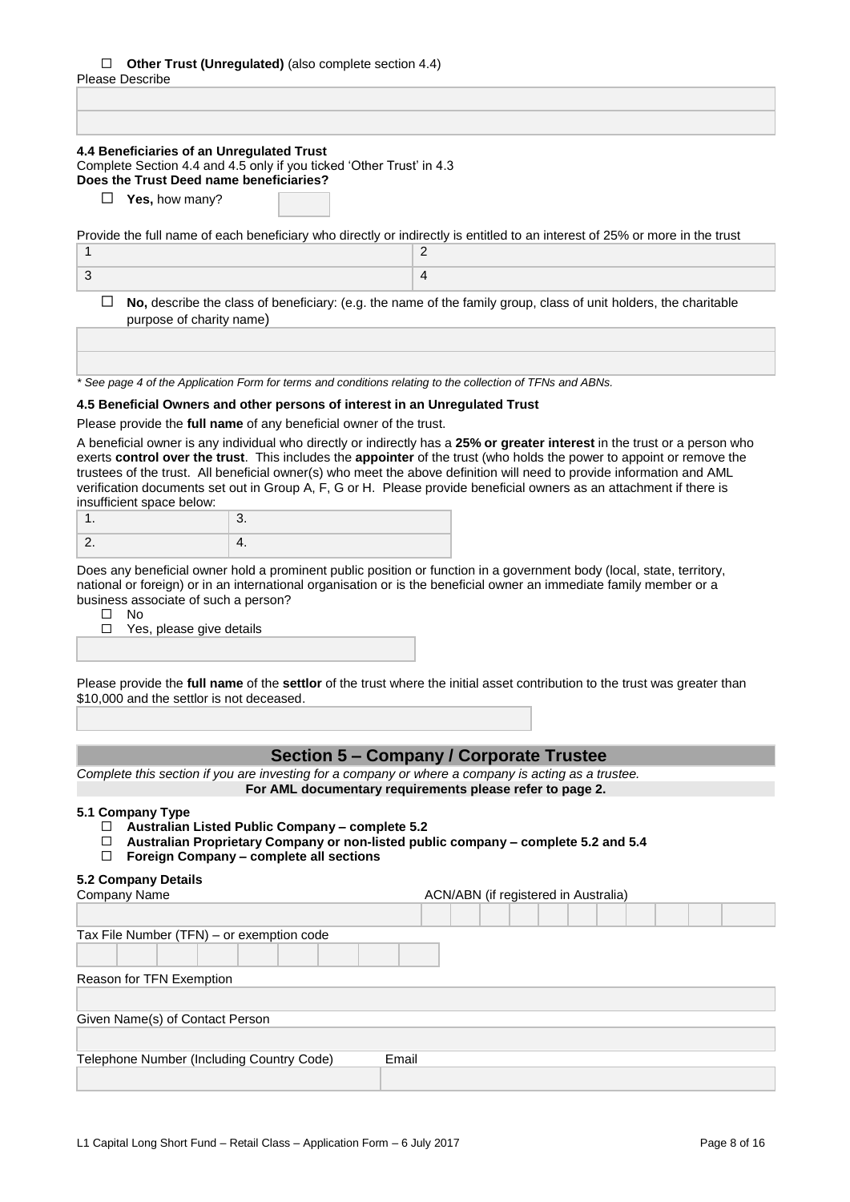☐ **Other Trust (Unregulated)** (also complete section 4.4)

Please Describe

| |
|---|
| |
| |

**4.4 Beneficiaries of an Unregulated Trust**

Complete Section 4.4 and 4.5 only if you ticked 'Other Trust' in 4.3

**Does the Trust Deed name beneficiaries?**

☐ **Yes,** how many? [ ]

Provide the full name of each beneficiary who directly or indirectly is entitled to an interest of 25% or more in the trust

| | |
|---|---|
| 1 | 2 |
| 3 | 4 |

☐ **No,** describe the class of beneficiary: (e.g. the name of the family group, class of unit holders, the charitable purpose of charity name)

| |
|---|
| |
| |

*\* See page 4 of the Application Form for terms and conditions relating to the collection of TFNs and ABNs.*

**4.5 Beneficial Owners and other persons of interest in an Unregulated Trust**

Please provide the **full name** of any beneficial owner of the trust.

A beneficial owner is any individual who directly or indirectly has a **25% or greater interest** in the trust or a person who exerts **control over the trust**. This includes the **appointer** of the trust (who holds the power to appoint or remove the trustees of the trust. All beneficial owner(s) who meet the above definition will need to provide information and AML verification documents set out in Group A, F, G or H. Please provide beneficial owners as an attachment if there is insufficient space below:

| | |
|---|---|
| 1. | 3. |
| 2. | 4. |

Does any beneficial owner hold a prominent public position or function in a government body (local, state, territory, national or foreign) or in an international organisation or is the beneficial owner an immediate family member or a business associate of such a person?

☐ No

☐ Yes, please give details

[ ]

Please provide the **full name** of the **settlor** of the trust where the initial asset contribution to the trust was greater than $10,000 and the settlor is not deceased.

[ ]

## Section 5 – Company / Corporate Trustee

*Complete this section if you are investing for a company or where a company is acting as a trustee.*

**For AML documentary requirements please refer to page 2.**

**5.1 Company Type**

☐ **Australian Listed Public Company – complete 5.2**

☐ **Australian Proprietary Company or non-listed public company – complete 5.2 and 5.4**

☐ **Foreign Company – complete all sections**

**5.2 Company Details**

| Company Name | ACN/ABN (if registered in Australia) |
|---|---|
| | |

Tax File Number (TFN) – or exemption code

[ ]

Reason for TFN Exemption

[ ]

Given Name(s) of Contact Person

[ ]

| Telephone Number (Including Country Code) | Email |
|---|---|
| | |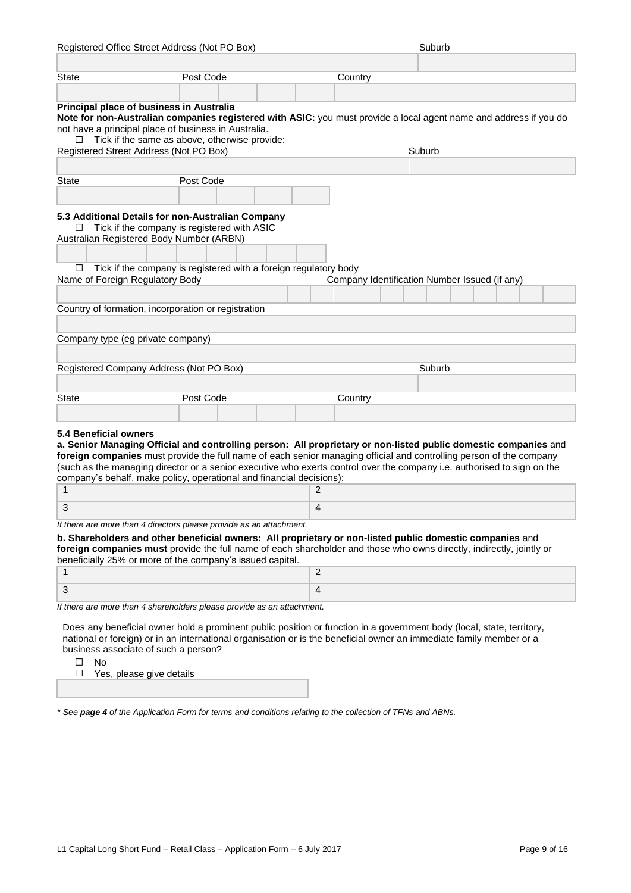| Registered Office Street Address (Not PO Box) | Suburb |
| --- | --- |
| | |

| State | Post Code | Country |
| --- | --- | --- |
| | | |

**Principal place of business in Australia**

**Note for non-Australian companies registered with ASIC:** you must provide a local agent name and address if you do not have a principal place of business in Australia.

☐ Tick if the same as above, otherwise provide:

| Registered Street Address (Not PO Box) | Suburb |
| --- | --- |
| | |

| State | Post Code |
| --- | --- |
| | |

**5.3 Additional Details for non-Australian Company**

☐ Tick if the company is registered with ASIC

Australian Registered Body Number (ARBN)

| |
| --- |
| |

☐ Tick if the company is registered with a foreign regulatory body

| Name of Foreign Regulatory Body | Company Identification Number Issued (if any) |
| --- | --- |
| | |

Country of formation, incorporation or registration

| |
| --- |
| |

Company type (eg private company)

| |
| --- |
| |

| Registered Company Address (Not PO Box) | Suburb |
| --- | --- |
| | |

| State | Post Code | Country |
| --- | --- | --- |
| | | |

**5.4 Beneficial owners**

**a. Senior Managing Official and controlling person: All proprietary or non-listed public domestic companies** and **foreign companies** must provide the full name of each senior managing official and controlling person of the company (such as the managing director or a senior executive who exerts control over the company i.e. authorised to sign on the company's behalf, make policy, operational and financial decisions):

| | |
| --- | --- |
| 1 | 2 |
| 3 | 4 |

*If there are more than 4 directors please provide as an attachment.*

**b. Shareholders and other beneficial owners: All proprietary or non-listed public domestic companies** and **foreign companies must** provide the full name of each shareholder and those who owns directly, indirectly, jointly or beneficially 25% or more of the company's issued capital.

| | |
| --- | --- |
| 1 | 2 |
| 3 | 4 |

*If there are more than 4 shareholders please provide as an attachment.*

Does any beneficial owner hold a prominent public position or function in a government body (local, state, territory, national or foreign) or in an international organisation or is the beneficial owner an immediate family member or a business associate of such a person?

☐ No

☐ Yes, please give details

| |
| --- |
| |

*\* See **page 4** of the Application Form for terms and conditions relating to the collection of TFNs and ABNs.*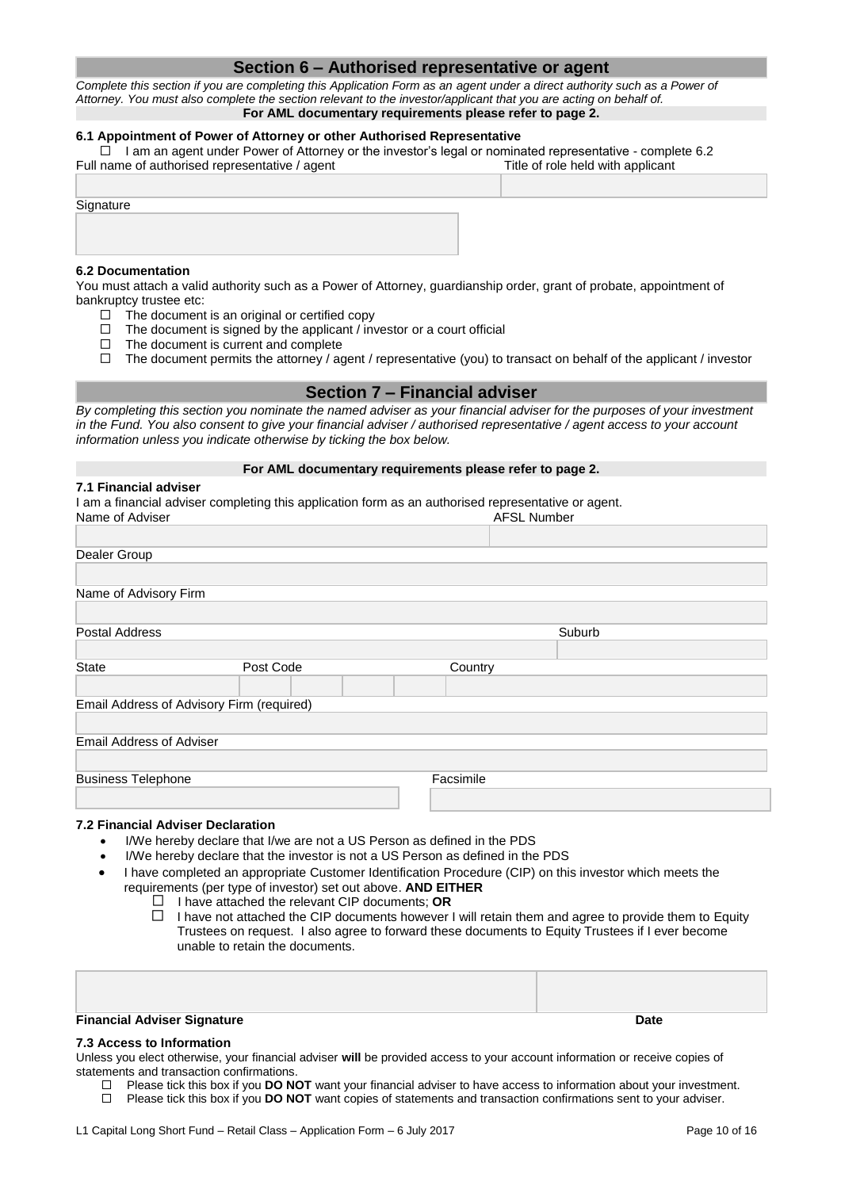## Section 6 – Authorised representative or agent

*Complete this section if you are completing this Application Form as an agent under a direct authority such as a Power of Attorney. You must also complete the section relevant to the investor/applicant that you are acting on behalf of.*

**For AML documentary requirements please refer to page 2.**

### 6.1 Appointment of Power of Attorney or other Authorised Representative

☐ I am an agent under Power of Attorney or the investor's legal or nominated representative - complete 6.2

| Full name of authorised representative / agent | Title of role held with applicant |
|---|---|
| | |

Signature

| |
|---|
| |

### 6.2 Documentation

You must attach a valid authority such as a Power of Attorney, guardianship order, grant of probate, appointment of bankruptcy trustee etc:

- ☐ The document is an original or certified copy
- ☐ The document is signed by the applicant / investor or a court official
- ☐ The document is current and complete
- ☐ The document permits the attorney / agent / representative (you) to transact on behalf of the applicant / investor

## Section 7 – Financial adviser

*By completing this section you nominate the named adviser as your financial adviser for the purposes of your investment in the Fund. You also consent to give your financial adviser / authorised representative / agent access to your account information unless you indicate otherwise by ticking the box below.*

**For AML documentary requirements please refer to page 2.**

### 7.1 Financial adviser

I am a financial adviser completing this application form as an authorised representative or agent.

| Name of Adviser | AFSL Number |
|---|---|
| | |

Dealer Group

Name of Advisory Firm

| Postal Address | Suburb |
|---|---|
| | |

| State | Post Code | Country |
|---|---|---|
| | | |

Email Address of Advisory Firm (required)

Email Address of Adviser

| Business Telephone | Facsimile |
|---|---|
| | |

### 7.2 Financial Adviser Declaration

- I/We hereby declare that I/we are not a US Person as defined in the PDS
- I/We hereby declare that the investor is not a US Person as defined in the PDS
- I have completed an appropriate Customer Identification Procedure (CIP) on this investor which meets the requirements (per type of investor) set out above. **AND EITHER**
  - ☐ I have attached the relevant CIP documents; **OR**
  - ☐ I have not attached the CIP documents however I will retain them and agree to provide them to Equity Trustees on request. I also agree to forward these documents to Equity Trustees if I ever become unable to retain the documents.

| **Financial Adviser Signature** | **Date** |
|---|---|
| | |

### 7.3 Access to Information

Unless you elect otherwise, your financial adviser **will** be provided access to your account information or receive copies of statements and transaction confirmations.

- ☐ Please tick this box if you **DO NOT** want your financial adviser to have access to information about your investment.
- ☐ Please tick this box if you **DO NOT** want copies of statements and transaction confirmations sent to your adviser.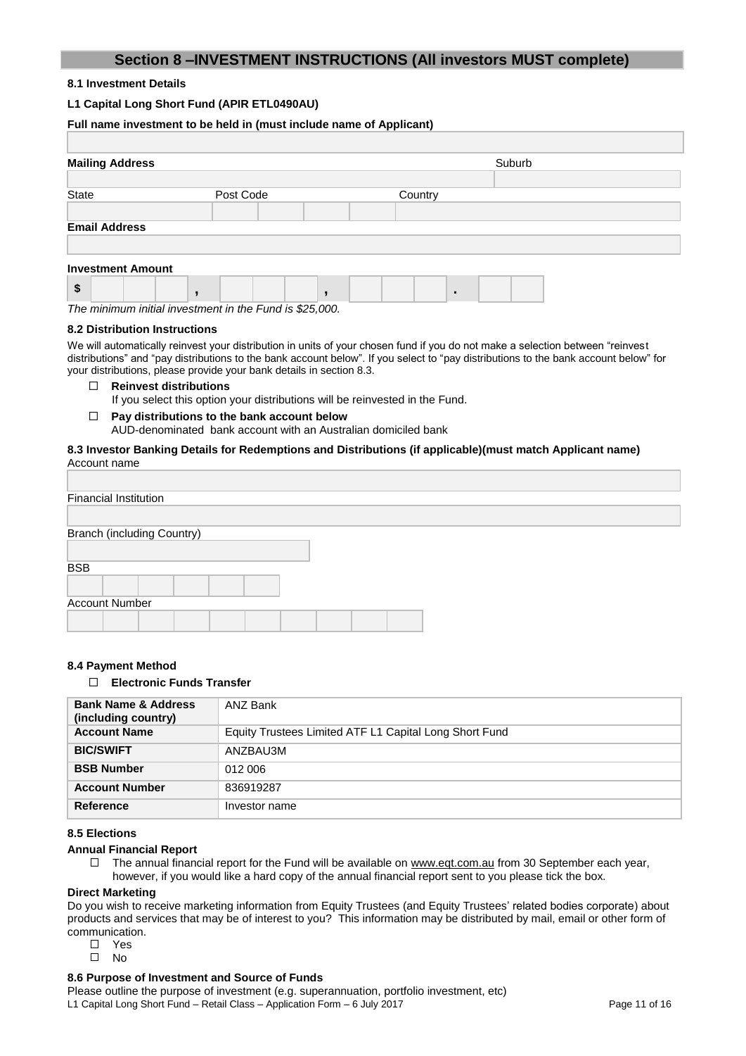# Section 8 –INVESTMENT INSTRUCTIONS (All investors MUST complete)

**8.1 Investment Details**

**L1 Capital Long Short Fund (APIR ETL0490AU)**

**Full name investment to be held in (must include name of Applicant)**

**Mailing Address** Suburb

State Post Code Country

**Email Address**

**Investment Amount**

$ \_\_\_ , \_\_\_ , \_\_\_ . \_\_

*The minimum initial investment in the Fund is $25,000.*

**8.2 Distribution Instructions**

We will automatically reinvest your distribution in units of your chosen fund if you do not make a selection between "reinvest distributions" and "pay distributions to the bank account below". If you select to "pay distributions to the bank account below" for your distributions, please provide your bank details in section 8.3.

- ☐ **Reinvest distributions**
  If you select this option your distributions will be reinvested in the Fund.
- ☐ **Pay distributions to the bank account below**
  AUD-denominated bank account with an Australian domiciled bank

**8.3 Investor Banking Details for Redemptions and Distributions (if applicable)(must match Applicant name)**

Account name

Financial Institution

Branch (including Country)

BSB

Account Number

**8.4 Payment Method**

☐ **Electronic Funds Transfer**

| **Bank Name & Address (including country)** | ANZ Bank |
|---|---|
| **Account Name** | Equity Trustees Limited ATF L1 Capital Long Short Fund |
| **BIC/SWIFT** | ANZBAU3M |
| **BSB Number** | 012 006 |
| **Account Number** | 836919287 |
| **Reference** | Investor name |

**8.5 Elections**

**Annual Financial Report**

☐ The annual financial report for the Fund will be available on www.eqt.com.au from 30 September each year, however, if you would like a hard copy of the annual financial report sent to you please tick the box.

**Direct Marketing**

Do you wish to receive marketing information from Equity Trustees (and Equity Trustees' related bodies corporate) about products and services that may be of interest to you? This information may be distributed by mail, email or other form of communication.

- ☐ Yes
- ☐ No

**8.6 Purpose of Investment and Source of Funds**

Please outline the purpose of investment (e.g. superannuation, portfolio investment, etc)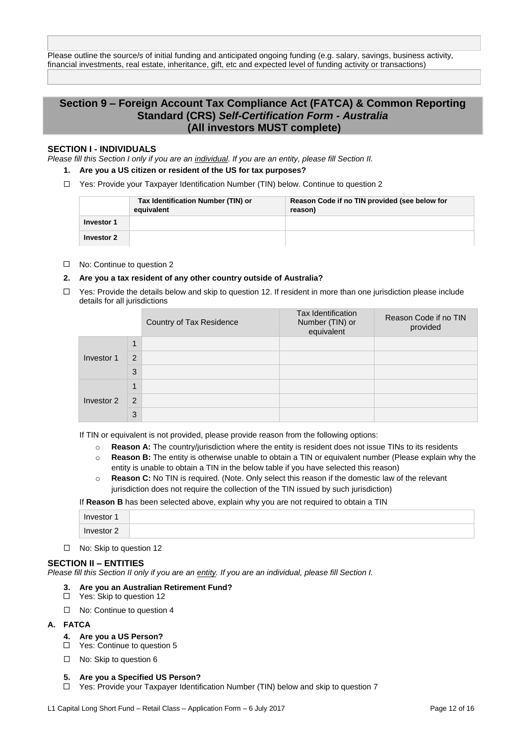Please outline the source/s of initial funding and anticipated ongoing funding (e.g. salary, savings, business activity, financial investments, real estate, inheritance, gift, etc and expected level of funding activity or transactions)

## Section 9 – Foreign Account Tax Compliance Act (FATCA) & Common Reporting Standard (CRS) *Self-Certification Form - Australia* (All investors MUST complete)

### SECTION I - INDIVIDUALS

*Please fill this Section I only if you are an individual. If you are an entity, please fill Section II.*

**1. Are you a US citizen or resident of the US for tax purposes?**

☐ Yes: Provide your Taxpayer Identification Number (TIN) below. Continue to question 2

| | Tax Identification Number (TIN) or equivalent | Reason Code if no TIN provided (see below for reason) |
|---|---|---|
| **Investor 1** | | |
| **Investor 2** | | |

☐ No: Continue to question 2

**2. Are you a tax resident of any other country outside of Australia?**

☐ Yes: Provide the details below and skip to question 12. If resident in more than one jurisdiction please include details for all jurisdictions

| | | Country of Tax Residence | Tax Identification Number (TIN) or equivalent | Reason Code if no TIN provided |
|---|---|---|---|---|
| Investor 1 | 1 | | | |
| | 2 | | | |
| | 3 | | | |
| Investor 2 | 1 | | | |
| | 2 | | | |
| | 3 | | | |

If TIN or equivalent is not provided, please provide reason from the following options:

- **Reason A:** The country/jurisdiction where the entity is resident does not issue TINs to its residents
- **Reason B:** The entity is otherwise unable to obtain a TIN or equivalent number (Please explain why the entity is unable to obtain a TIN in the below table if you have selected this reason)
- **Reason C:** No TIN is required. (Note. Only select this reason if the domestic law of the relevant jurisdiction does not require the collection of the TIN issued by such jurisdiction)

If **Reason B** has been selected above, explain why you are not required to obtain a TIN

| | |
|---|---|
| Investor 1 | |
| Investor 2 | |

☐ No: Skip to question 12

### SECTION II – ENTITIES

*Please fill this Section II only if you are an entity. If you are an individual, please fill Section I.*

**3. Are you an Australian Retirement Fund?**

☐ Yes: Skip to question 12

☐ No: Continue to question 4

**A. FATCA**

**4. Are you a US Person?**

☐ Yes: Continue to question 5

☐ No: Skip to question 6

**5. Are you a Specified US Person?**

☐ Yes: Provide your Taxpayer Identification Number (TIN) below and skip to question 7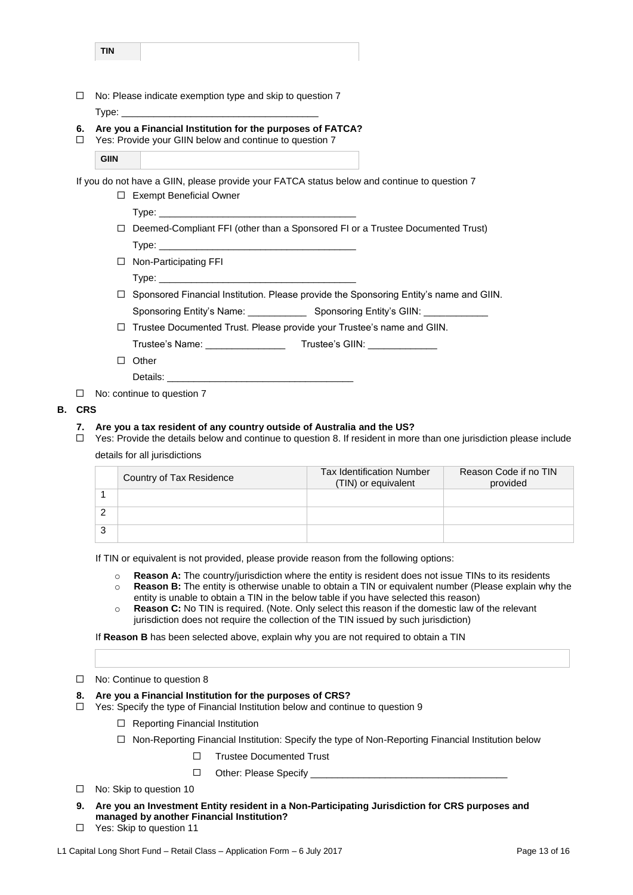| TIN | |
|---|---|

☐ No: Please indicate exemption type and skip to question 7

Type: ___________________________________

**6. Are you a Financial Institution for the purposes of FATCA?**

☐ Yes: Provide your GIIN below and continue to question 7

| GIIN | |
|---|---|

If you do not have a GIIN, please provide your FATCA status below and continue to question 7

- ☐ Exempt Beneficial Owner

  Type: ___________________________________

- ☐ Deemed-Compliant FFI (other than a Sponsored FI or a Trustee Documented Trust)

  Type: ___________________________________

- ☐ Non-Participating FFI

  Type: ___________________________________

- ☐ Sponsored Financial Institution. Please provide the Sponsoring Entity's name and GIIN.

  Sponsoring Entity's Name: ___________ Sponsoring Entity's GIIN: ____________

- ☐ Trustee Documented Trust. Please provide your Trustee's name and GIIN.

  Trustee's Name: _______________ Trustee's GIIN: _____________

- ☐ Other

  Details: _________________________________

☐ No: continue to question 7

## B. CRS

**7. Are you a tax resident of any country outside of Australia and the US?**

☐ Yes: Provide the details below and continue to question 8. If resident in more than one jurisdiction please include details for all jurisdictions

| | Country of Tax Residence | Tax Identification Number (TIN) or equivalent | Reason Code if no TIN provided |
|---|---|---|---|
| 1 | | | |
| 2 | | | |
| 3 | | | |

If TIN or equivalent is not provided, please provide reason from the following options:

- **Reason A:** The country/jurisdiction where the entity is resident does not issue TINs to its residents
- **Reason B:** The entity is otherwise unable to obtain a TIN or equivalent number (Please explain why the entity is unable to obtain a TIN in the below table if you have selected this reason)
- **Reason C:** No TIN is required. (Note. Only select this reason if the domestic law of the relevant jurisdiction does not require the collection of the TIN issued by such jurisdiction)

If **Reason B** has been selected above, explain why you are not required to obtain a TIN

| |
|---|

☐ No: Continue to question 8

**8. Are you a Financial Institution for the purposes of CRS?**

☐ Yes: Specify the type of Financial Institution below and continue to question 9

- ☐ Reporting Financial Institution
- ☐ Non-Reporting Financial Institution: Specify the type of Non-Reporting Financial Institution below
  - ☐ Trustee Documented Trust
  - ☐ Other: Please Specify ___________________________________

☐ No: Skip to question 10

**9. Are you an Investment Entity resident in a Non-Participating Jurisdiction for CRS purposes and managed by another Financial Institution?**

☐ Yes: Skip to question 11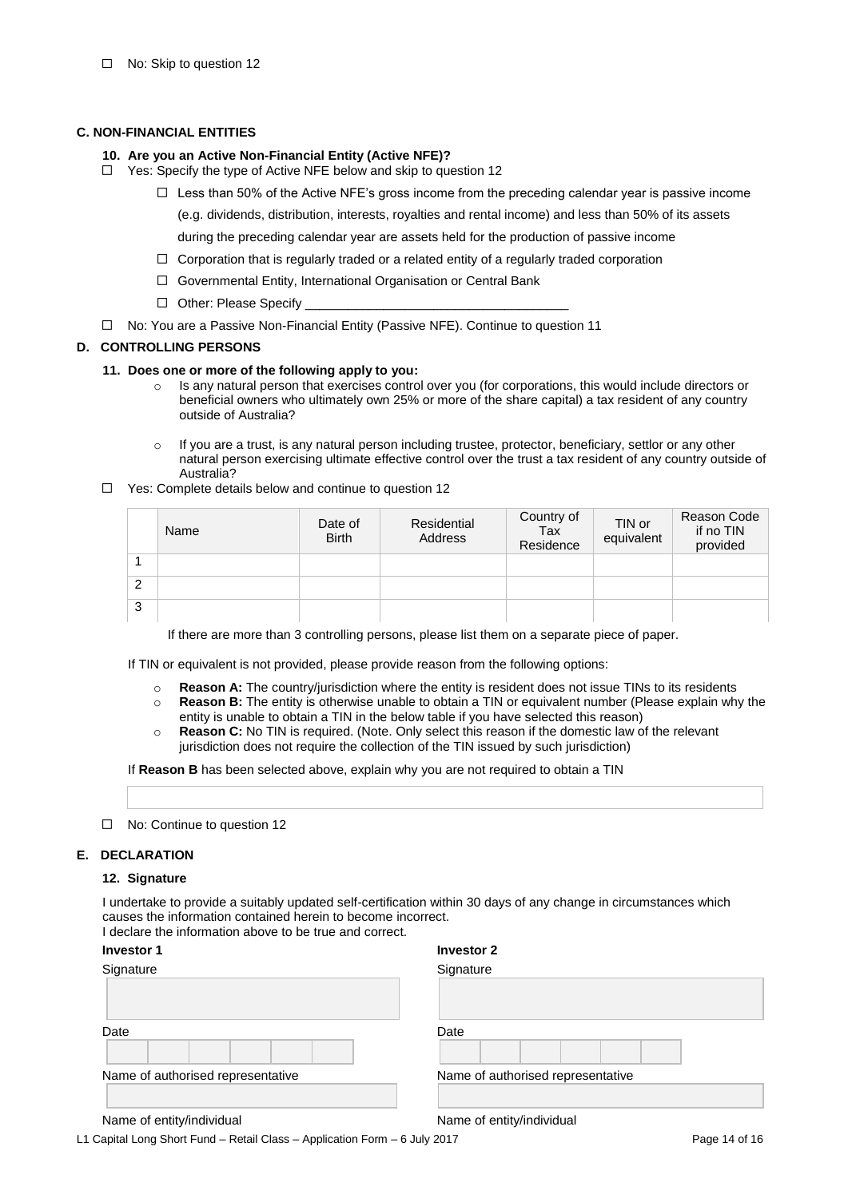☐ No: Skip to question 12

### C. NON-FINANCIAL ENTITIES

**10. Are you an Active Non-Financial Entity (Active NFE)?**

☐ Yes: Specify the type of Active NFE below and skip to question 12

- ☐ Less than 50% of the Active NFE's gross income from the preceding calendar year is passive income (e.g. dividends, distribution, interests, royalties and rental income) and less than 50% of its assets during the preceding calendar year are assets held for the production of passive income
- ☐ Corporation that is regularly traded or a related entity of a regularly traded corporation
- ☐ Governmental Entity, International Organisation or Central Bank
- ☐ Other: Please Specify ____________________________________

☐ No: You are a Passive Non-Financial Entity (Passive NFE). Continue to question 11

### D. CONTROLLING PERSONS

**11. Does one or more of the following apply to you:**

- Is any natural person that exercises control over you (for corporations, this would include directors or beneficial owners who ultimately own 25% or more of the share capital) a tax resident of any country outside of Australia?
- If you are a trust, is any natural person including trustee, protector, beneficiary, settlor or any other natural person exercising ultimate effective control over the trust a tax resident of any country outside of Australia?

☐ Yes: Complete details below and continue to question 12

| | Name | Date of Birth | Residential Address | Country of Tax Residence | TIN or equivalent | Reason Code if no TIN provided |
|---|---|---|---|---|---|---|
| 1 | | | | | | |
| 2 | | | | | | |
| 3 | | | | | | |

If there are more than 3 controlling persons, please list them on a separate piece of paper.

If TIN or equivalent is not provided, please provide reason from the following options:

- **Reason A:** The country/jurisdiction where the entity is resident does not issue TINs to its residents
- **Reason B:** The entity is otherwise unable to obtain a TIN or equivalent number (Please explain why the entity is unable to obtain a TIN in the below table if you have selected this reason)
- **Reason C:** No TIN is required. (Note. Only select this reason if the domestic law of the relevant jurisdiction does not require the collection of the TIN issued by such jurisdiction)

If **Reason B** has been selected above, explain why you are not required to obtain a TIN

☐ No: Continue to question 12

### E. DECLARATION

**12. Signature**

I undertake to provide a suitably updated self-certification within 30 days of any change in circumstances which causes the information contained herein to become incorrect.
I declare the information above to be true and correct.

**Investor 1**

Signature

Date

Name of authorised representative

Name of entity/individual

**Investor 2**

Signature

Date

Name of authorised representative

Name of entity/individual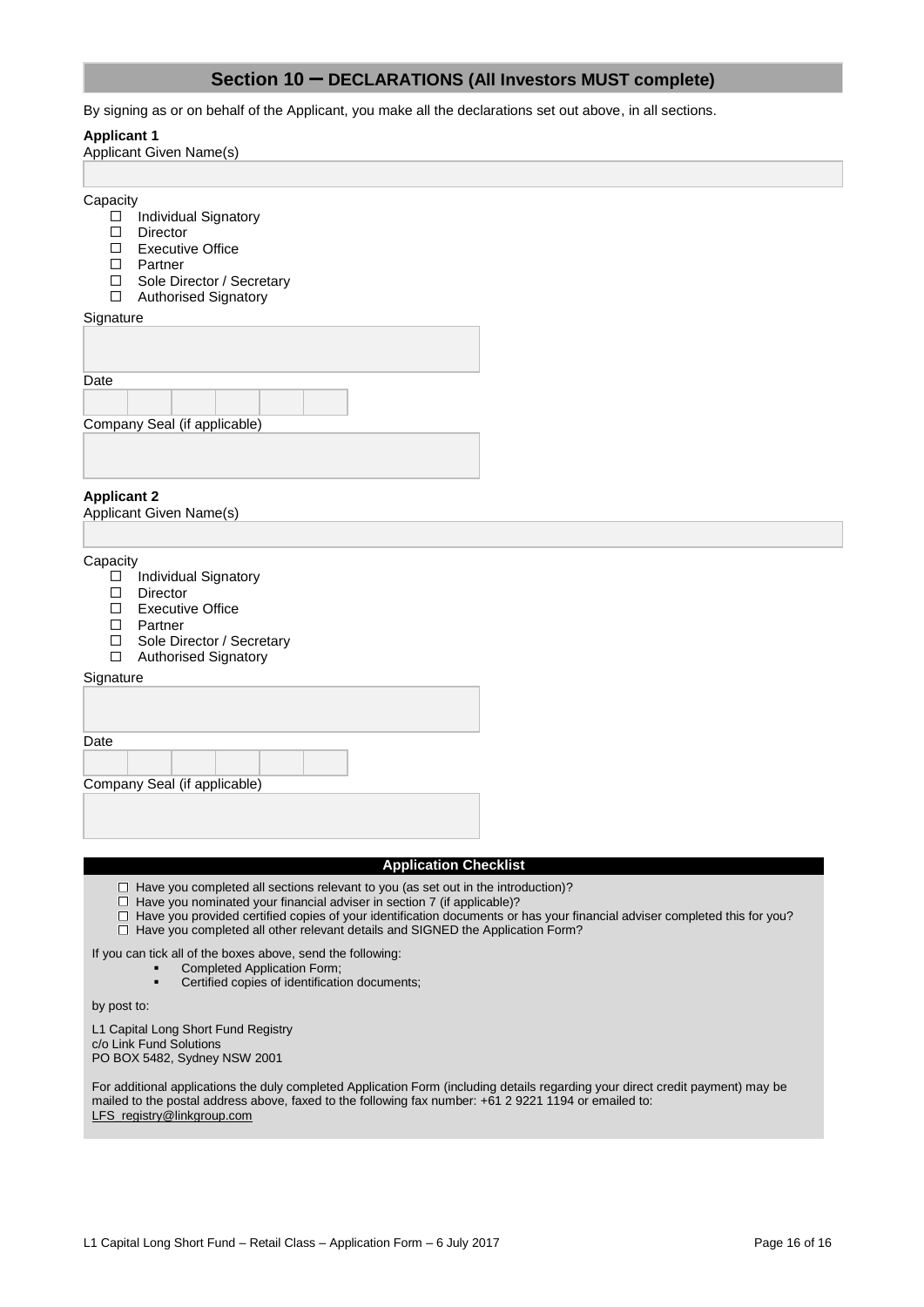## Section 10 – DECLARATIONS (All Investors MUST complete)

By signing as or on behalf of the Applicant, you make all the declarations set out above, in all sections.

**Applicant 1**

Applicant Given Name(s)

Capacity

- ☐ Individual Signatory
- ☐ Director
- ☐ Executive Office
- ☐ Partner
- ☐ Sole Director / Secretary
- ☐ Authorised Signatory

Signature

Date

Company Seal (if applicable)

**Applicant 2**

Applicant Given Name(s)

Capacity

- ☐ Individual Signatory
- ☐ Director
- ☐ Executive Office
- ☐ Partner
- ☐ Sole Director / Secretary
- ☐ Authorised Signatory

Signature

Date

Company Seal (if applicable)

### Application Checklist

- ☐ Have you completed all sections relevant to you (as set out in the introduction)?
- ☐ Have you nominated your financial adviser in section 7 (if applicable)?
- ☐ Have you provided certified copies of your identification documents or has your financial adviser completed this for you?
- ☐ Have you completed all other relevant details and SIGNED the Application Form?

If you can tick all of the boxes above, send the following:

- Completed Application Form;
- Certified copies of identification documents;

by post to:

L1 Capital Long Short Fund Registry
c/o Link Fund Solutions
PO BOX 5482, Sydney NSW 2001

For additional applications the duly completed Application Form (including details regarding your direct credit payment) may be mailed to the postal address above, faxed to the following fax number: +61 2 9221 1194 or emailed to: LFS_registry@linkgroup.com